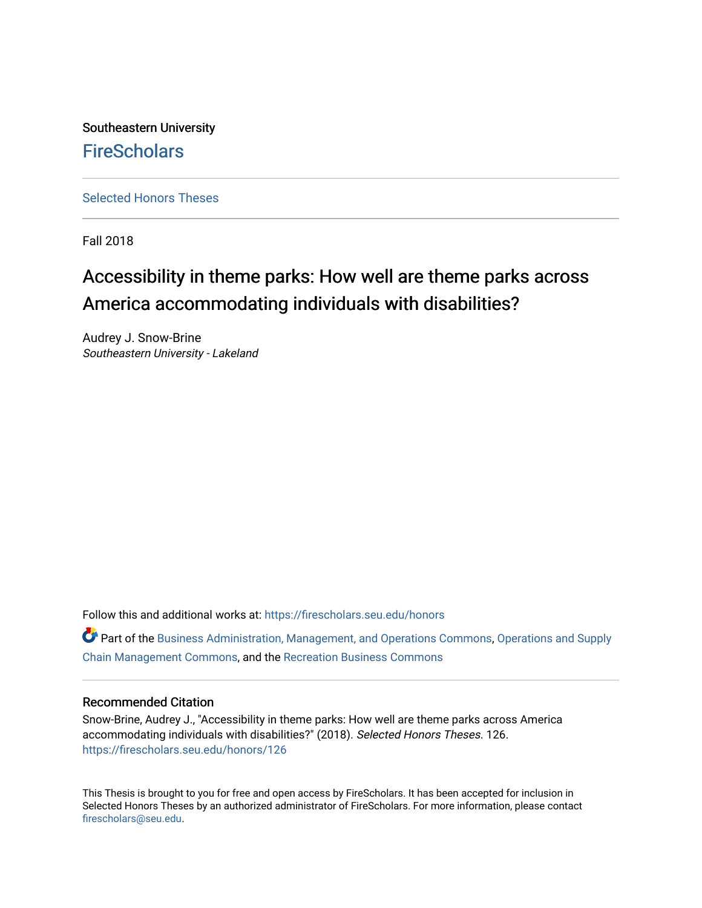Southeastern University

FireScholars

Selected Honors Theses

Fall 2018

# Accessibility in theme parks: How well are theme parks across America accommodating individuals with disabilities?

Audrey J. Snow-Brine
*Southeastern University - Lakeland*

Follow this and additional works at: https://firescholars.seu.edu/honors

Part of the Business Administration, Management, and Operations Commons, Operations and Supply Chain Management Commons, and the Recreation Business Commons

### Recommended Citation

Snow-Brine, Audrey J., "Accessibility in theme parks: How well are theme parks across America accommodating individuals with disabilities?" (2018). *Selected Honors Theses*. 126.
https://firescholars.seu.edu/honors/126

This Thesis is brought to you for free and open access by FireScholars. It has been accepted for inclusion in Selected Honors Theses by an authorized administrator of FireScholars. For more information, please contact firescholars@seu.edu.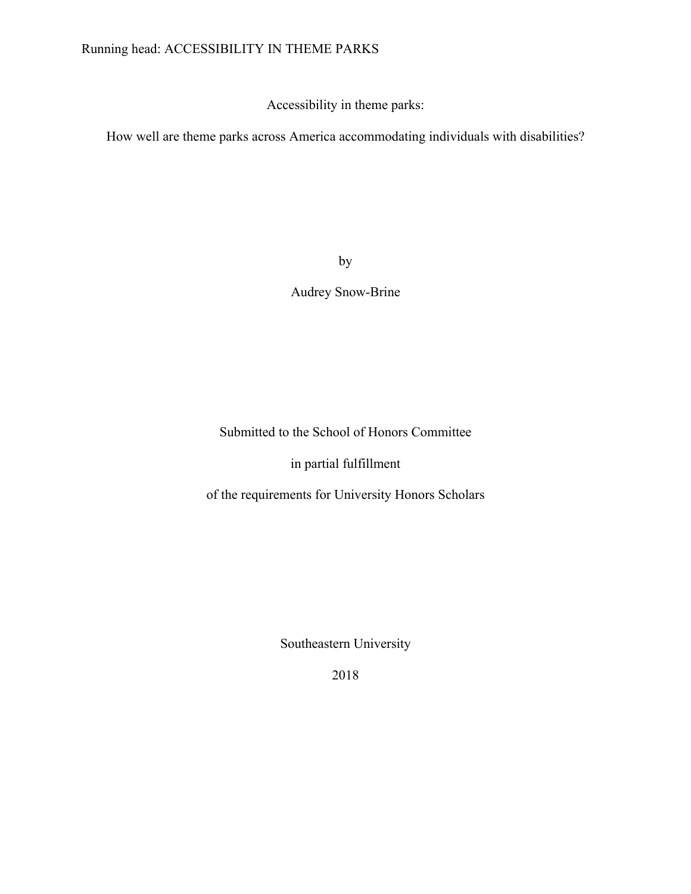Accessibility in theme parks:

How well are theme parks across America accommodating individuals with disabilities?

by

Audrey Snow-Brine

Submitted to the School of Honors Committee

in partial fulfillment

of the requirements for University Honors Scholars

Southeastern University

2018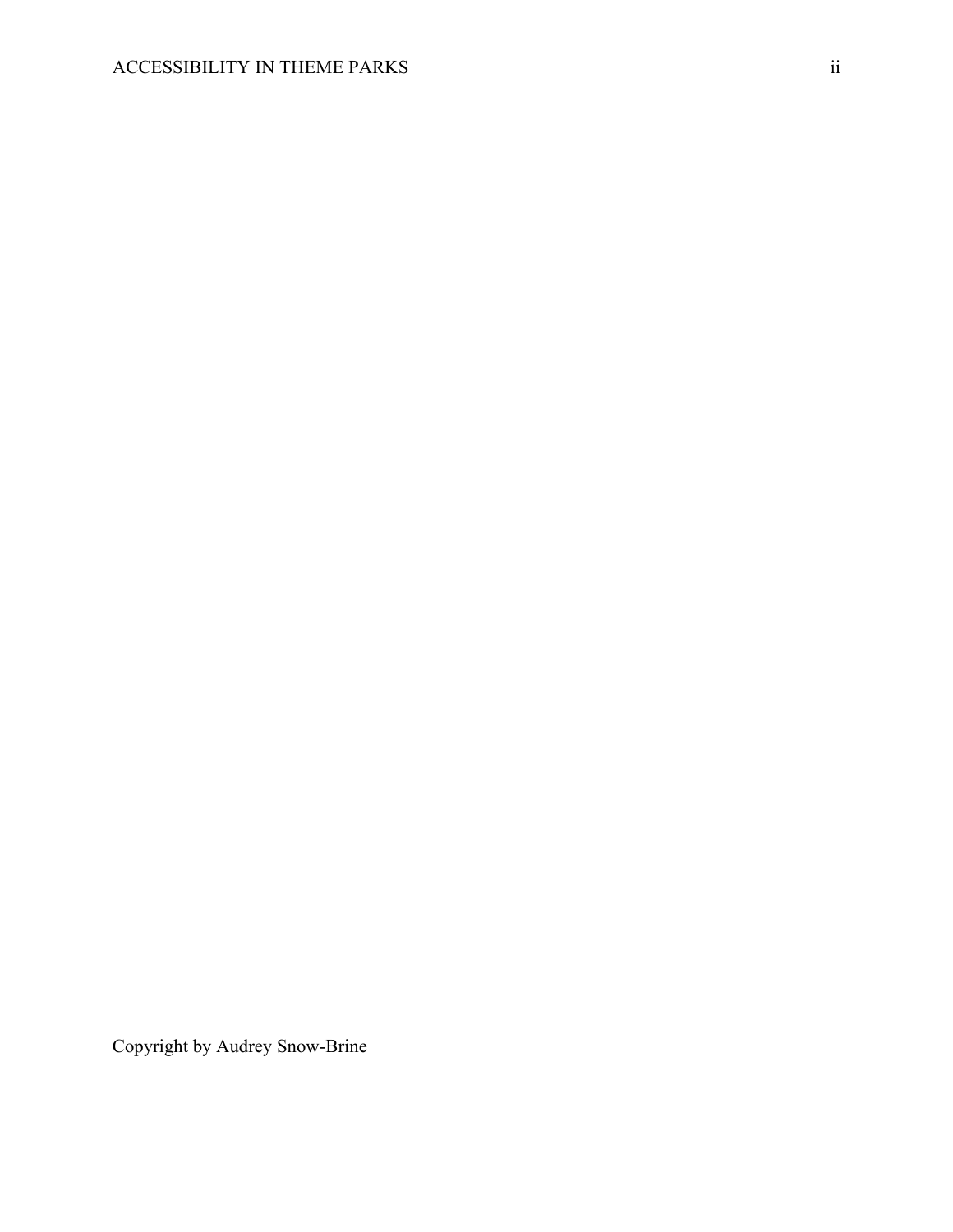Copyright by Audrey Snow-Brine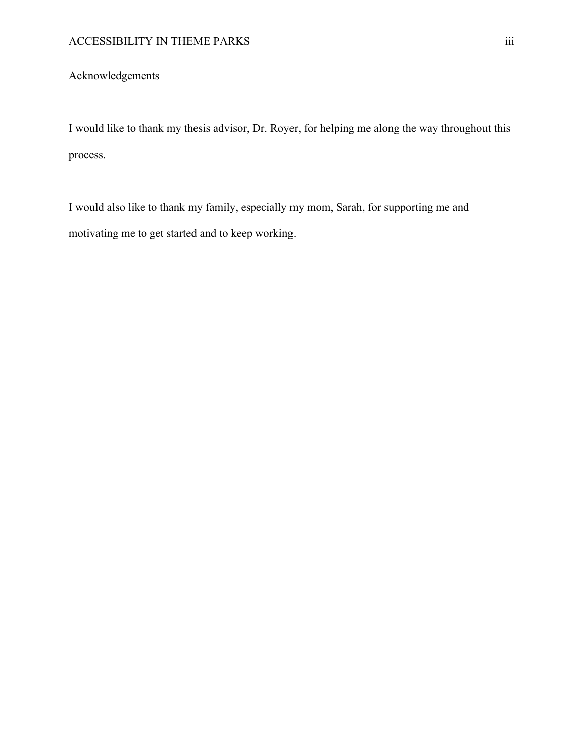## Acknowledgements

I would like to thank my thesis advisor, Dr. Royer, for helping me along the way throughout this process.

I would also like to thank my family, especially my mom, Sarah, for supporting me and motivating me to get started and to keep working.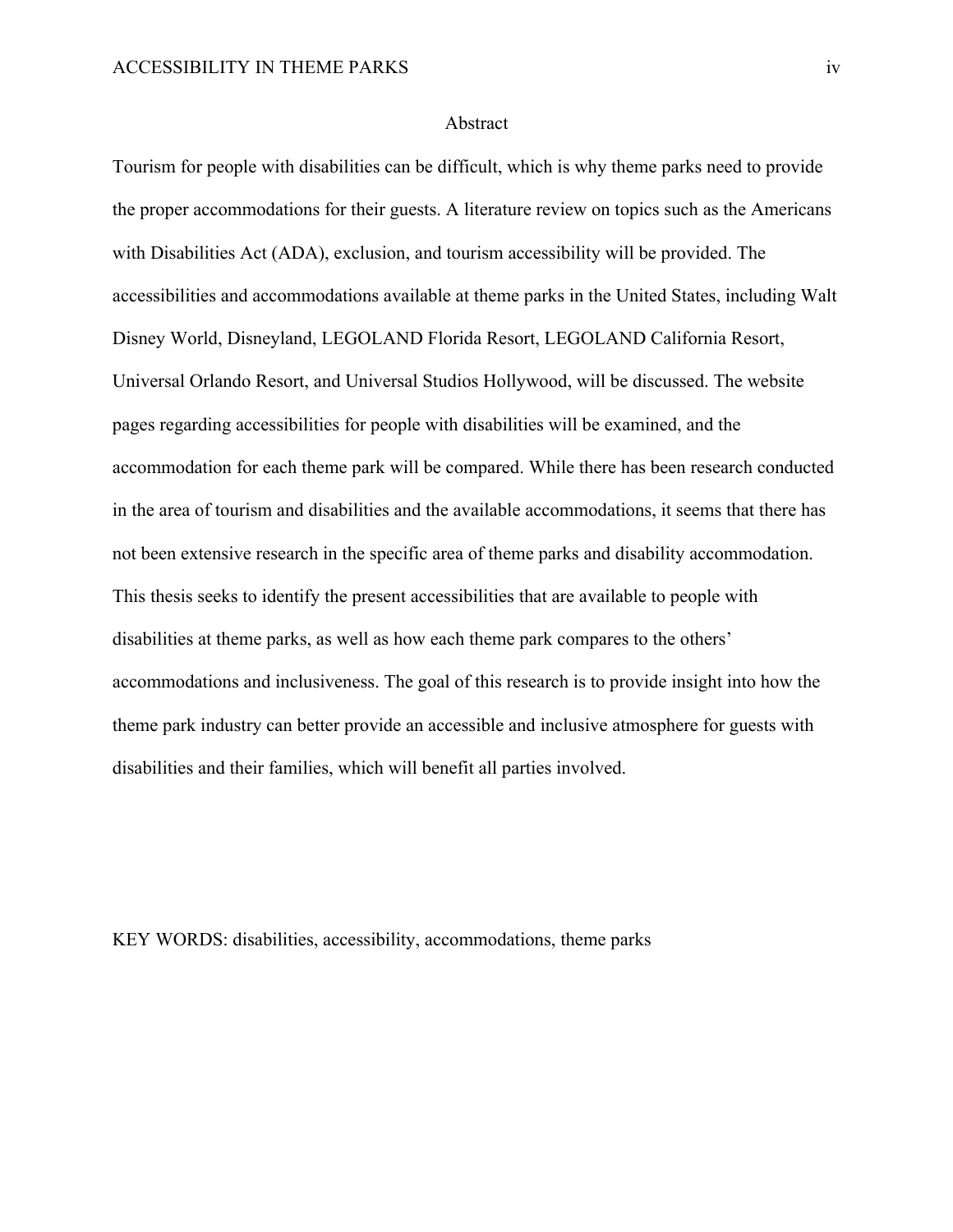# Abstract

Tourism for people with disabilities can be difficult, which is why theme parks need to provide the proper accommodations for their guests. A literature review on topics such as the Americans with Disabilities Act (ADA), exclusion, and tourism accessibility will be provided. The accessibilities and accommodations available at theme parks in the United States, including Walt Disney World, Disneyland, LEGOLAND Florida Resort, LEGOLAND California Resort, Universal Orlando Resort, and Universal Studios Hollywood, will be discussed. The website pages regarding accessibilities for people with disabilities will be examined, and the accommodation for each theme park will be compared. While there has been research conducted in the area of tourism and disabilities and the available accommodations, it seems that there has not been extensive research in the specific area of theme parks and disability accommodation. This thesis seeks to identify the present accessibilities that are available to people with disabilities at theme parks, as well as how each theme park compares to the others' accommodations and inclusiveness. The goal of this research is to provide insight into how the theme park industry can better provide an accessible and inclusive atmosphere for guests with disabilities and their families, which will benefit all parties involved.

KEY WORDS: disabilities, accessibility, accommodations, theme parks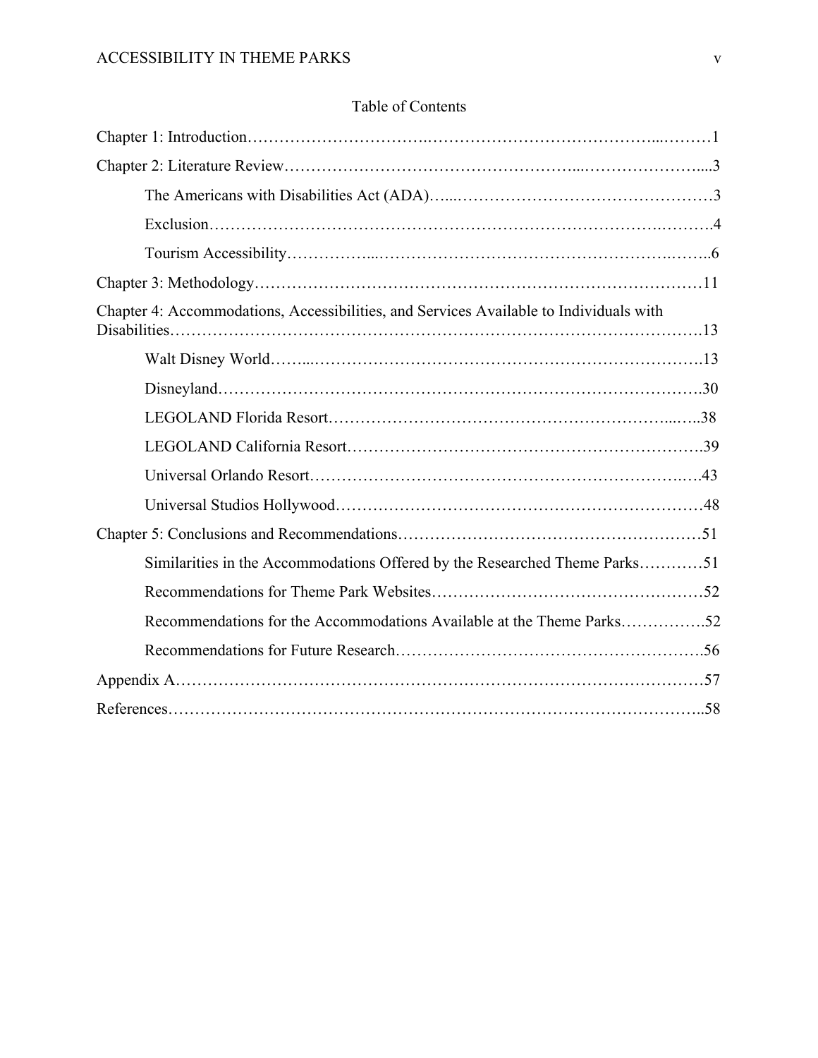# Table of Contents

Chapter 1: Introduction……………………………………………………………………………1

Chapter 2: Literature Review………………………………………………………………………3

- The Americans with Disabilities Act (ADA)…………………………………………………3
- Exclusion……………………………………………………………………………………4
- Tourism Accessibility…………………………………………………………………………6

Chapter 3: Methodology……………………………………………………………………………11

Chapter 4: Accommodations, Accessibilities, and Services Available to Individuals with Disabilities…………………………………………………………………………………………13

- Walt Disney World……………………………………………………………………………13
- Disneyland……………………………………………………………………………………30
- LEGOLAND Florida Resort…………………………………………………………………38
- LEGOLAND California Resort………………………………………………………………39
- Universal Orlando Resort……………………………………………………………………43
- Universal Studios Hollywood…………………………………………………………………48

Chapter 5: Conclusions and Recommendations……………………………………………………51

- Similarities in the Accommodations Offered by the Researched Theme Parks…………51
- Recommendations for Theme Park Websites………………………………………………52
- Recommendations for the Accommodations Available at the Theme Parks…………….52
- Recommendations for Future Research………………………………………………………56

Appendix A…………………………………………………………………………………………57

References……………………………………………………………………………………………58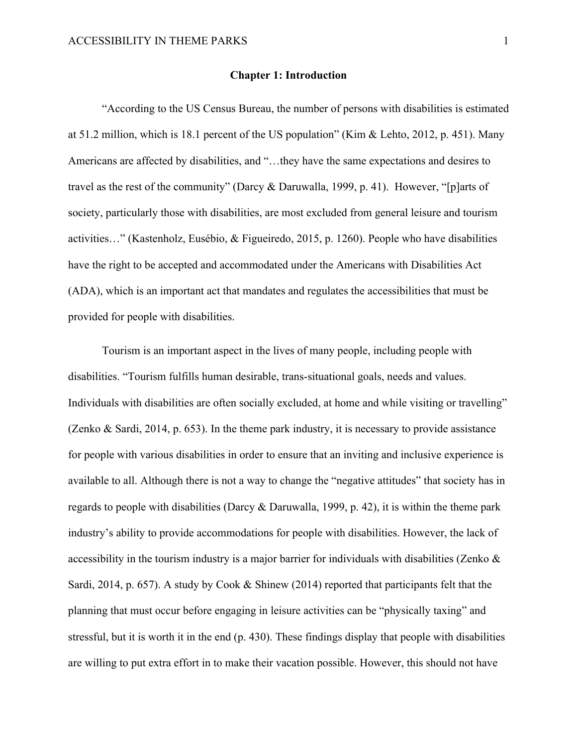# Chapter 1: Introduction

"According to the US Census Bureau, the number of persons with disabilities is estimated at 51.2 million, which is 18.1 percent of the US population" (Kim & Lehto, 2012, p. 451). Many Americans are affected by disabilities, and "…they have the same expectations and desires to travel as the rest of the community" (Darcy & Daruwalla, 1999, p. 41). However, "[p]arts of society, particularly those with disabilities, are most excluded from general leisure and tourism activities…" (Kastenholz, Eusébio, & Figueiredo, 2015, p. 1260). People who have disabilities have the right to be accepted and accommodated under the Americans with Disabilities Act (ADA), which is an important act that mandates and regulates the accessibilities that must be provided for people with disabilities.

Tourism is an important aspect in the lives of many people, including people with disabilities. "Tourism fulfills human desirable, trans-situational goals, needs and values. Individuals with disabilities are often socially excluded, at home and while visiting or travelling" (Zenko & Sardi, 2014, p. 653). In the theme park industry, it is necessary to provide assistance for people with various disabilities in order to ensure that an inviting and inclusive experience is available to all. Although there is not a way to change the "negative attitudes" that society has in regards to people with disabilities (Darcy & Daruwalla, 1999, p. 42), it is within the theme park industry's ability to provide accommodations for people with disabilities. However, the lack of accessibility in the tourism industry is a major barrier for individuals with disabilities (Zenko & Sardi, 2014, p. 657). A study by Cook & Shinew (2014) reported that participants felt that the planning that must occur before engaging in leisure activities can be "physically taxing" and stressful, but it is worth it in the end (p. 430). These findings display that people with disabilities are willing to put extra effort in to make their vacation possible. However, this should not have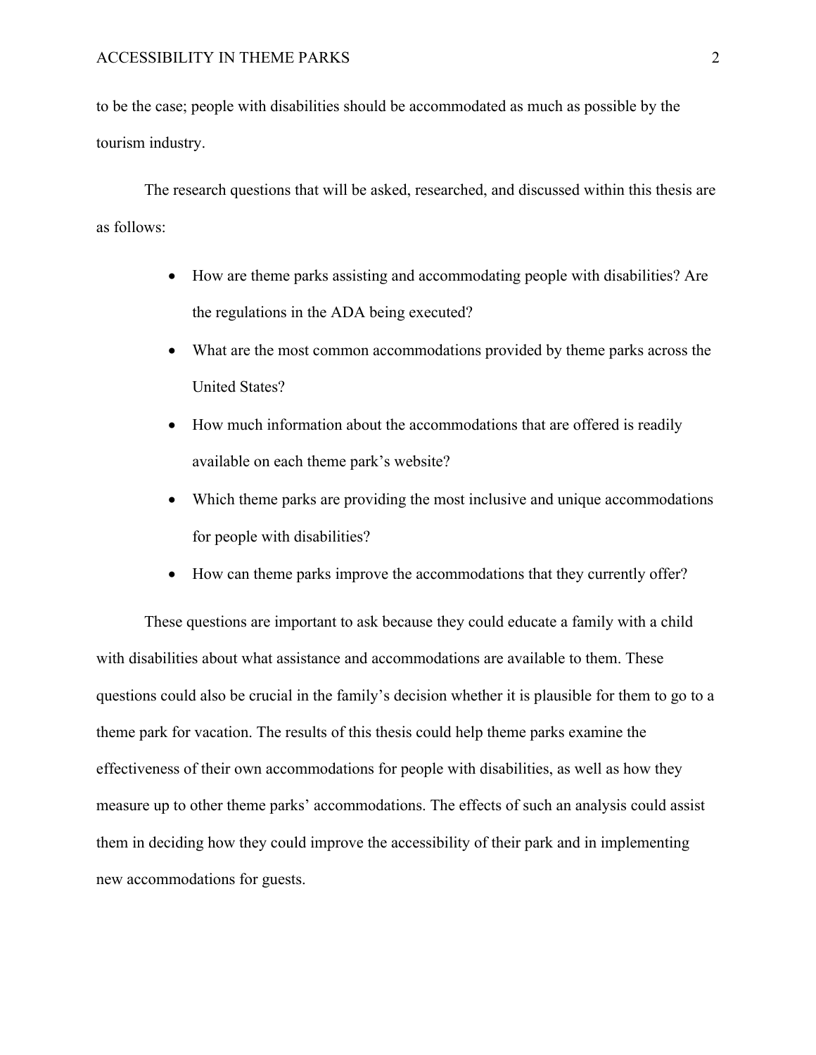to be the case; people with disabilities should be accommodated as much as possible by the tourism industry.

The research questions that will be asked, researched, and discussed within this thesis are as follows:

- How are theme parks assisting and accommodating people with disabilities? Are the regulations in the ADA being executed?
- What are the most common accommodations provided by theme parks across the United States?
- How much information about the accommodations that are offered is readily available on each theme park's website?
- Which theme parks are providing the most inclusive and unique accommodations for people with disabilities?
- How can theme parks improve the accommodations that they currently offer?

These questions are important to ask because they could educate a family with a child with disabilities about what assistance and accommodations are available to them. These questions could also be crucial in the family's decision whether it is plausible for them to go to a theme park for vacation. The results of this thesis could help theme parks examine the effectiveness of their own accommodations for people with disabilities, as well as how they measure up to other theme parks' accommodations. The effects of such an analysis could assist them in deciding how they could improve the accessibility of their park and in implementing new accommodations for guests.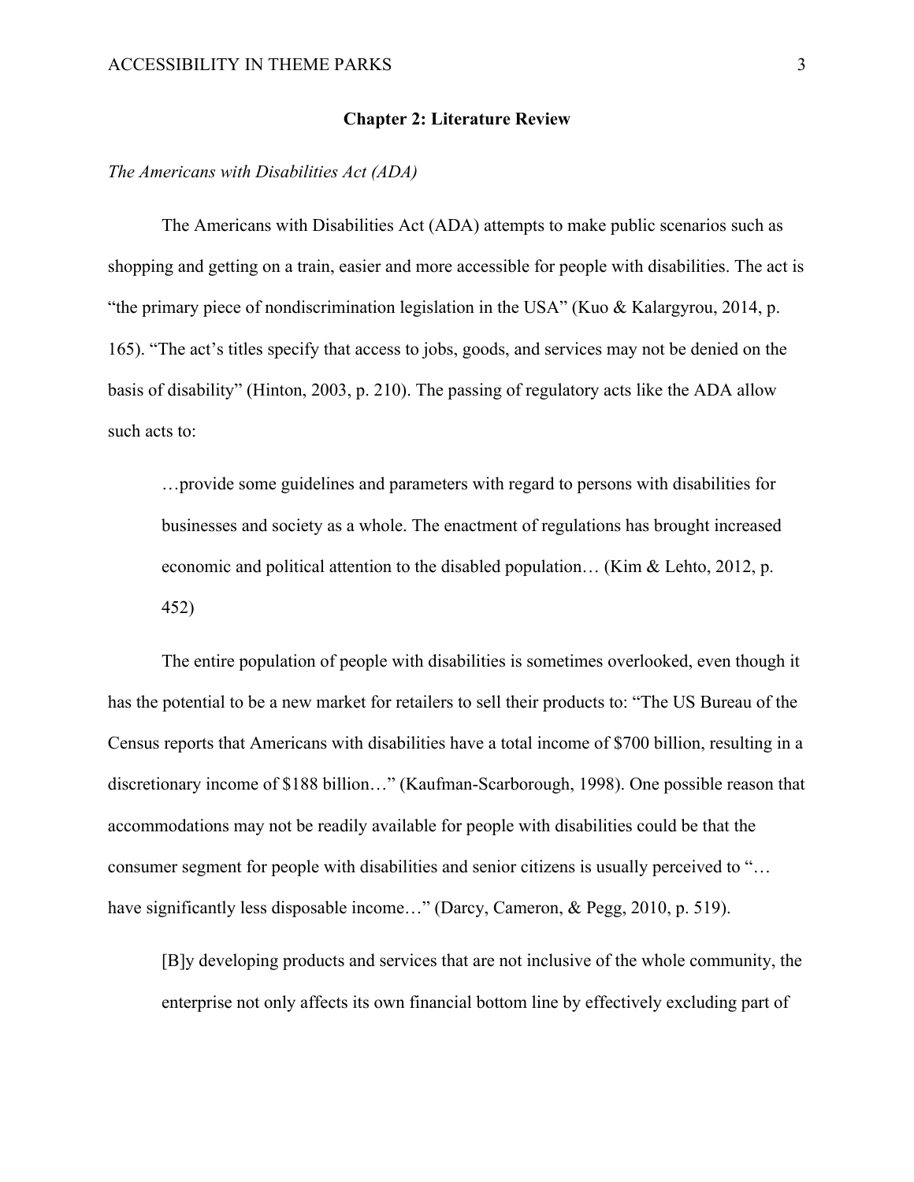## Chapter 2: Literature Review

*The Americans with Disabilities Act (ADA)*

The Americans with Disabilities Act (ADA) attempts to make public scenarios such as shopping and getting on a train, easier and more accessible for people with disabilities. The act is "the primary piece of nondiscrimination legislation in the USA" (Kuo & Kalargyrou, 2014, p. 165). "The act's titles specify that access to jobs, goods, and services may not be denied on the basis of disability" (Hinton, 2003, p. 210). The passing of regulatory acts like the ADA allow such acts to:

> …provide some guidelines and parameters with regard to persons with disabilities for businesses and society as a whole. The enactment of regulations has brought increased economic and political attention to the disabled population… (Kim & Lehto, 2012, p. 452)

The entire population of people with disabilities is sometimes overlooked, even though it has the potential to be a new market for retailers to sell their products to: "The US Bureau of the Census reports that Americans with disabilities have a total income of $700 billion, resulting in a discretionary income of $188 billion…" (Kaufman-Scarborough, 1998). One possible reason that accommodations may not be readily available for people with disabilities could be that the consumer segment for people with disabilities and senior citizens is usually perceived to "… have significantly less disposable income…" (Darcy, Cameron, & Pegg, 2010, p. 519).

> [B]y developing products and services that are not inclusive of the whole community, the enterprise not only affects its own financial bottom line by effectively excluding part of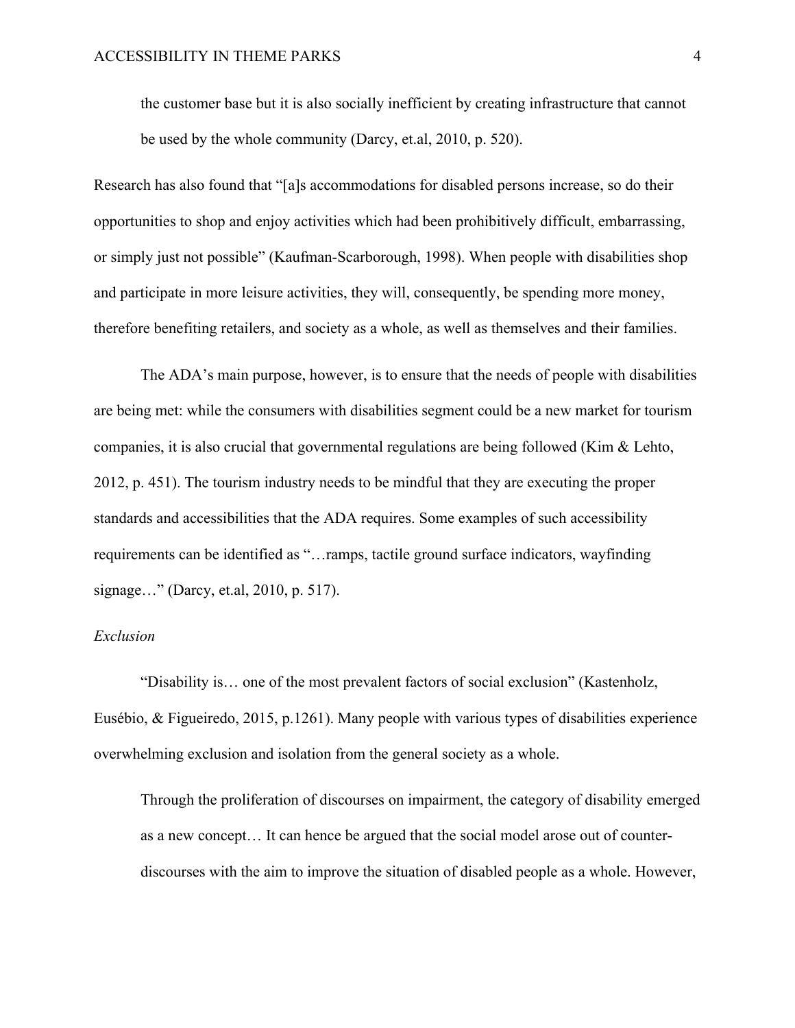> the customer base but it is also socially inefficient by creating infrastructure that cannot be used by the whole community (Darcy, et.al, 2010, p. 520).

Research has also found that "[a]s accommodations for disabled persons increase, so do their opportunities to shop and enjoy activities which had been prohibitively difficult, embarrassing, or simply just not possible" (Kaufman-Scarborough, 1998). When people with disabilities shop and participate in more leisure activities, they will, consequently, be spending more money, therefore benefiting retailers, and society as a whole, as well as themselves and their families.

The ADA's main purpose, however, is to ensure that the needs of people with disabilities are being met: while the consumers with disabilities segment could be a new market for tourism companies, it is also crucial that governmental regulations are being followed (Kim & Lehto, 2012, p. 451). The tourism industry needs to be mindful that they are executing the proper standards and accessibilities that the ADA requires. Some examples of such accessibility requirements can be identified as "…ramps, tactile ground surface indicators, wayfinding signage…" (Darcy, et.al, 2010, p. 517).

*Exclusion*

"Disability is… one of the most prevalent factors of social exclusion" (Kastenholz, Eusébio, & Figueiredo, 2015, p.1261). Many people with various types of disabilities experience overwhelming exclusion and isolation from the general society as a whole.

> Through the proliferation of discourses on impairment, the category of disability emerged as a new concept… It can hence be argued that the social model arose out of counter-discourses with the aim to improve the situation of disabled people as a whole. However,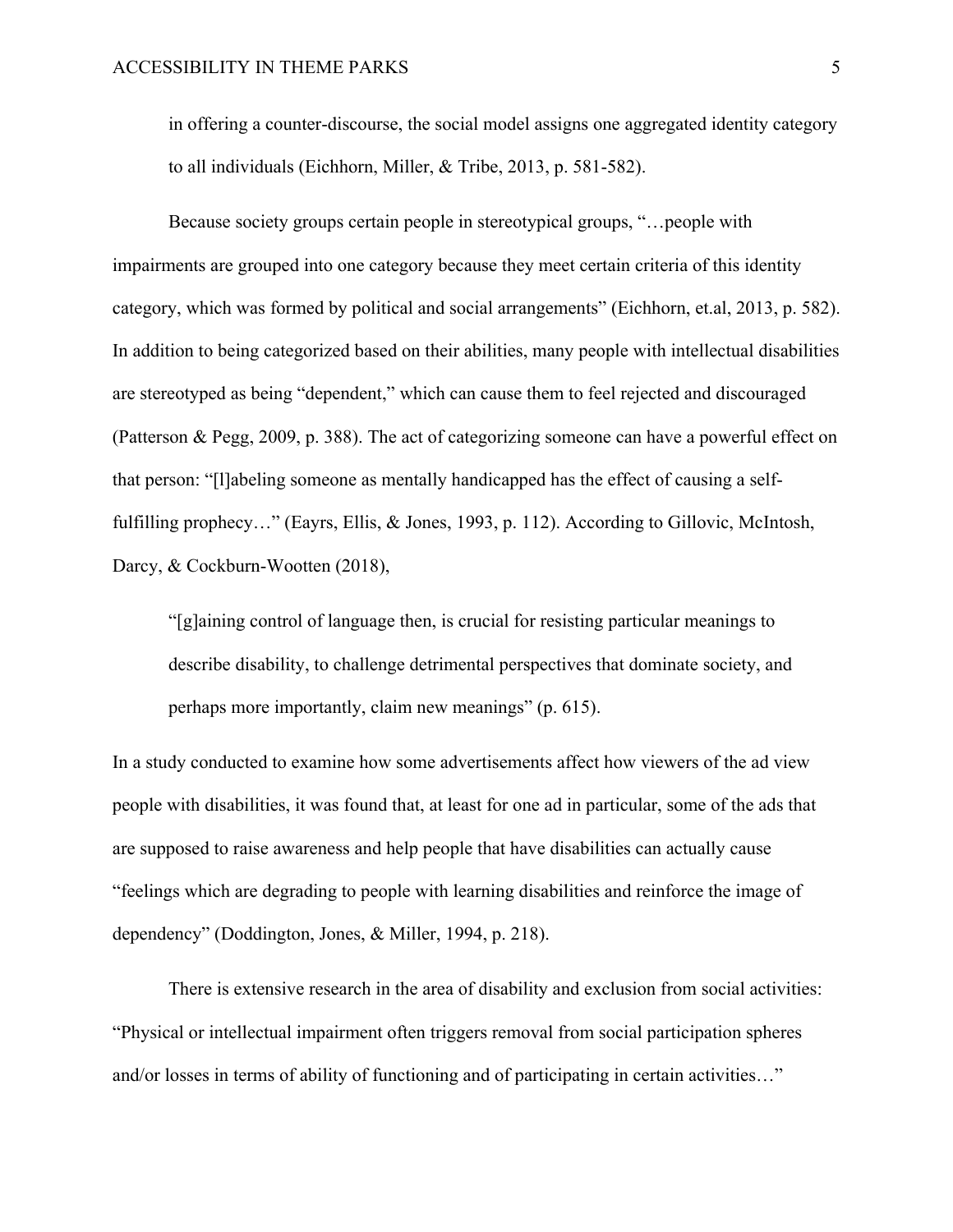in offering a counter-discourse, the social model assigns one aggregated identity category to all individuals (Eichhorn, Miller, & Tribe, 2013, p. 581-582).

Because society groups certain people in stereotypical groups, "…people with impairments are grouped into one category because they meet certain criteria of this identity category, which was formed by political and social arrangements" (Eichhorn, et.al, 2013, p. 582). In addition to being categorized based on their abilities, many people with intellectual disabilities are stereotyped as being "dependent," which can cause them to feel rejected and discouraged (Patterson & Pegg, 2009, p. 388). The act of categorizing someone can have a powerful effect on that person: "[l]abeling someone as mentally handicapped has the effect of causing a self-fulfilling prophecy…" (Eayrs, Ellis, & Jones, 1993, p. 112). According to Gillovic, McIntosh, Darcy, & Cockburn-Wootten (2018),

> "[g]aining control of language then, is crucial for resisting particular meanings to describe disability, to challenge detrimental perspectives that dominate society, and perhaps more importantly, claim new meanings" (p. 615).

In a study conducted to examine how some advertisements affect how viewers of the ad view people with disabilities, it was found that, at least for one ad in particular, some of the ads that are supposed to raise awareness and help people that have disabilities can actually cause "feelings which are degrading to people with learning disabilities and reinforce the image of dependency" (Doddington, Jones, & Miller, 1994, p. 218).

There is extensive research in the area of disability and exclusion from social activities: "Physical or intellectual impairment often triggers removal from social participation spheres and/or losses in terms of ability of functioning and of participating in certain activities…"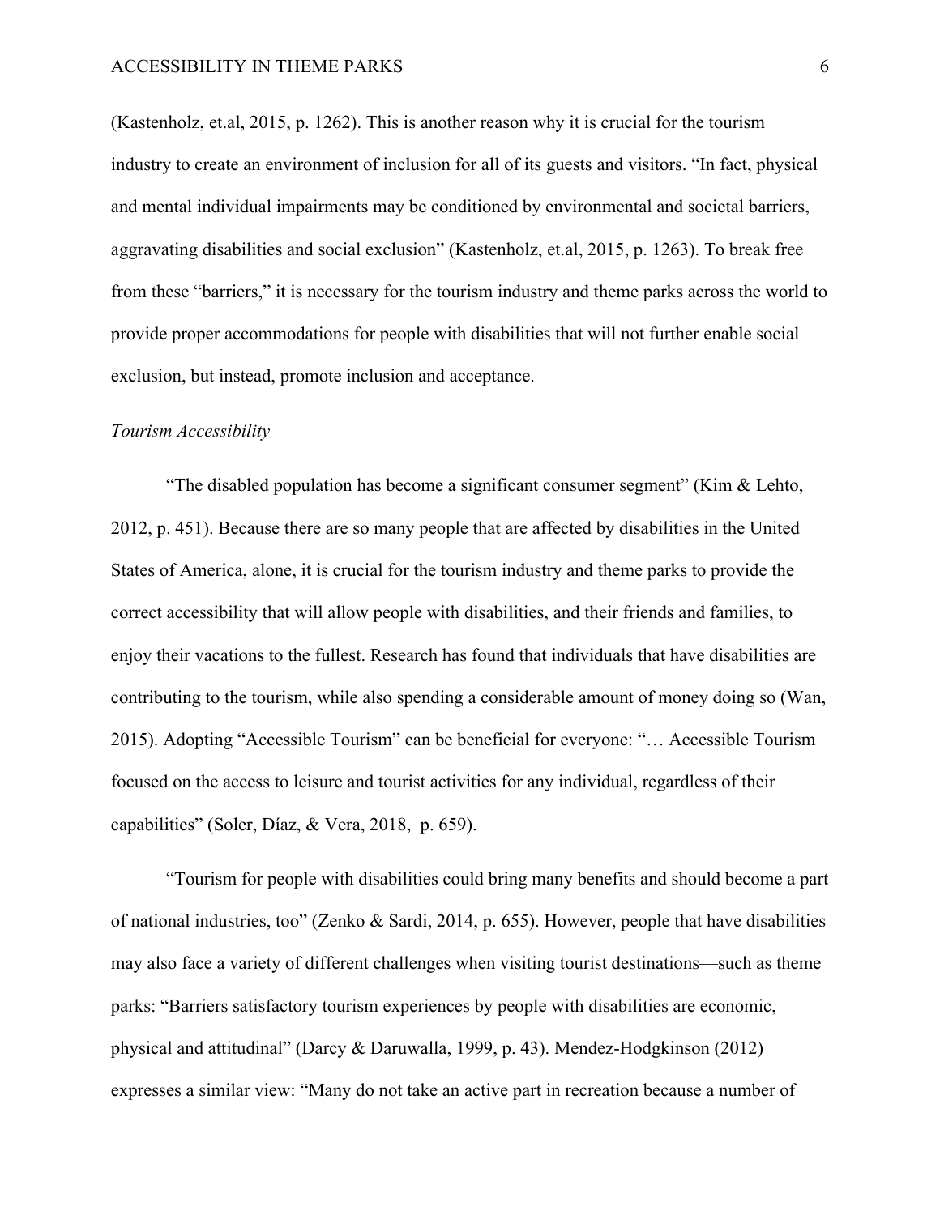(Kastenholz, et.al, 2015, p. 1262). This is another reason why it is crucial for the tourism industry to create an environment of inclusion for all of its guests and visitors. "In fact, physical and mental individual impairments may be conditioned by environmental and societal barriers, aggravating disabilities and social exclusion" (Kastenholz, et.al, 2015, p. 1263). To break free from these "barriers," it is necessary for the tourism industry and theme parks across the world to provide proper accommodations for people with disabilities that will not further enable social exclusion, but instead, promote inclusion and acceptance.

*Tourism Accessibility*

"The disabled population has become a significant consumer segment" (Kim & Lehto, 2012, p. 451). Because there are so many people that are affected by disabilities in the United States of America, alone, it is crucial for the tourism industry and theme parks to provide the correct accessibility that will allow people with disabilities, and their friends and families, to enjoy their vacations to the fullest. Research has found that individuals that have disabilities are contributing to the tourism, while also spending a considerable amount of money doing so (Wan, 2015). Adopting "Accessible Tourism" can be beneficial for everyone: "… Accessible Tourism focused on the access to leisure and tourist activities for any individual, regardless of their capabilities" (Soler, Díaz, & Vera, 2018, p. 659).

"Tourism for people with disabilities could bring many benefits and should become a part of national industries, too" (Zenko & Sardi, 2014, p. 655). However, people that have disabilities may also face a variety of different challenges when visiting tourist destinations—such as theme parks: "Barriers satisfactory tourism experiences by people with disabilities are economic, physical and attitudinal" (Darcy & Daruwalla, 1999, p. 43). Mendez-Hodgkinson (2012) expresses a similar view: "Many do not take an active part in recreation because a number of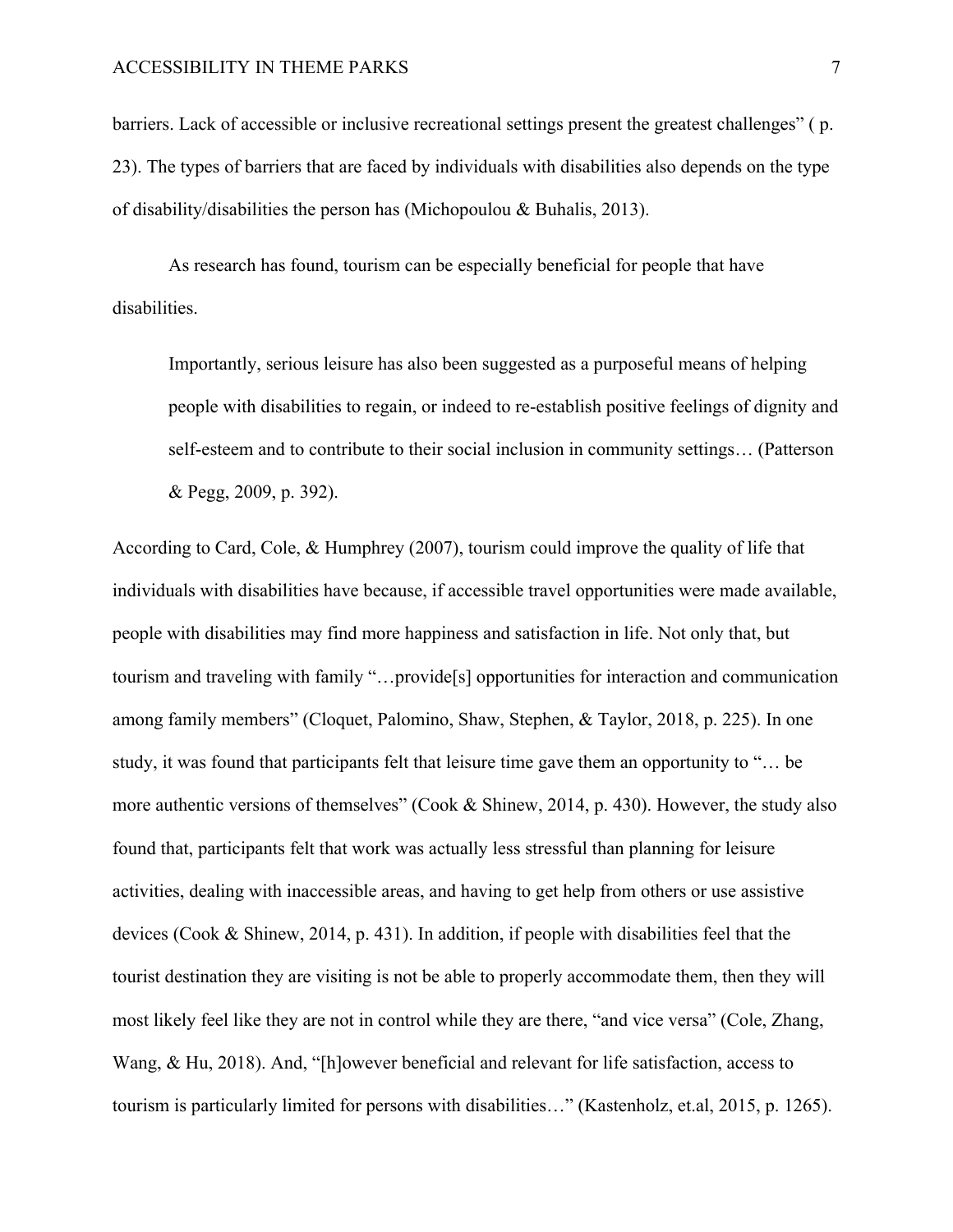barriers. Lack of accessible or inclusive recreational settings present the greatest challenges" ( p. 23). The types of barriers that are faced by individuals with disabilities also depends on the type of disability/disabilities the person has (Michopoulou & Buhalis, 2013).

As research has found, tourism can be especially beneficial for people that have disabilities.

> Importantly, serious leisure has also been suggested as a purposeful means of helping people with disabilities to regain, or indeed to re-establish positive feelings of dignity and self-esteem and to contribute to their social inclusion in community settings… (Patterson & Pegg, 2009, p. 392).

According to Card, Cole, & Humphrey (2007), tourism could improve the quality of life that individuals with disabilities have because, if accessible travel opportunities were made available, people with disabilities may find more happiness and satisfaction in life. Not only that, but tourism and traveling with family "…provide[s] opportunities for interaction and communication among family members" (Cloquet, Palomino, Shaw, Stephen, & Taylor, 2018, p. 225). In one study, it was found that participants felt that leisure time gave them an opportunity to "… be more authentic versions of themselves" (Cook & Shinew, 2014, p. 430). However, the study also found that, participants felt that work was actually less stressful than planning for leisure activities, dealing with inaccessible areas, and having to get help from others or use assistive devices (Cook & Shinew, 2014, p. 431). In addition, if people with disabilities feel that the tourist destination they are visiting is not be able to properly accommodate them, then they will most likely feel like they are not in control while they are there, "and vice versa" (Cole, Zhang, Wang, & Hu, 2018). And, "[h]owever beneficial and relevant for life satisfaction, access to tourism is particularly limited for persons with disabilities…" (Kastenholz, et.al, 2015, p. 1265).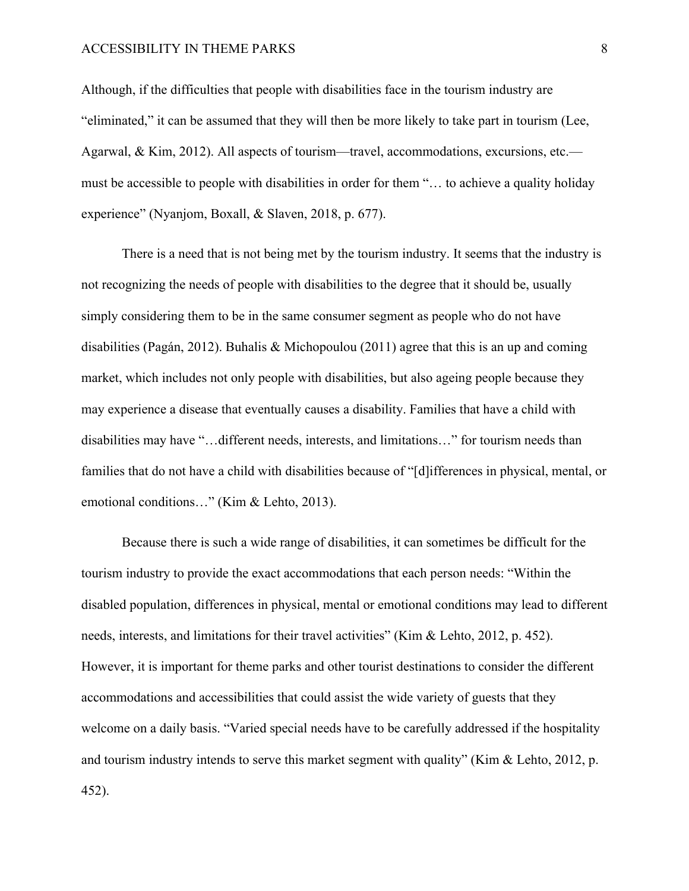Although, if the difficulties that people with disabilities face in the tourism industry are "eliminated," it can be assumed that they will then be more likely to take part in tourism (Lee, Agarwal, & Kim, 2012). All aspects of tourism—travel, accommodations, excursions, etc.—must be accessible to people with disabilities in order for them "… to achieve a quality holiday experience" (Nyanjom, Boxall, & Slaven, 2018, p. 677).

There is a need that is not being met by the tourism industry. It seems that the industry is not recognizing the needs of people with disabilities to the degree that it should be, usually simply considering them to be in the same consumer segment as people who do not have disabilities (Pagán, 2012). Buhalis & Michopoulou (2011) agree that this is an up and coming market, which includes not only people with disabilities, but also ageing people because they may experience a disease that eventually causes a disability. Families that have a child with disabilities may have "…different needs, interests, and limitations…" for tourism needs than families that do not have a child with disabilities because of "[d]ifferences in physical, mental, or emotional conditions…" (Kim & Lehto, 2013).

Because there is such a wide range of disabilities, it can sometimes be difficult for the tourism industry to provide the exact accommodations that each person needs: "Within the disabled population, differences in physical, mental or emotional conditions may lead to different needs, interests, and limitations for their travel activities" (Kim & Lehto, 2012, p. 452). However, it is important for theme parks and other tourist destinations to consider the different accommodations and accessibilities that could assist the wide variety of guests that they welcome on a daily basis. "Varied special needs have to be carefully addressed if the hospitality and tourism industry intends to serve this market segment with quality" (Kim & Lehto, 2012, p. 452).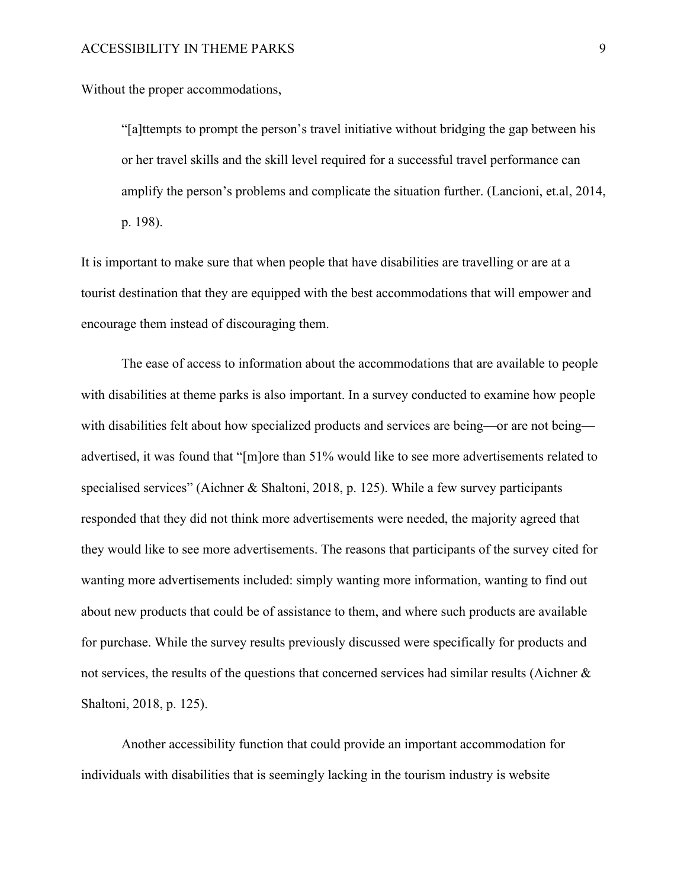Without the proper accommodations,

> "[a]ttempts to prompt the person's travel initiative without bridging the gap between his or her travel skills and the skill level required for a successful travel performance can amplify the person's problems and complicate the situation further. (Lancioni, et.al, 2014, p. 198).

It is important to make sure that when people that have disabilities are travelling or are at a tourist destination that they are equipped with the best accommodations that will empower and encourage them instead of discouraging them.

The ease of access to information about the accommodations that are available to people with disabilities at theme parks is also important. In a survey conducted to examine how people with disabilities felt about how specialized products and services are being—or are not being—advertised, it was found that "[m]ore than 51% would like to see more advertisements related to specialised services" (Aichner & Shaltoni, 2018, p. 125). While a few survey participants responded that they did not think more advertisements were needed, the majority agreed that they would like to see more advertisements. The reasons that participants of the survey cited for wanting more advertisements included: simply wanting more information, wanting to find out about new products that could be of assistance to them, and where such products are available for purchase. While the survey results previously discussed were specifically for products and not services, the results of the questions that concerned services had similar results (Aichner & Shaltoni, 2018, p. 125).

Another accessibility function that could provide an important accommodation for individuals with disabilities that is seemingly lacking in the tourism industry is website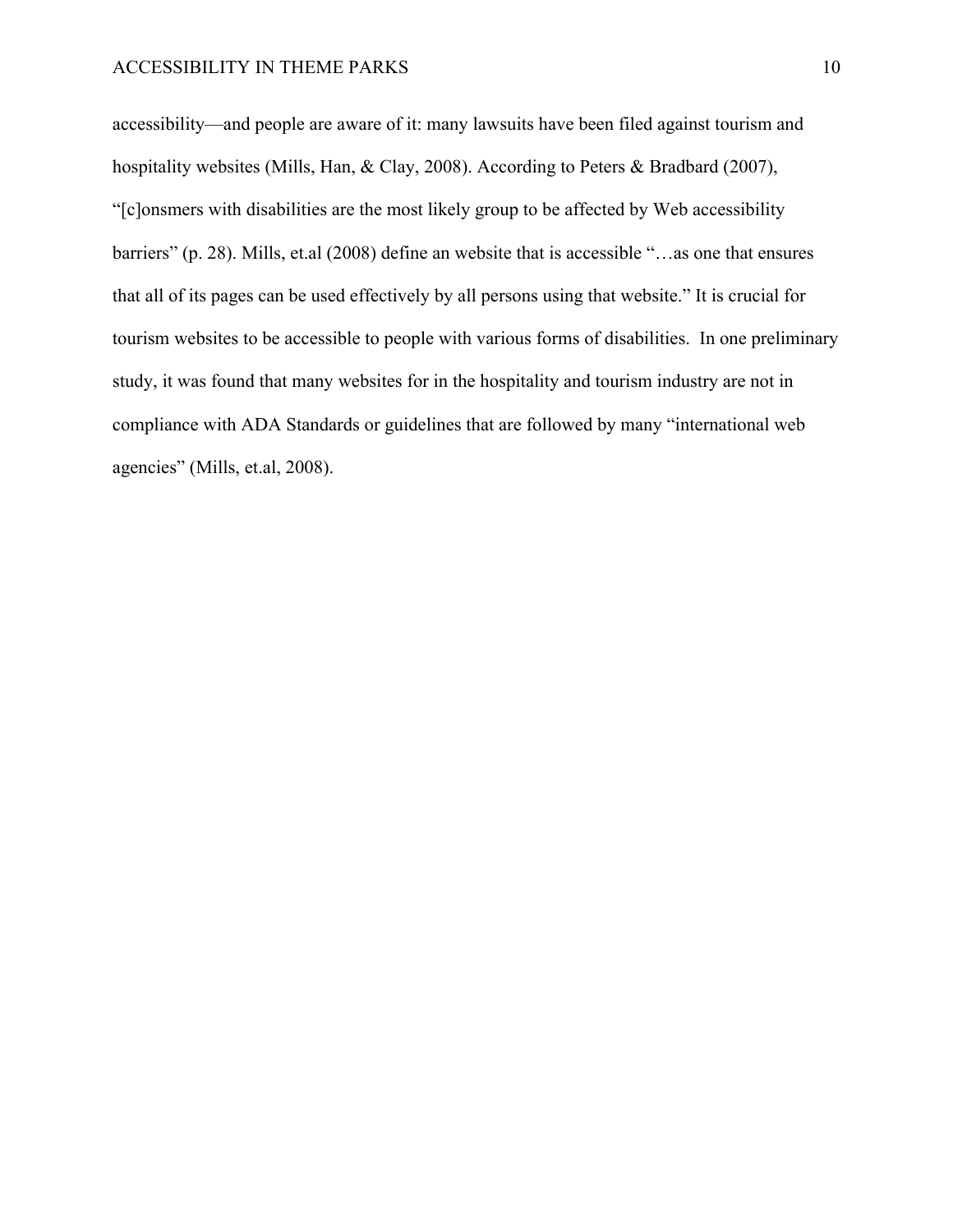accessibility—and people are aware of it: many lawsuits have been filed against tourism and hospitality websites (Mills, Han, & Clay, 2008). According to Peters & Bradbard (2007), "[c]onsmers with disabilities are the most likely group to be affected by Web accessibility barriers" (p. 28). Mills, et.al (2008) define an website that is accessible "…as one that ensures that all of its pages can be used effectively by all persons using that website." It is crucial for tourism websites to be accessible to people with various forms of disabilities. In one preliminary study, it was found that many websites for in the hospitality and tourism industry are not in compliance with ADA Standards or guidelines that are followed by many "international web agencies" (Mills, et.al, 2008).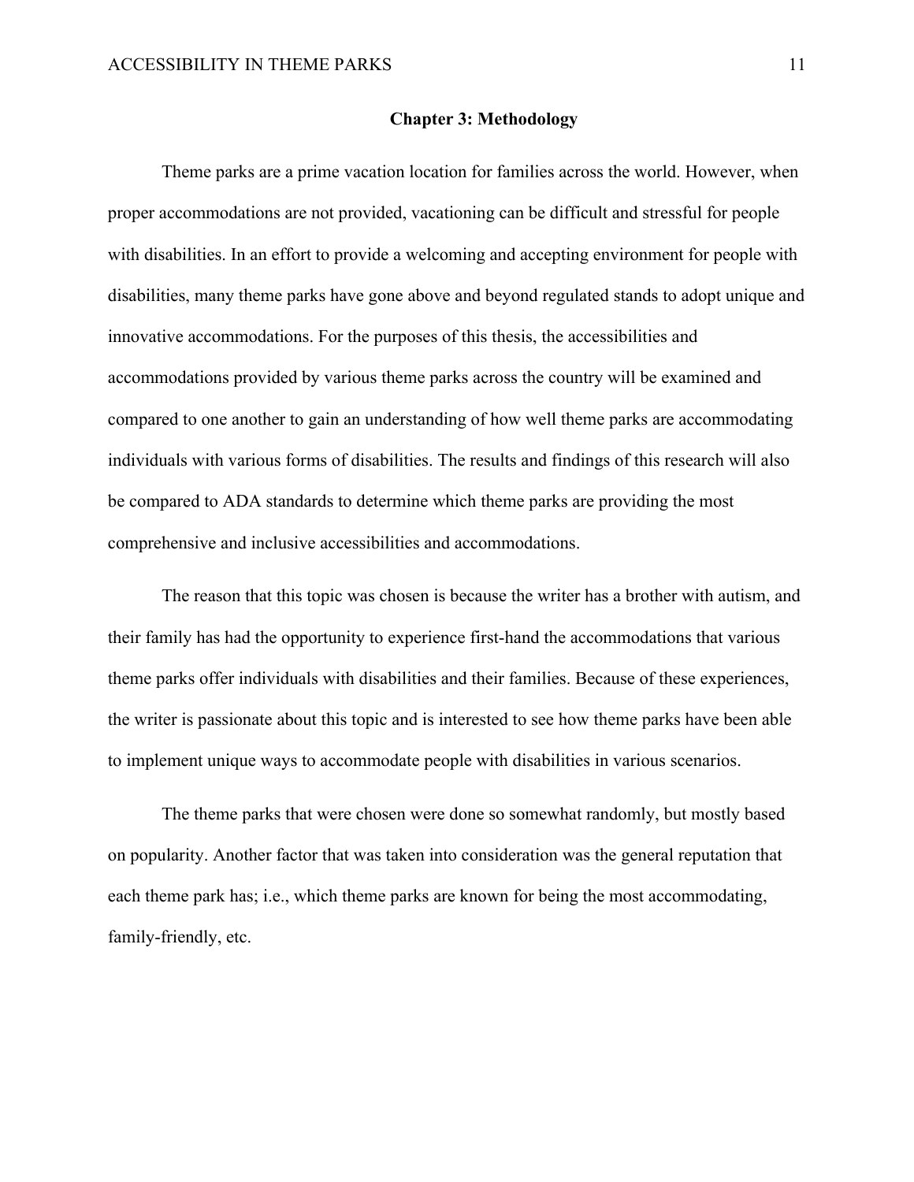# Chapter 3: Methodology

Theme parks are a prime vacation location for families across the world. However, when proper accommodations are not provided, vacationing can be difficult and stressful for people with disabilities. In an effort to provide a welcoming and accepting environment for people with disabilities, many theme parks have gone above and beyond regulated stands to adopt unique and innovative accommodations. For the purposes of this thesis, the accessibilities and accommodations provided by various theme parks across the country will be examined and compared to one another to gain an understanding of how well theme parks are accommodating individuals with various forms of disabilities. The results and findings of this research will also be compared to ADA standards to determine which theme parks are providing the most comprehensive and inclusive accessibilities and accommodations.

The reason that this topic was chosen is because the writer has a brother with autism, and their family has had the opportunity to experience first-hand the accommodations that various theme parks offer individuals with disabilities and their families. Because of these experiences, the writer is passionate about this topic and is interested to see how theme parks have been able to implement unique ways to accommodate people with disabilities in various scenarios.

The theme parks that were chosen were done so somewhat randomly, but mostly based on popularity. Another factor that was taken into consideration was the general reputation that each theme park has; i.e., which theme parks are known for being the most accommodating, family-friendly, etc.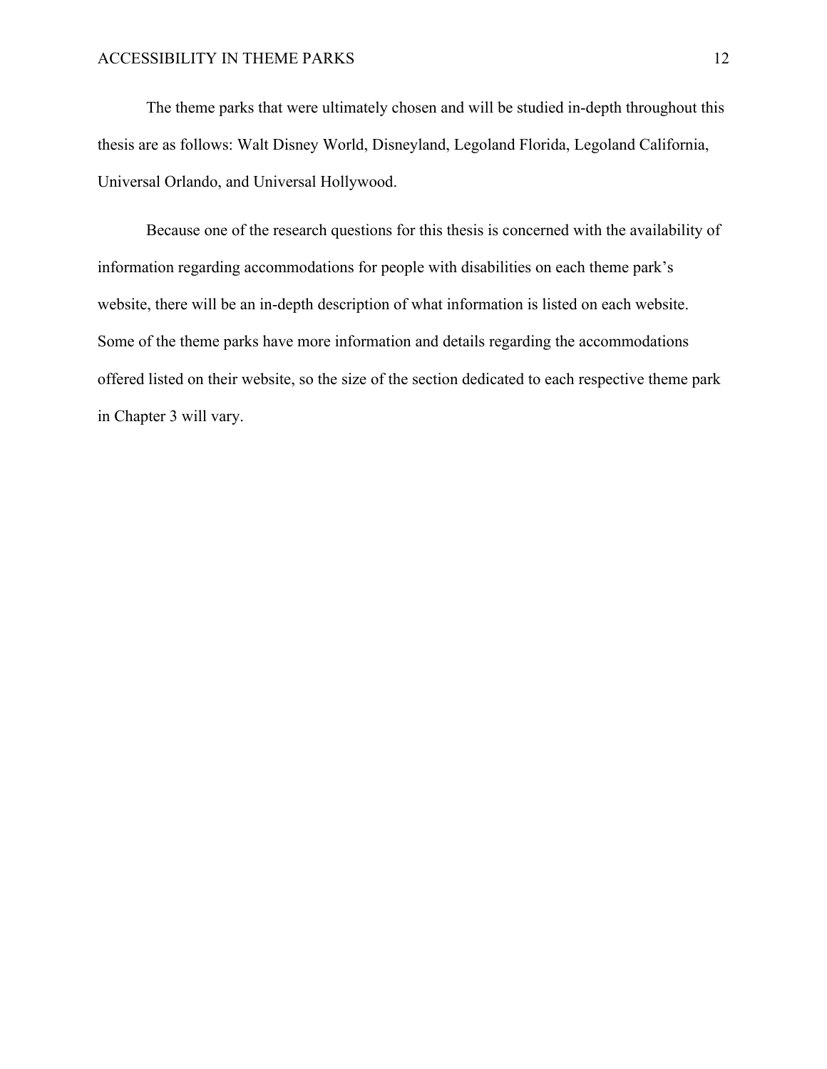The theme parks that were ultimately chosen and will be studied in-depth throughout this thesis are as follows: Walt Disney World, Disneyland, Legoland Florida, Legoland California, Universal Orlando, and Universal Hollywood.

Because one of the research questions for this thesis is concerned with the availability of information regarding accommodations for people with disabilities on each theme park's website, there will be an in-depth description of what information is listed on each website. Some of the theme parks have more information and details regarding the accommodations offered listed on their website, so the size of the section dedicated to each respective theme park in Chapter 3 will vary.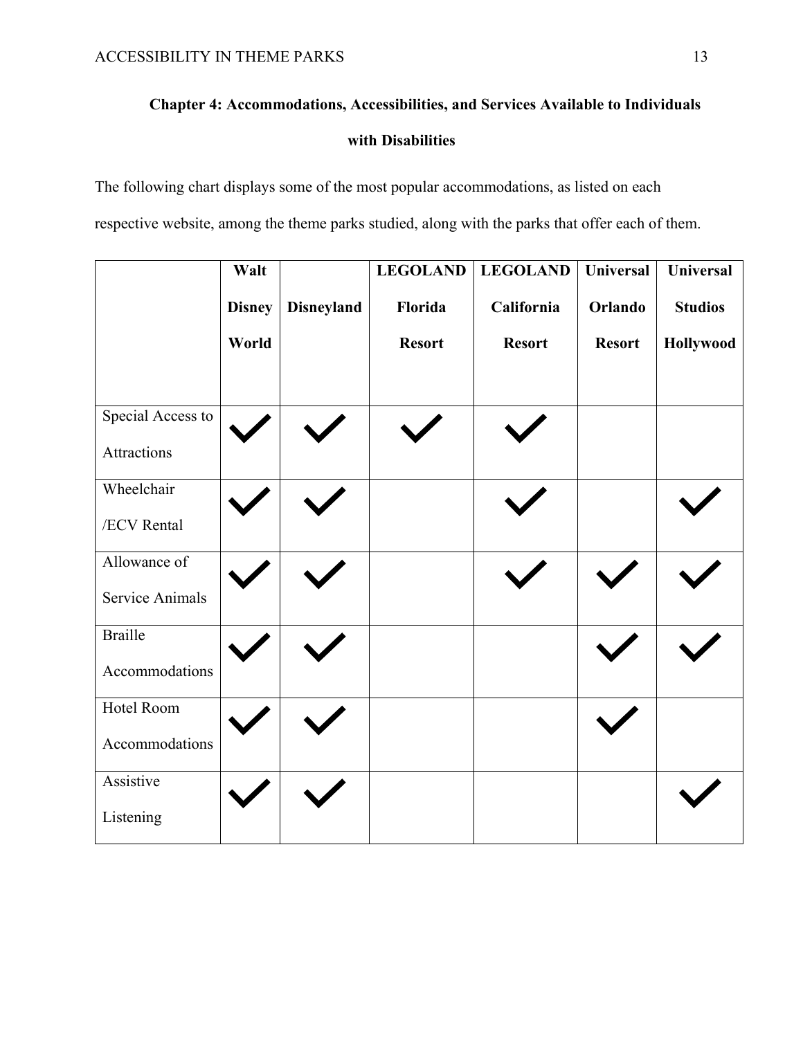## Chapter 4: Accommodations, Accessibilities, and Services Available to Individuals with Disabilities

The following chart displays some of the most popular accommodations, as listed on each respective website, among the theme parks studied, along with the parks that offer each of them.

| | **Walt Disney World** | **Disneyland** | **LEGOLAND Florida Resort** | **LEGOLAND California Resort** | **Universal Orlando Resort** | **Universal Studios Hollywood** |
|---|---|---|---|---|---|---|
| Special Access to Attractions | ✓ | ✓ | ✓ | ✓ | | |
| Wheelchair /ECV Rental | ✓ | ✓ | | ✓ | | ✓ |
| Allowance of Service Animals | ✓ | ✓ | | ✓ | ✓ | ✓ |
| Braille Accommodations | ✓ | ✓ | | | ✓ | ✓ |
| Hotel Room Accommodations | ✓ | ✓ | | | ✓ | |
| Assistive Listening | ✓ | ✓ | | | | ✓ |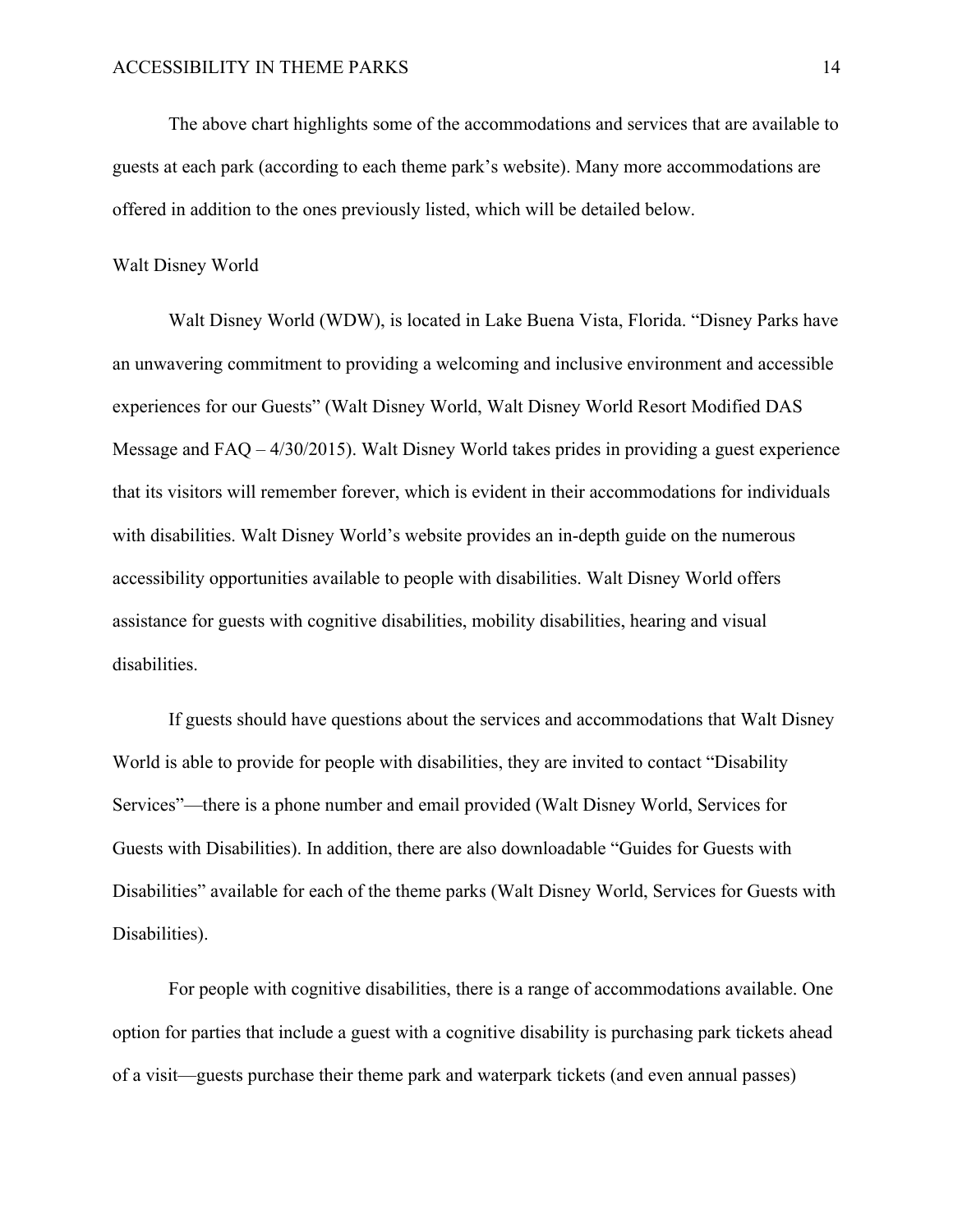The above chart highlights some of the accommodations and services that are available to guests at each park (according to each theme park's website). Many more accommodations are offered in addition to the ones previously listed, which will be detailed below.

## Walt Disney World

Walt Disney World (WDW), is located in Lake Buena Vista, Florida. "Disney Parks have an unwavering commitment to providing a welcoming and inclusive environment and accessible experiences for our Guests" (Walt Disney World, Walt Disney World Resort Modified DAS Message and FAQ – 4/30/2015). Walt Disney World takes prides in providing a guest experience that its visitors will remember forever, which is evident in their accommodations for individuals with disabilities. Walt Disney World's website provides an in-depth guide on the numerous accessibility opportunities available to people with disabilities. Walt Disney World offers assistance for guests with cognitive disabilities, mobility disabilities, hearing and visual disabilities.

If guests should have questions about the services and accommodations that Walt Disney World is able to provide for people with disabilities, they are invited to contact "Disability Services"—there is a phone number and email provided (Walt Disney World, Services for Guests with Disabilities). In addition, there are also downloadable "Guides for Guests with Disabilities" available for each of the theme parks (Walt Disney World, Services for Guests with Disabilities).

For people with cognitive disabilities, there is a range of accommodations available. One option for parties that include a guest with a cognitive disability is purchasing park tickets ahead of a visit—guests purchase their theme park and waterpark tickets (and even annual passes)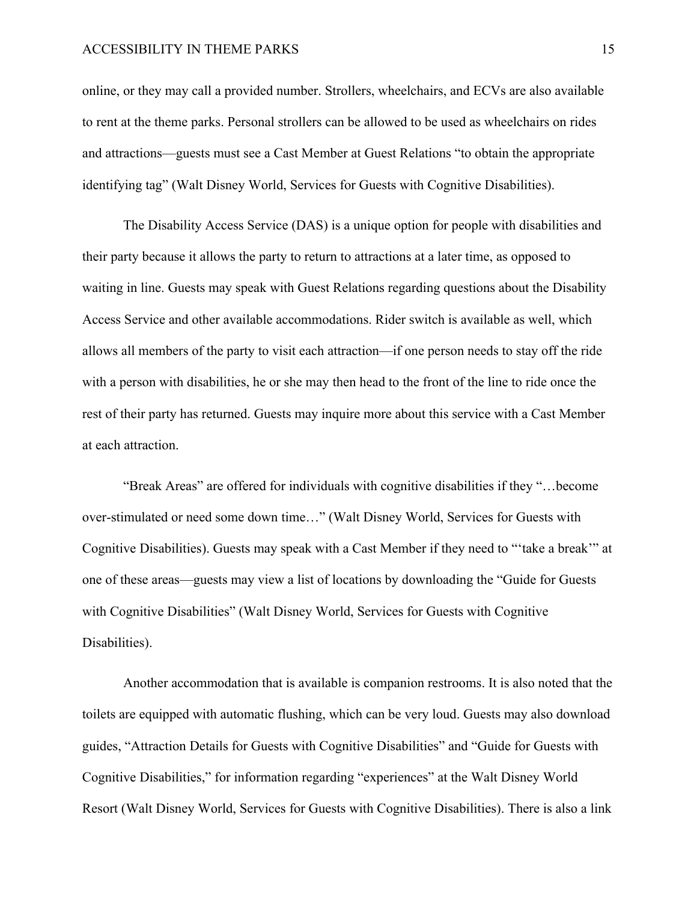online, or they may call a provided number. Strollers, wheelchairs, and ECVs are also available to rent at the theme parks. Personal strollers can be allowed to be used as wheelchairs on rides and attractions—guests must see a Cast Member at Guest Relations "to obtain the appropriate identifying tag" (Walt Disney World, Services for Guests with Cognitive Disabilities).

The Disability Access Service (DAS) is a unique option for people with disabilities and their party because it allows the party to return to attractions at a later time, as opposed to waiting in line. Guests may speak with Guest Relations regarding questions about the Disability Access Service and other available accommodations. Rider switch is available as well, which allows all members of the party to visit each attraction—if one person needs to stay off the ride with a person with disabilities, he or she may then head to the front of the line to ride once the rest of their party has returned. Guests may inquire more about this service with a Cast Member at each attraction.

"Break Areas" are offered for individuals with cognitive disabilities if they "…become over-stimulated or need some down time…" (Walt Disney World, Services for Guests with Cognitive Disabilities). Guests may speak with a Cast Member if they need to "'take a break'" at one of these areas—guests may view a list of locations by downloading the "Guide for Guests with Cognitive Disabilities" (Walt Disney World, Services for Guests with Cognitive Disabilities).

Another accommodation that is available is companion restrooms. It is also noted that the toilets are equipped with automatic flushing, which can be very loud. Guests may also download guides, "Attraction Details for Guests with Cognitive Disabilities" and "Guide for Guests with Cognitive Disabilities," for information regarding "experiences" at the Walt Disney World Resort (Walt Disney World, Services for Guests with Cognitive Disabilities). There is also a link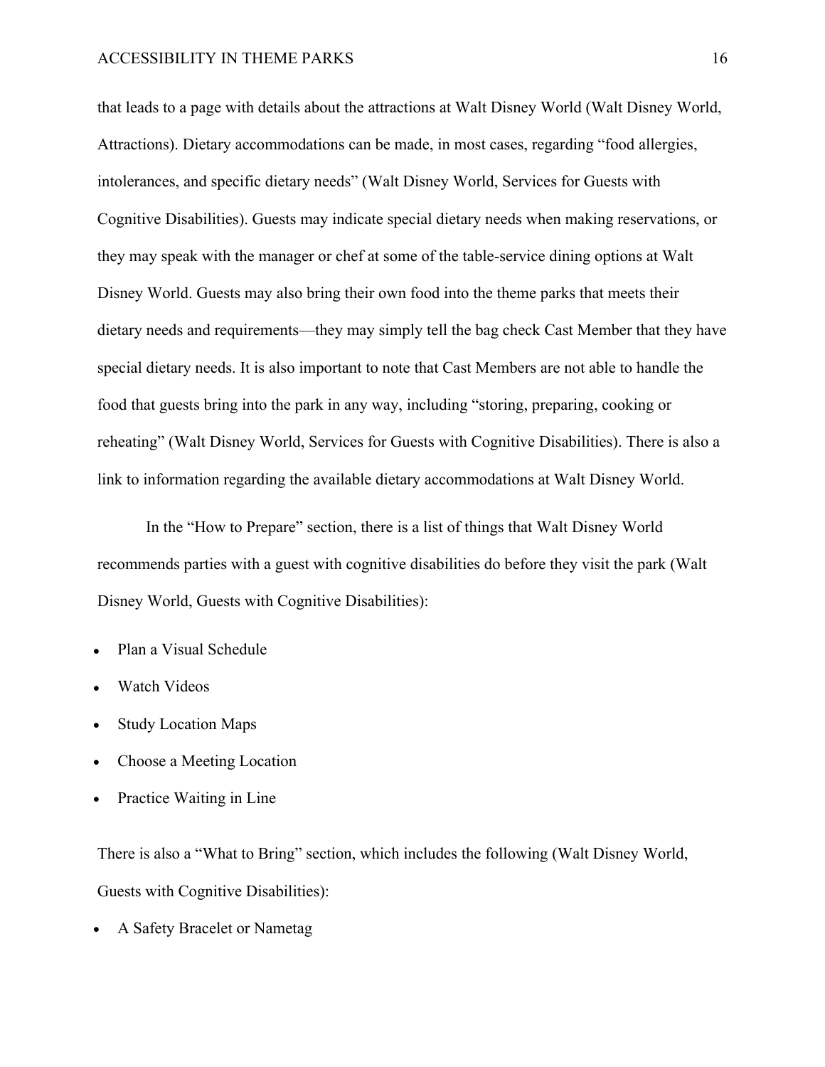that leads to a page with details about the attractions at Walt Disney World (Walt Disney World, Attractions). Dietary accommodations can be made, in most cases, regarding “food allergies, intolerances, and specific dietary needs” (Walt Disney World, Services for Guests with Cognitive Disabilities). Guests may indicate special dietary needs when making reservations, or they may speak with the manager or chef at some of the table-service dining options at Walt Disney World. Guests may also bring their own food into the theme parks that meets their dietary needs and requirements—they may simply tell the bag check Cast Member that they have special dietary needs. It is also important to note that Cast Members are not able to handle the food that guests bring into the park in any way, including “storing, preparing, cooking or reheating” (Walt Disney World, Services for Guests with Cognitive Disabilities). There is also a link to information regarding the available dietary accommodations at Walt Disney World.

In the “How to Prepare” section, there is a list of things that Walt Disney World recommends parties with a guest with cognitive disabilities do before they visit the park (Walt Disney World, Guests with Cognitive Disabilities):

- Plan a Visual Schedule
- Watch Videos
- Study Location Maps
- Choose a Meeting Location
- Practice Waiting in Line

There is also a “What to Bring” section, which includes the following (Walt Disney World, Guests with Cognitive Disabilities):

- A Safety Bracelet or Nametag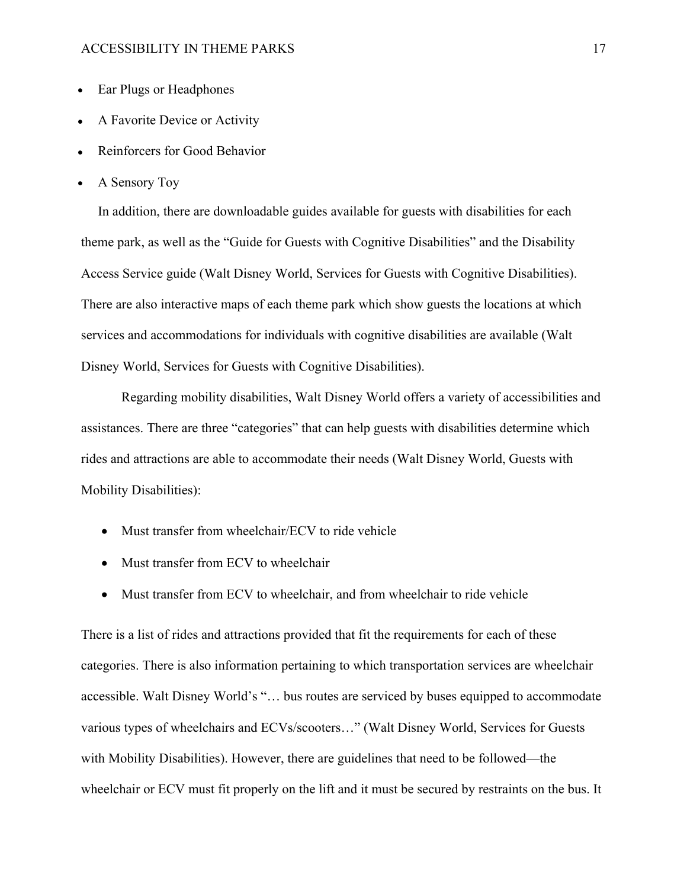- Ear Plugs or Headphones
- A Favorite Device or Activity
- Reinforcers for Good Behavior
- A Sensory Toy

In addition, there are downloadable guides available for guests with disabilities for each theme park, as well as the "Guide for Guests with Cognitive Disabilities" and the Disability Access Service guide (Walt Disney World, Services for Guests with Cognitive Disabilities). There are also interactive maps of each theme park which show guests the locations at which services and accommodations for individuals with cognitive disabilities are available (Walt Disney World, Services for Guests with Cognitive Disabilities).

Regarding mobility disabilities, Walt Disney World offers a variety of accessibilities and assistances. There are three "categories" that can help guests with disabilities determine which rides and attractions are able to accommodate their needs (Walt Disney World, Guests with Mobility Disabilities):

- Must transfer from wheelchair/ECV to ride vehicle
- Must transfer from ECV to wheelchair
- Must transfer from ECV to wheelchair, and from wheelchair to ride vehicle

There is a list of rides and attractions provided that fit the requirements for each of these categories. There is also information pertaining to which transportation services are wheelchair accessible. Walt Disney World's "… bus routes are serviced by buses equipped to accommodate various types of wheelchairs and ECVs/scooters…" (Walt Disney World, Services for Guests with Mobility Disabilities). However, there are guidelines that need to be followed—the wheelchair or ECV must fit properly on the lift and it must be secured by restraints on the bus. It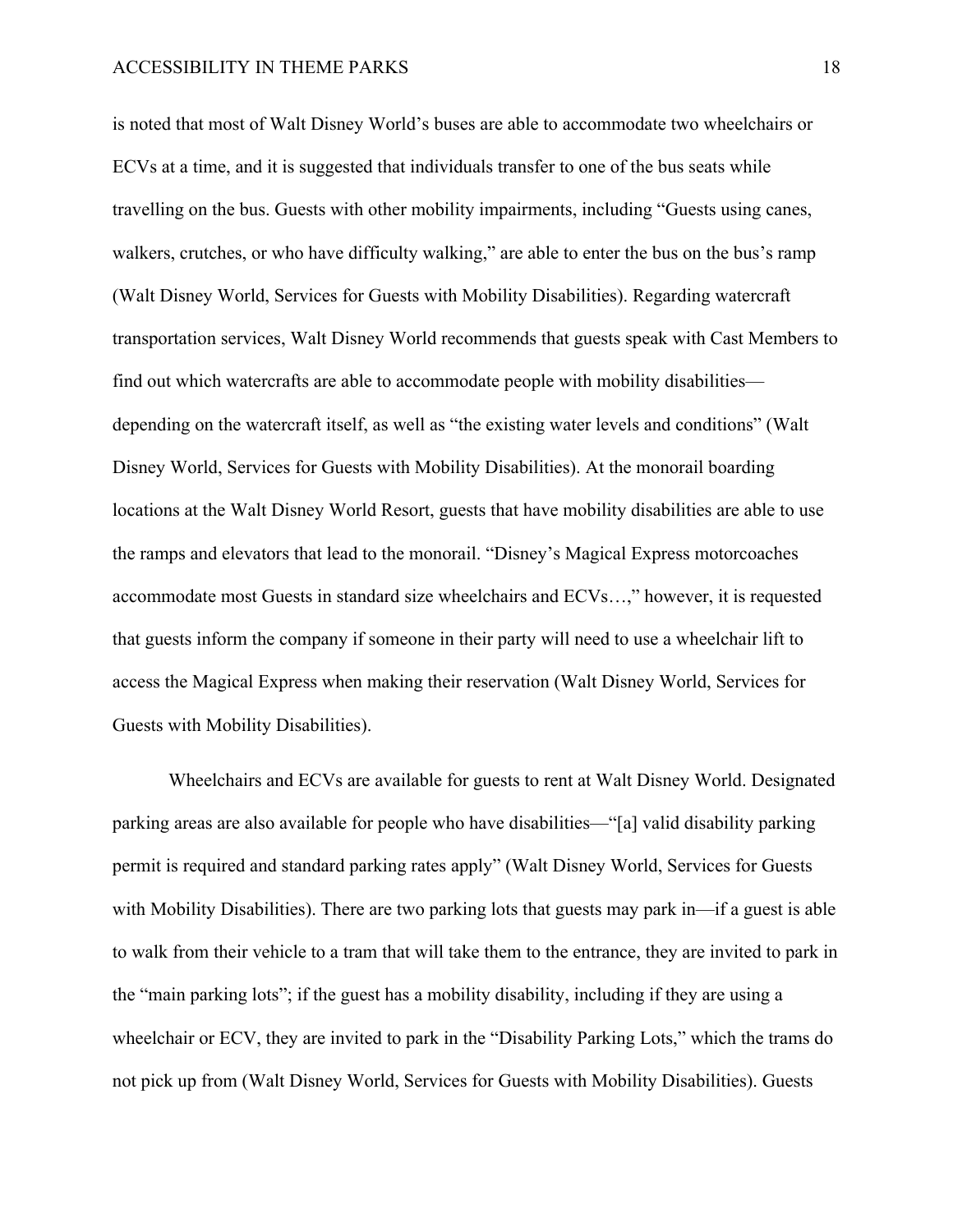is noted that most of Walt Disney World's buses are able to accommodate two wheelchairs or ECVs at a time, and it is suggested that individuals transfer to one of the bus seats while travelling on the bus. Guests with other mobility impairments, including "Guests using canes, walkers, crutches, or who have difficulty walking," are able to enter the bus on the bus's ramp (Walt Disney World, Services for Guests with Mobility Disabilities). Regarding watercraft transportation services, Walt Disney World recommends that guests speak with Cast Members to find out which watercrafts are able to accommodate people with mobility disabilities—depending on the watercraft itself, as well as "the existing water levels and conditions" (Walt Disney World, Services for Guests with Mobility Disabilities). At the monorail boarding locations at the Walt Disney World Resort, guests that have mobility disabilities are able to use the ramps and elevators that lead to the monorail. "Disney's Magical Express motorcoaches accommodate most Guests in standard size wheelchairs and ECVs…," however, it is requested that guests inform the company if someone in their party will need to use a wheelchair lift to access the Magical Express when making their reservation (Walt Disney World, Services for Guests with Mobility Disabilities).

Wheelchairs and ECVs are available for guests to rent at Walt Disney World. Designated parking areas are also available for people who have disabilities—"[a] valid disability parking permit is required and standard parking rates apply" (Walt Disney World, Services for Guests with Mobility Disabilities). There are two parking lots that guests may park in—if a guest is able to walk from their vehicle to a tram that will take them to the entrance, they are invited to park in the "main parking lots"; if the guest has a mobility disability, including if they are using a wheelchair or ECV, they are invited to park in the "Disability Parking Lots," which the trams do not pick up from (Walt Disney World, Services for Guests with Mobility Disabilities). Guests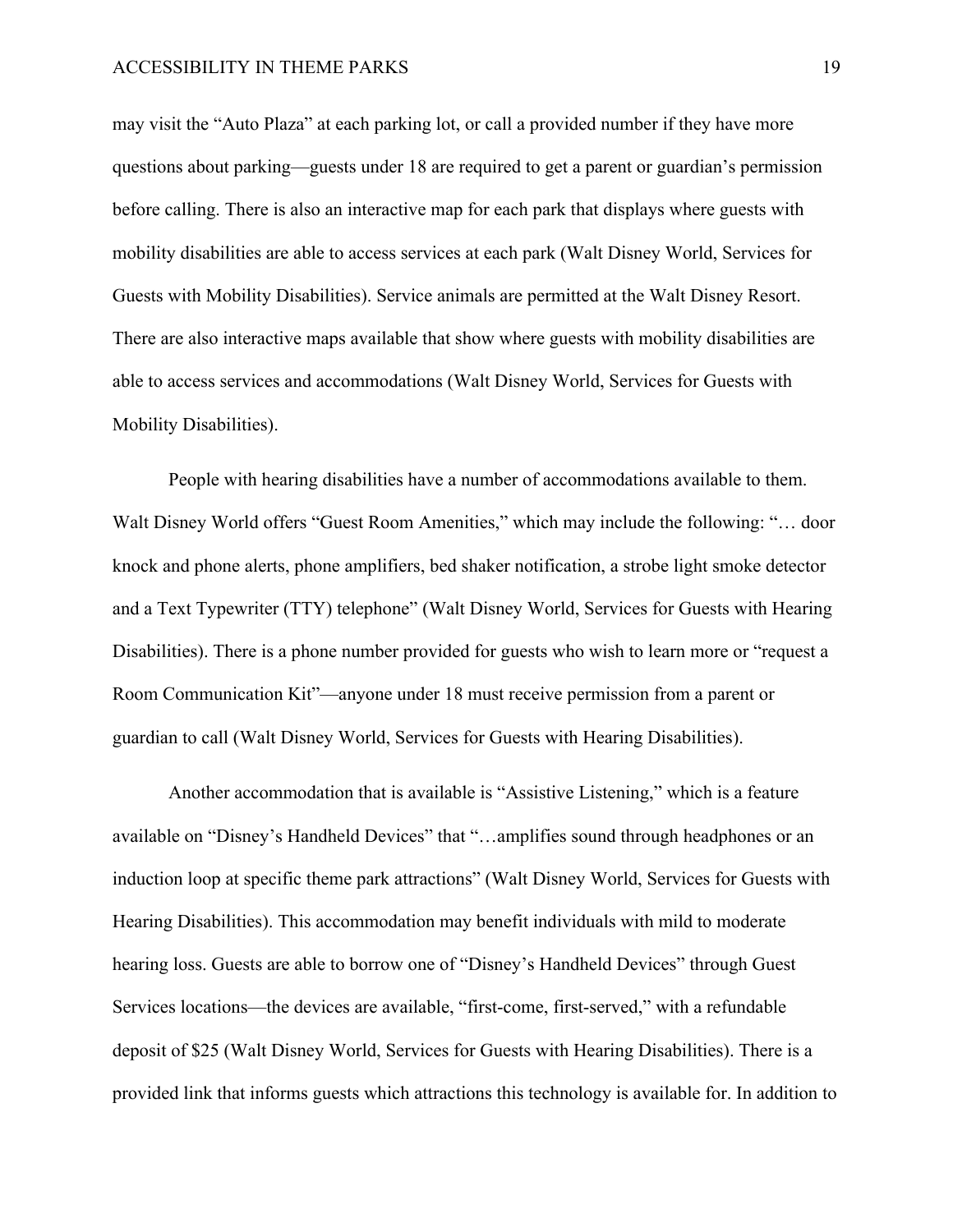may visit the “Auto Plaza” at each parking lot, or call a provided number if they have more questions about parking—guests under 18 are required to get a parent or guardian’s permission before calling. There is also an interactive map for each park that displays where guests with mobility disabilities are able to access services at each park (Walt Disney World, Services for Guests with Mobility Disabilities). Service animals are permitted at the Walt Disney Resort. There are also interactive maps available that show where guests with mobility disabilities are able to access services and accommodations (Walt Disney World, Services for Guests with Mobility Disabilities).

People with hearing disabilities have a number of accommodations available to them. Walt Disney World offers “Guest Room Amenities,” which may include the following: “… door knock and phone alerts, phone amplifiers, bed shaker notification, a strobe light smoke detector and a Text Typewriter (TTY) telephone” (Walt Disney World, Services for Guests with Hearing Disabilities). There is a phone number provided for guests who wish to learn more or “request a Room Communication Kit”—anyone under 18 must receive permission from a parent or guardian to call (Walt Disney World, Services for Guests with Hearing Disabilities).

Another accommodation that is available is “Assistive Listening,” which is a feature available on “Disney’s Handheld Devices” that “…amplifies sound through headphones or an induction loop at specific theme park attractions” (Walt Disney World, Services for Guests with Hearing Disabilities). This accommodation may benefit individuals with mild to moderate hearing loss. Guests are able to borrow one of “Disney’s Handheld Devices” through Guest Services locations—the devices are available, “first-come, first-served,” with a refundable deposit of $25 (Walt Disney World, Services for Guests with Hearing Disabilities). There is a provided link that informs guests which attractions this technology is available for. In addition to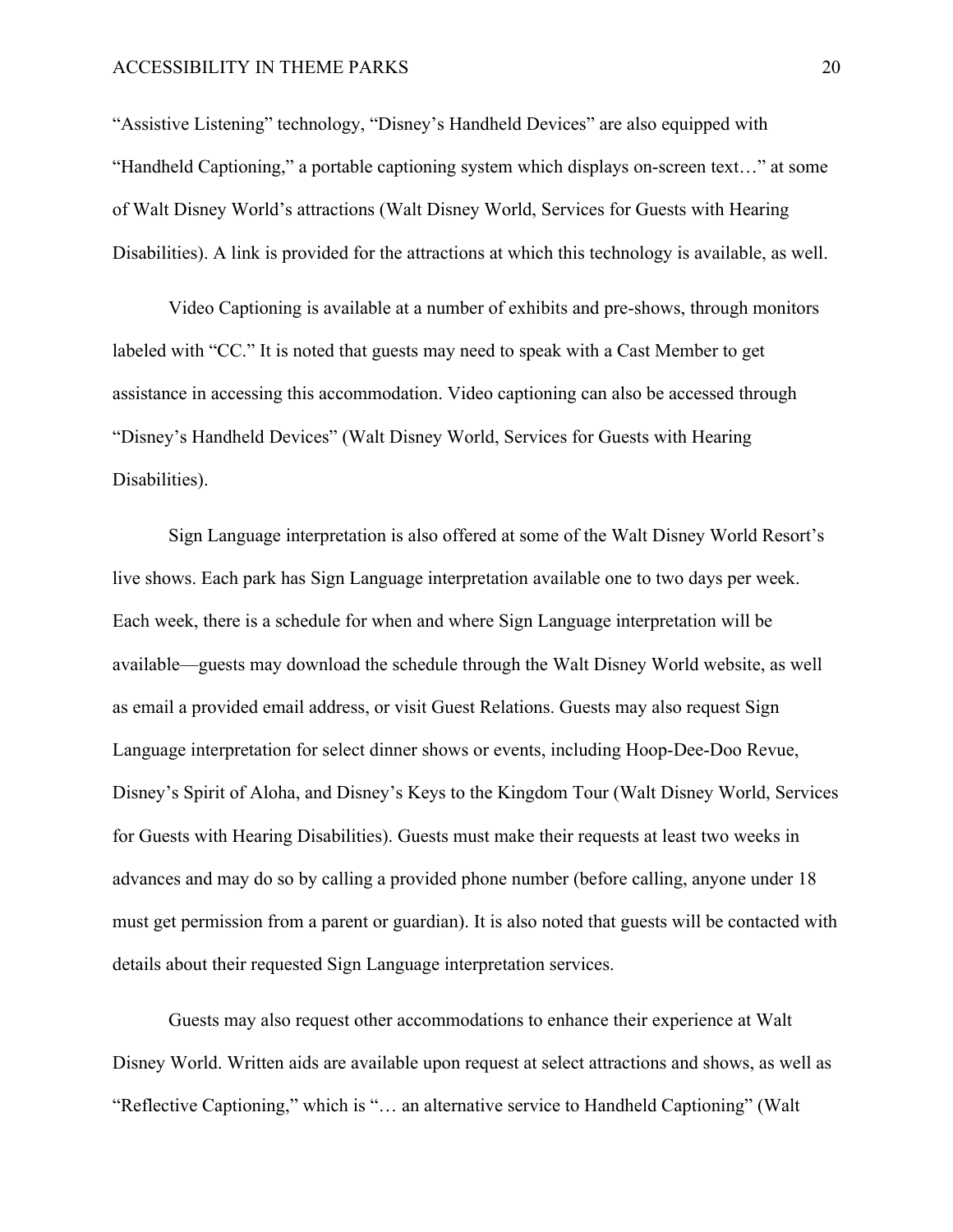"Assistive Listening" technology, "Disney's Handheld Devices" are also equipped with "Handheld Captioning," a portable captioning system which displays on-screen text…" at some of Walt Disney World's attractions (Walt Disney World, Services for Guests with Hearing Disabilities). A link is provided for the attractions at which this technology is available, as well.

Video Captioning is available at a number of exhibits and pre-shows, through monitors labeled with "CC." It is noted that guests may need to speak with a Cast Member to get assistance in accessing this accommodation. Video captioning can also be accessed through "Disney's Handheld Devices" (Walt Disney World, Services for Guests with Hearing Disabilities).

Sign Language interpretation is also offered at some of the Walt Disney World Resort's live shows. Each park has Sign Language interpretation available one to two days per week. Each week, there is a schedule for when and where Sign Language interpretation will be available—guests may download the schedule through the Walt Disney World website, as well as email a provided email address, or visit Guest Relations. Guests may also request Sign Language interpretation for select dinner shows or events, including Hoop-Dee-Doo Revue, Disney's Spirit of Aloha, and Disney's Keys to the Kingdom Tour (Walt Disney World, Services for Guests with Hearing Disabilities). Guests must make their requests at least two weeks in advances and may do so by calling a provided phone number (before calling, anyone under 18 must get permission from a parent or guardian). It is also noted that guests will be contacted with details about their requested Sign Language interpretation services.

Guests may also request other accommodations to enhance their experience at Walt Disney World. Written aids are available upon request at select attractions and shows, as well as "Reflective Captioning," which is "… an alternative service to Handheld Captioning" (Walt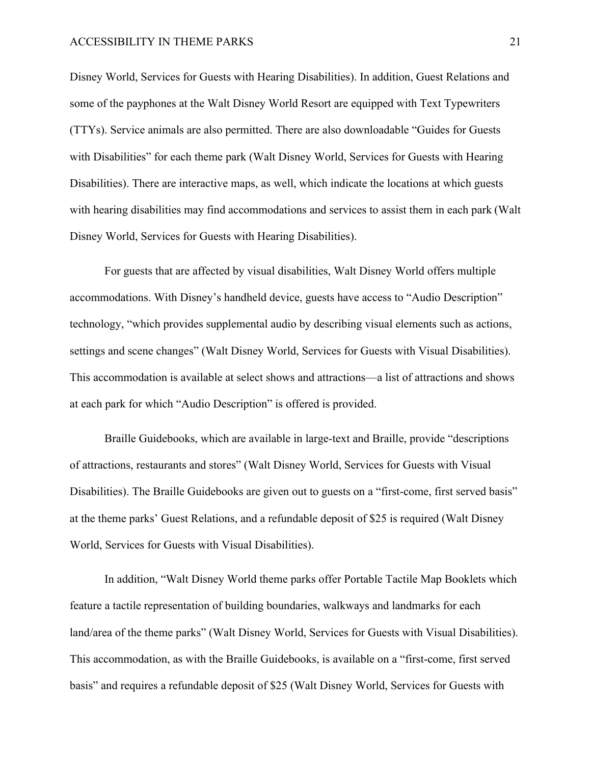Disney World, Services for Guests with Hearing Disabilities). In addition, Guest Relations and some of the payphones at the Walt Disney World Resort are equipped with Text Typewriters (TTYs). Service animals are also permitted. There are also downloadable "Guides for Guests with Disabilities" for each theme park (Walt Disney World, Services for Guests with Hearing Disabilities). There are interactive maps, as well, which indicate the locations at which guests with hearing disabilities may find accommodations and services to assist them in each park (Walt Disney World, Services for Guests with Hearing Disabilities).

For guests that are affected by visual disabilities, Walt Disney World offers multiple accommodations. With Disney's handheld device, guests have access to "Audio Description" technology, "which provides supplemental audio by describing visual elements such as actions, settings and scene changes" (Walt Disney World, Services for Guests with Visual Disabilities). This accommodation is available at select shows and attractions—a list of attractions and shows at each park for which "Audio Description" is offered is provided.

Braille Guidebooks, which are available in large-text and Braille, provide "descriptions of attractions, restaurants and stores" (Walt Disney World, Services for Guests with Visual Disabilities). The Braille Guidebooks are given out to guests on a "first-come, first served basis" at the theme parks' Guest Relations, and a refundable deposit of $25 is required (Walt Disney World, Services for Guests with Visual Disabilities).

In addition, "Walt Disney World theme parks offer Portable Tactile Map Booklets which feature a tactile representation of building boundaries, walkways and landmarks for each land/area of the theme parks" (Walt Disney World, Services for Guests with Visual Disabilities). This accommodation, as with the Braille Guidebooks, is available on a "first-come, first served basis" and requires a refundable deposit of $25 (Walt Disney World, Services for Guests with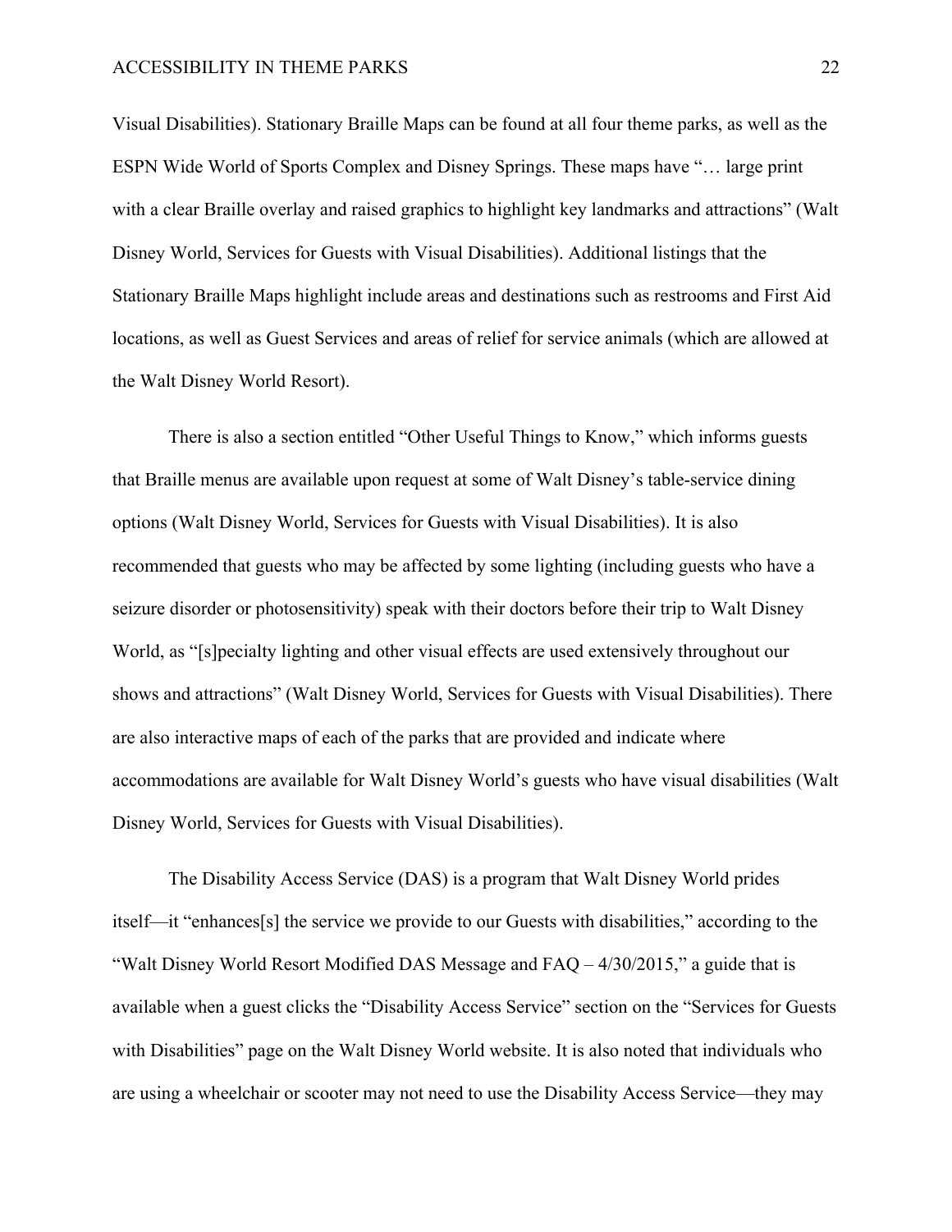Visual Disabilities). Stationary Braille Maps can be found at all four theme parks, as well as the ESPN Wide World of Sports Complex and Disney Springs. These maps have "… large print with a clear Braille overlay and raised graphics to highlight key landmarks and attractions" (Walt Disney World, Services for Guests with Visual Disabilities). Additional listings that the Stationary Braille Maps highlight include areas and destinations such as restrooms and First Aid locations, as well as Guest Services and areas of relief for service animals (which are allowed at the Walt Disney World Resort).

There is also a section entitled "Other Useful Things to Know," which informs guests that Braille menus are available upon request at some of Walt Disney's table-service dining options (Walt Disney World, Services for Guests with Visual Disabilities). It is also recommended that guests who may be affected by some lighting (including guests who have a seizure disorder or photosensitivity) speak with their doctors before their trip to Walt Disney World, as "[s]pecialty lighting and other visual effects are used extensively throughout our shows and attractions" (Walt Disney World, Services for Guests with Visual Disabilities). There are also interactive maps of each of the parks that are provided and indicate where accommodations are available for Walt Disney World's guests who have visual disabilities (Walt Disney World, Services for Guests with Visual Disabilities).

The Disability Access Service (DAS) is a program that Walt Disney World prides itself—it "enhances[s] the service we provide to our Guests with disabilities," according to the "Walt Disney World Resort Modified DAS Message and FAQ – 4/30/2015," a guide that is available when a guest clicks the "Disability Access Service" section on the "Services for Guests with Disabilities" page on the Walt Disney World website. It is also noted that individuals who are using a wheelchair or scooter may not need to use the Disability Access Service—they may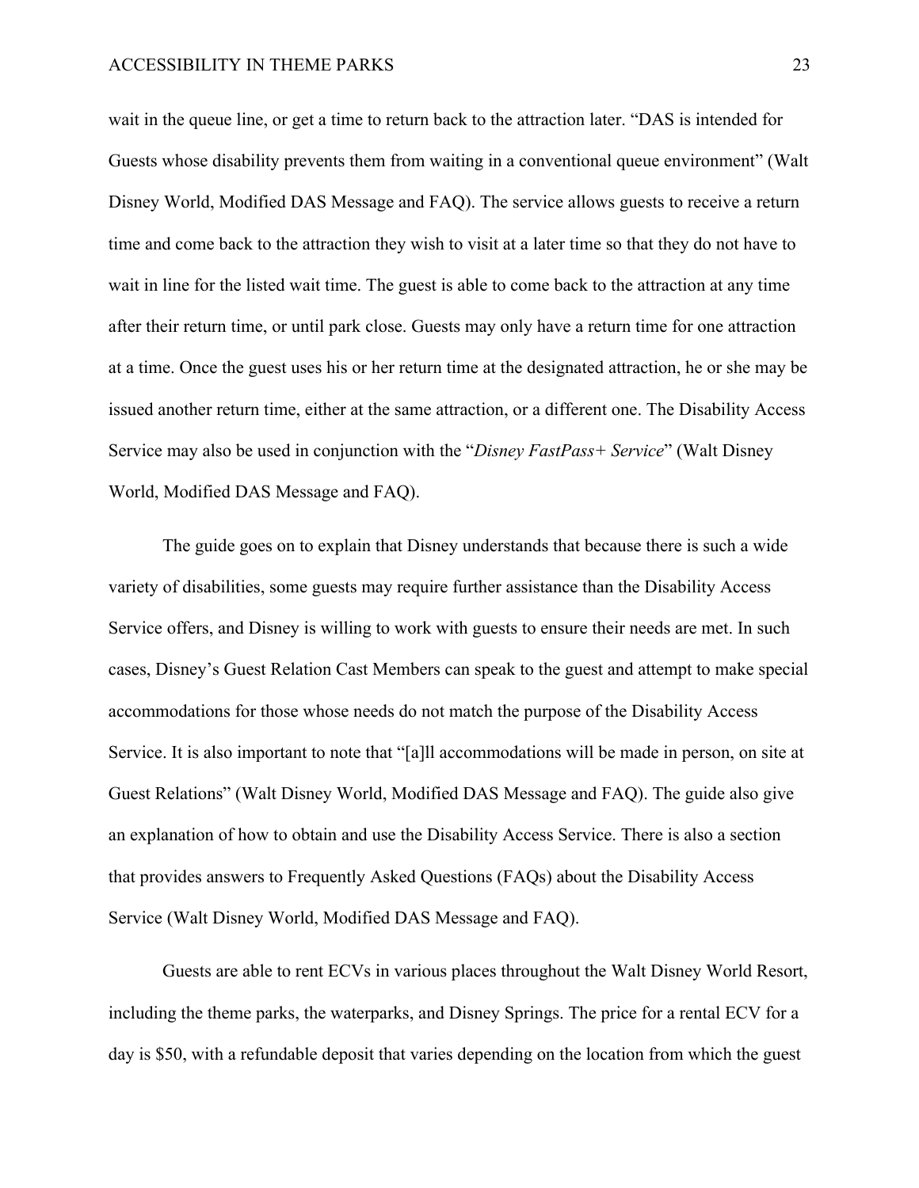wait in the queue line, or get a time to return back to the attraction later. “DAS is intended for Guests whose disability prevents them from waiting in a conventional queue environment” (Walt Disney World, Modified DAS Message and FAQ). The service allows guests to receive a return time and come back to the attraction they wish to visit at a later time so that they do not have to wait in line for the listed wait time. The guest is able to come back to the attraction at any time after their return time, or until park close. Guests may only have a return time for one attraction at a time. Once the guest uses his or her return time at the designated attraction, he or she may be issued another return time, either at the same attraction, or a different one. The Disability Access Service may also be used in conjunction with the “*Disney FastPass+ Service*” (Walt Disney World, Modified DAS Message and FAQ).

The guide goes on to explain that Disney understands that because there is such a wide variety of disabilities, some guests may require further assistance than the Disability Access Service offers, and Disney is willing to work with guests to ensure their needs are met. In such cases, Disney’s Guest Relation Cast Members can speak to the guest and attempt to make special accommodations for those whose needs do not match the purpose of the Disability Access Service. It is also important to note that “[a]ll accommodations will be made in person, on site at Guest Relations” (Walt Disney World, Modified DAS Message and FAQ). The guide also give an explanation of how to obtain and use the Disability Access Service. There is also a section that provides answers to Frequently Asked Questions (FAQs) about the Disability Access Service (Walt Disney World, Modified DAS Message and FAQ).

Guests are able to rent ECVs in various places throughout the Walt Disney World Resort, including the theme parks, the waterparks, and Disney Springs. The price for a rental ECV for a day is $50, with a refundable deposit that varies depending on the location from which the guest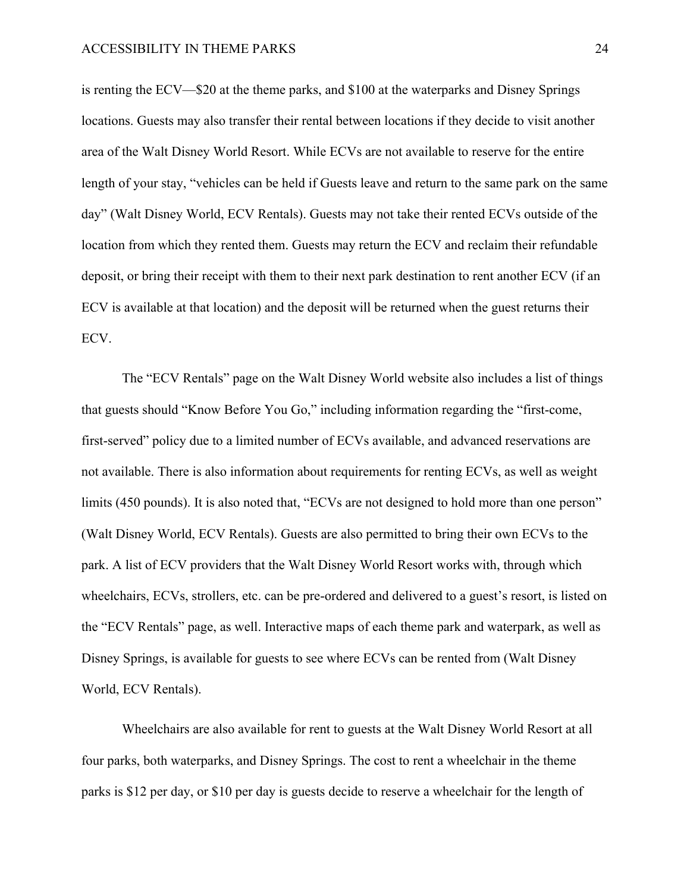is renting the ECV—$20 at the theme parks, and $100 at the waterparks and Disney Springs locations. Guests may also transfer their rental between locations if they decide to visit another area of the Walt Disney World Resort. While ECVs are not available to reserve for the entire length of your stay, "vehicles can be held if Guests leave and return to the same park on the same day" (Walt Disney World, ECV Rentals). Guests may not take their rented ECVs outside of the location from which they rented them. Guests may return the ECV and reclaim their refundable deposit, or bring their receipt with them to their next park destination to rent another ECV (if an ECV is available at that location) and the deposit will be returned when the guest returns their ECV.

The "ECV Rentals" page on the Walt Disney World website also includes a list of things that guests should "Know Before You Go," including information regarding the "first-come, first-served" policy due to a limited number of ECVs available, and advanced reservations are not available. There is also information about requirements for renting ECVs, as well as weight limits (450 pounds). It is also noted that, "ECVs are not designed to hold more than one person" (Walt Disney World, ECV Rentals). Guests are also permitted to bring their own ECVs to the park. A list of ECV providers that the Walt Disney World Resort works with, through which wheelchairs, ECVs, strollers, etc. can be pre-ordered and delivered to a guest's resort, is listed on the "ECV Rentals" page, as well. Interactive maps of each theme park and waterpark, as well as Disney Springs, is available for guests to see where ECVs can be rented from (Walt Disney World, ECV Rentals).

Wheelchairs are also available for rent to guests at the Walt Disney World Resort at all four parks, both waterparks, and Disney Springs. The cost to rent a wheelchair in the theme parks is $12 per day, or $10 per day is guests decide to reserve a wheelchair for the length of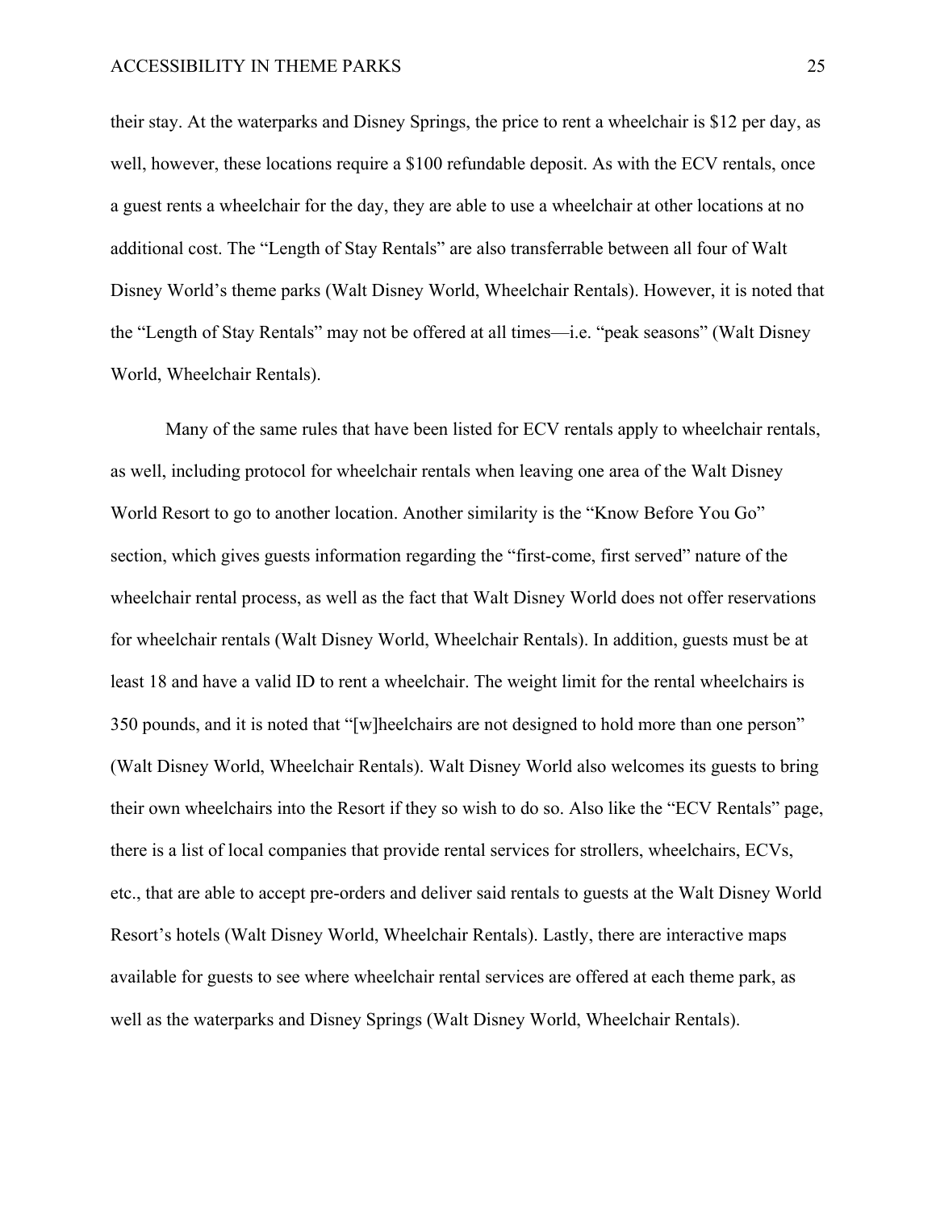their stay. At the waterparks and Disney Springs, the price to rent a wheelchair is $12 per day, as well, however, these locations require a $100 refundable deposit. As with the ECV rentals, once a guest rents a wheelchair for the day, they are able to use a wheelchair at other locations at no additional cost. The "Length of Stay Rentals" are also transferrable between all four of Walt Disney World's theme parks (Walt Disney World, Wheelchair Rentals). However, it is noted that the "Length of Stay Rentals" may not be offered at all times—i.e. "peak seasons" (Walt Disney World, Wheelchair Rentals).

Many of the same rules that have been listed for ECV rentals apply to wheelchair rentals, as well, including protocol for wheelchair rentals when leaving one area of the Walt Disney World Resort to go to another location. Another similarity is the "Know Before You Go" section, which gives guests information regarding the "first-come, first served" nature of the wheelchair rental process, as well as the fact that Walt Disney World does not offer reservations for wheelchair rentals (Walt Disney World, Wheelchair Rentals). In addition, guests must be at least 18 and have a valid ID to rent a wheelchair. The weight limit for the rental wheelchairs is 350 pounds, and it is noted that "[w]heelchairs are not designed to hold more than one person" (Walt Disney World, Wheelchair Rentals). Walt Disney World also welcomes its guests to bring their own wheelchairs into the Resort if they so wish to do so. Also like the "ECV Rentals" page, there is a list of local companies that provide rental services for strollers, wheelchairs, ECVs, etc., that are able to accept pre-orders and deliver said rentals to guests at the Walt Disney World Resort's hotels (Walt Disney World, Wheelchair Rentals). Lastly, there are interactive maps available for guests to see where wheelchair rental services are offered at each theme park, as well as the waterparks and Disney Springs (Walt Disney World, Wheelchair Rentals).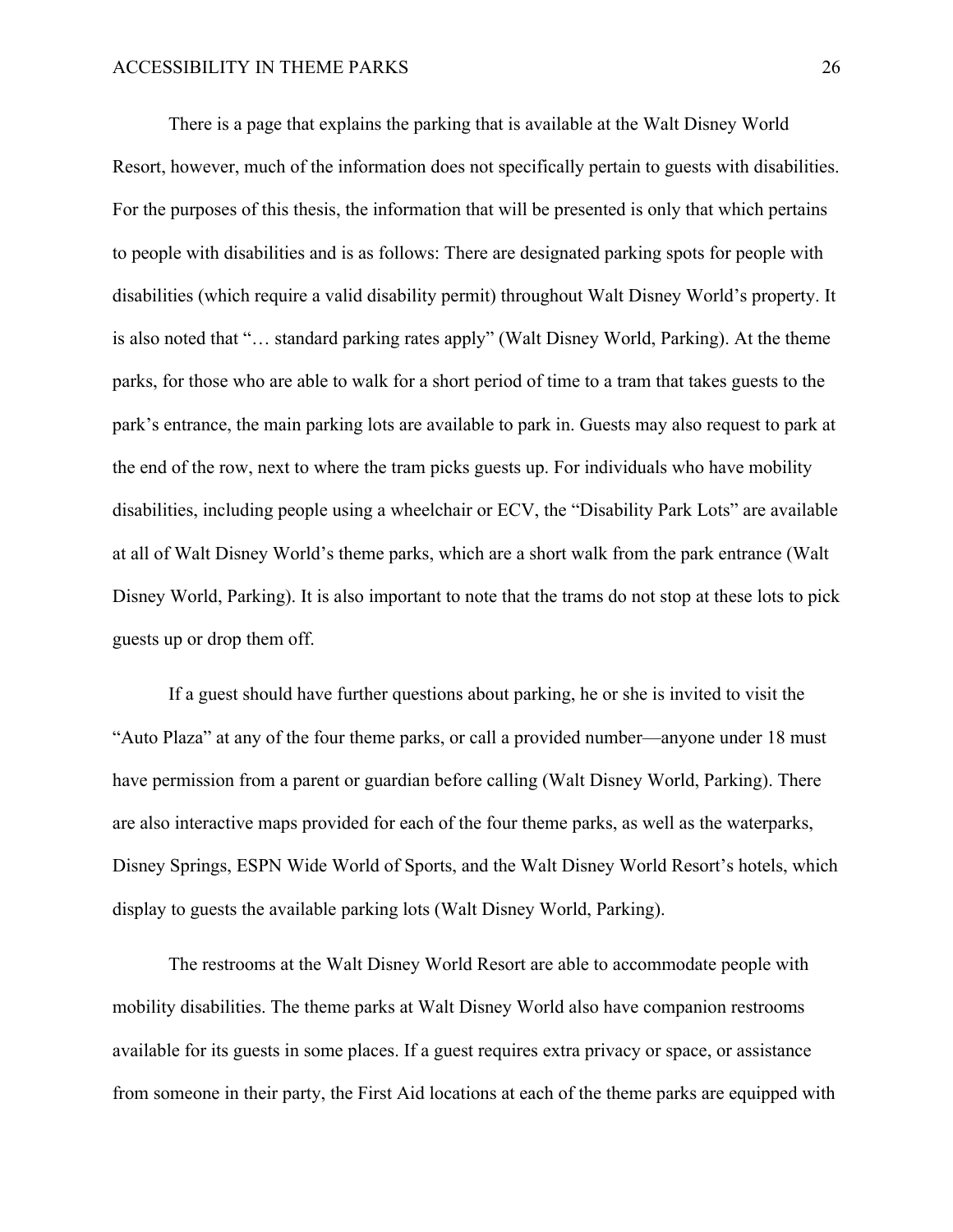There is a page that explains the parking that is available at the Walt Disney World Resort, however, much of the information does not specifically pertain to guests with disabilities. For the purposes of this thesis, the information that will be presented is only that which pertains to people with disabilities and is as follows: There are designated parking spots for people with disabilities (which require a valid disability permit) throughout Walt Disney World's property. It is also noted that "… standard parking rates apply" (Walt Disney World, Parking). At the theme parks, for those who are able to walk for a short period of time to a tram that takes guests to the park's entrance, the main parking lots are available to park in. Guests may also request to park at the end of the row, next to where the tram picks guests up. For individuals who have mobility disabilities, including people using a wheelchair or ECV, the "Disability Park Lots" are available at all of Walt Disney World's theme parks, which are a short walk from the park entrance (Walt Disney World, Parking). It is also important to note that the trams do not stop at these lots to pick guests up or drop them off.

If a guest should have further questions about parking, he or she is invited to visit the "Auto Plaza" at any of the four theme parks, or call a provided number—anyone under 18 must have permission from a parent or guardian before calling (Walt Disney World, Parking). There are also interactive maps provided for each of the four theme parks, as well as the waterparks, Disney Springs, ESPN Wide World of Sports, and the Walt Disney World Resort's hotels, which display to guests the available parking lots (Walt Disney World, Parking).

The restrooms at the Walt Disney World Resort are able to accommodate people with mobility disabilities. The theme parks at Walt Disney World also have companion restrooms available for its guests in some places. If a guest requires extra privacy or space, or assistance from someone in their party, the First Aid locations at each of the theme parks are equipped with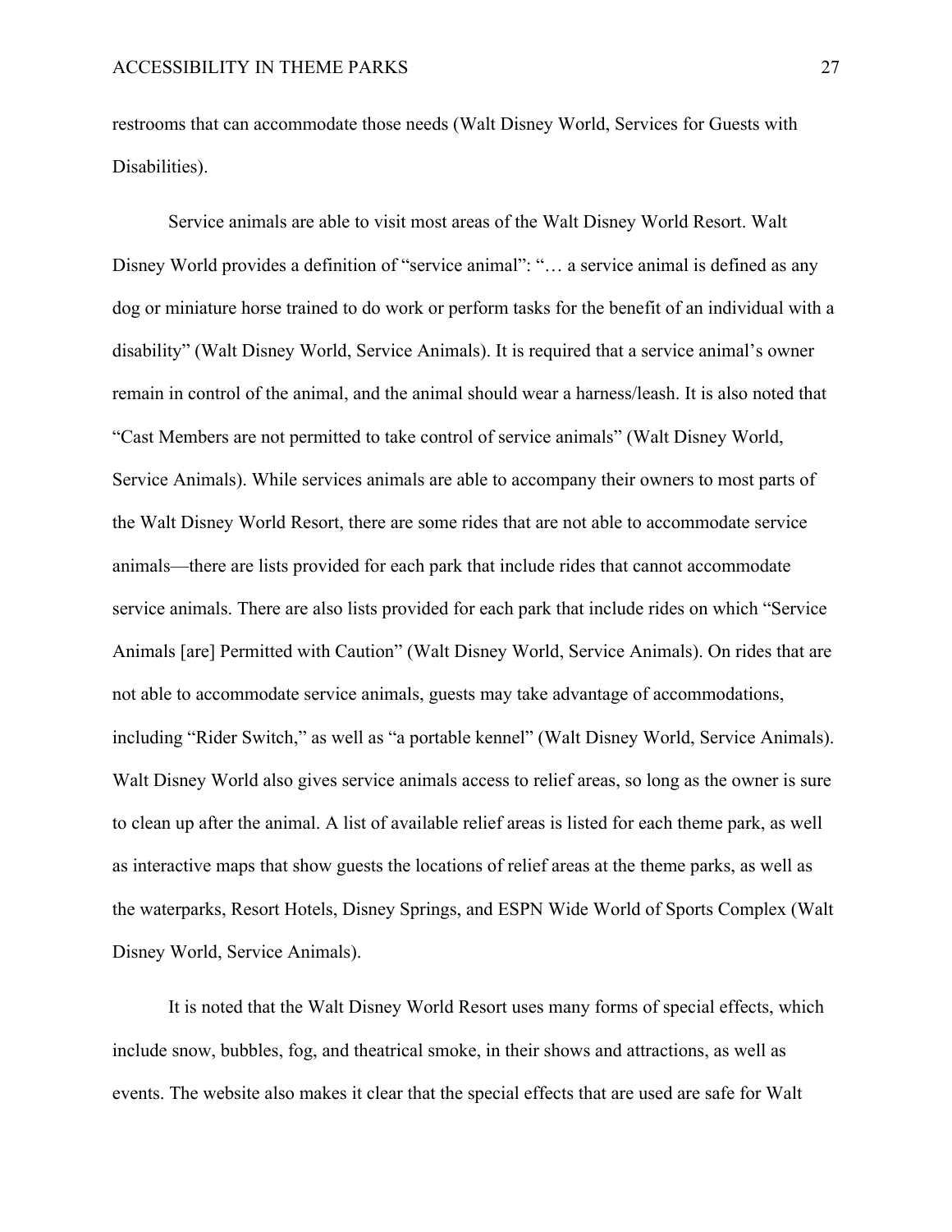restrooms that can accommodate those needs (Walt Disney World, Services for Guests with Disabilities).

Service animals are able to visit most areas of the Walt Disney World Resort. Walt Disney World provides a definition of "service animal": "… a service animal is defined as any dog or miniature horse trained to do work or perform tasks for the benefit of an individual with a disability" (Walt Disney World, Service Animals). It is required that a service animal's owner remain in control of the animal, and the animal should wear a harness/leash. It is also noted that "Cast Members are not permitted to take control of service animals" (Walt Disney World, Service Animals). While services animals are able to accompany their owners to most parts of the Walt Disney World Resort, there are some rides that are not able to accommodate service animals—there are lists provided for each park that include rides that cannot accommodate service animals. There are also lists provided for each park that include rides on which "Service Animals [are] Permitted with Caution" (Walt Disney World, Service Animals). On rides that are not able to accommodate service animals, guests may take advantage of accommodations, including "Rider Switch," as well as "a portable kennel" (Walt Disney World, Service Animals). Walt Disney World also gives service animals access to relief areas, so long as the owner is sure to clean up after the animal. A list of available relief areas is listed for each theme park, as well as interactive maps that show guests the locations of relief areas at the theme parks, as well as the waterparks, Resort Hotels, Disney Springs, and ESPN Wide World of Sports Complex (Walt Disney World, Service Animals).

It is noted that the Walt Disney World Resort uses many forms of special effects, which include snow, bubbles, fog, and theatrical smoke, in their shows and attractions, as well as events. The website also makes it clear that the special effects that are used are safe for Walt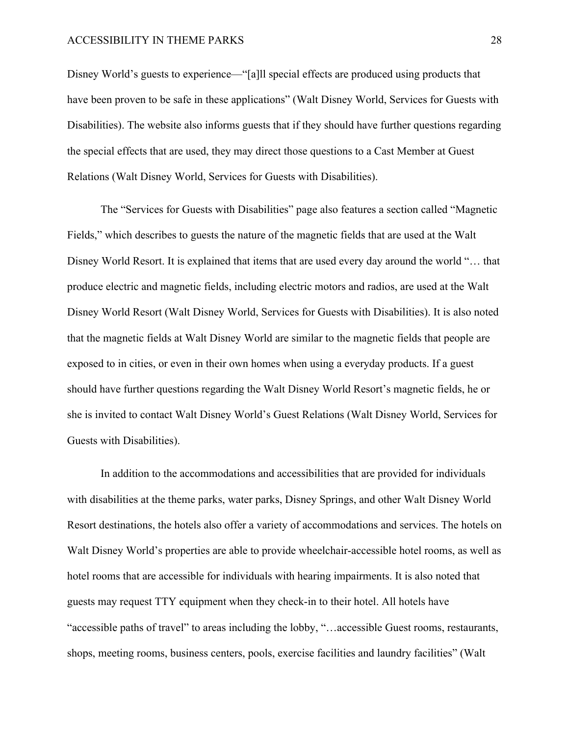Disney World's guests to experience—"[a]ll special effects are produced using products that have been proven to be safe in these applications" (Walt Disney World, Services for Guests with Disabilities). The website also informs guests that if they should have further questions regarding the special effects that are used, they may direct those questions to a Cast Member at Guest Relations (Walt Disney World, Services for Guests with Disabilities).

The "Services for Guests with Disabilities" page also features a section called "Magnetic Fields," which describes to guests the nature of the magnetic fields that are used at the Walt Disney World Resort. It is explained that items that are used every day around the world "… that produce electric and magnetic fields, including electric motors and radios, are used at the Walt Disney World Resort (Walt Disney World, Services for Guests with Disabilities). It is also noted that the magnetic fields at Walt Disney World are similar to the magnetic fields that people are exposed to in cities, or even in their own homes when using a everyday products. If a guest should have further questions regarding the Walt Disney World Resort's magnetic fields, he or she is invited to contact Walt Disney World's Guest Relations (Walt Disney World, Services for Guests with Disabilities).

In addition to the accommodations and accessibilities that are provided for individuals with disabilities at the theme parks, water parks, Disney Springs, and other Walt Disney World Resort destinations, the hotels also offer a variety of accommodations and services. The hotels on Walt Disney World's properties are able to provide wheelchair-accessible hotel rooms, as well as hotel rooms that are accessible for individuals with hearing impairments. It is also noted that guests may request TTY equipment when they check-in to their hotel. All hotels have "accessible paths of travel" to areas including the lobby, "…accessible Guest rooms, restaurants, shops, meeting rooms, business centers, pools, exercise facilities and laundry facilities" (Walt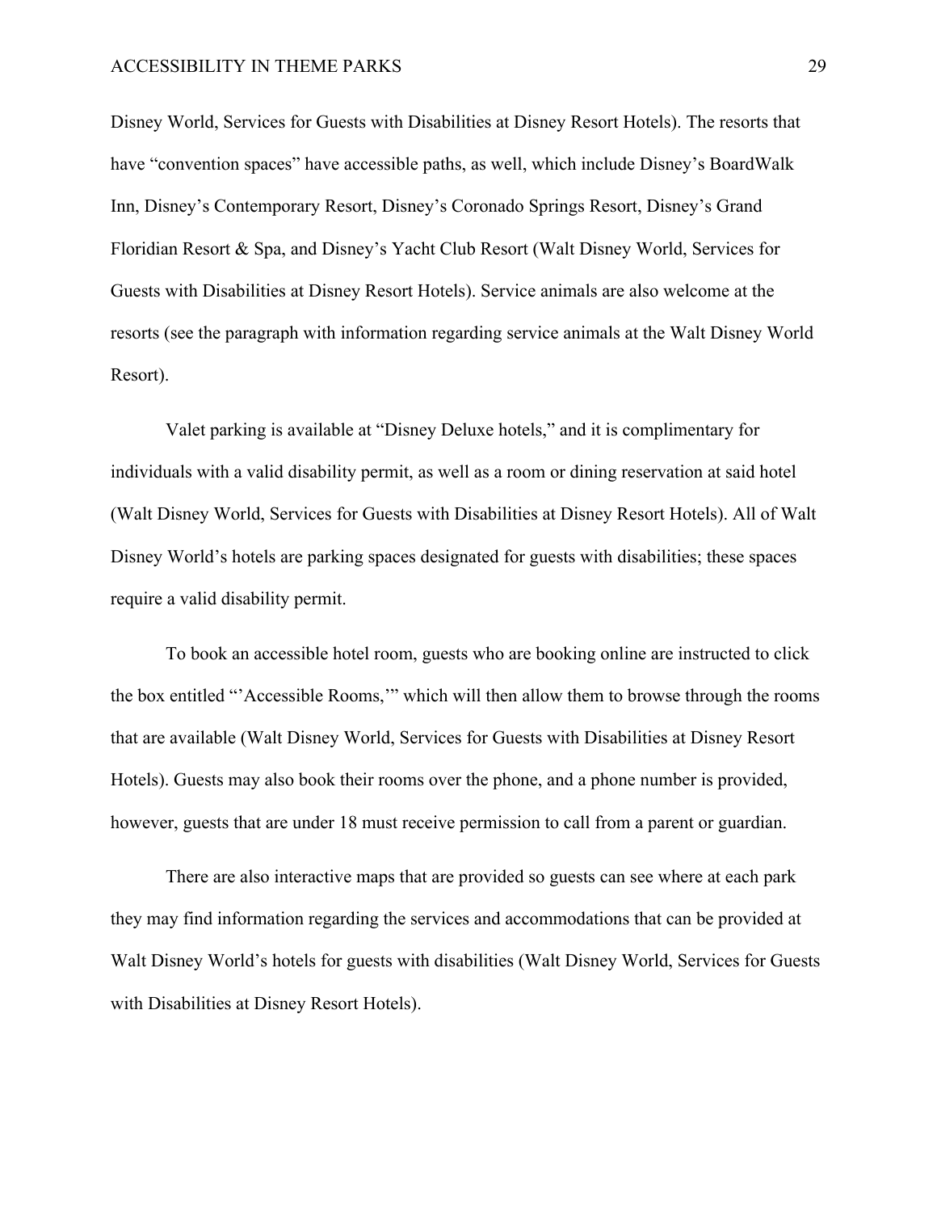Disney World, Services for Guests with Disabilities at Disney Resort Hotels). The resorts that have "convention spaces" have accessible paths, as well, which include Disney's BoardWalk Inn, Disney's Contemporary Resort, Disney's Coronado Springs Resort, Disney's Grand Floridian Resort & Spa, and Disney's Yacht Club Resort (Walt Disney World, Services for Guests with Disabilities at Disney Resort Hotels). Service animals are also welcome at the resorts (see the paragraph with information regarding service animals at the Walt Disney World Resort).

Valet parking is available at "Disney Deluxe hotels," and it is complimentary for individuals with a valid disability permit, as well as a room or dining reservation at said hotel (Walt Disney World, Services for Guests with Disabilities at Disney Resort Hotels). All of Walt Disney World's hotels are parking spaces designated for guests with disabilities; these spaces require a valid disability permit.

To book an accessible hotel room, guests who are booking online are instructed to click the box entitled "'Accessible Rooms,'" which will then allow them to browse through the rooms that are available (Walt Disney World, Services for Guests with Disabilities at Disney Resort Hotels). Guests may also book their rooms over the phone, and a phone number is provided, however, guests that are under 18 must receive permission to call from a parent or guardian.

There are also interactive maps that are provided so guests can see where at each park they may find information regarding the services and accommodations that can be provided at Walt Disney World's hotels for guests with disabilities (Walt Disney World, Services for Guests with Disabilities at Disney Resort Hotels).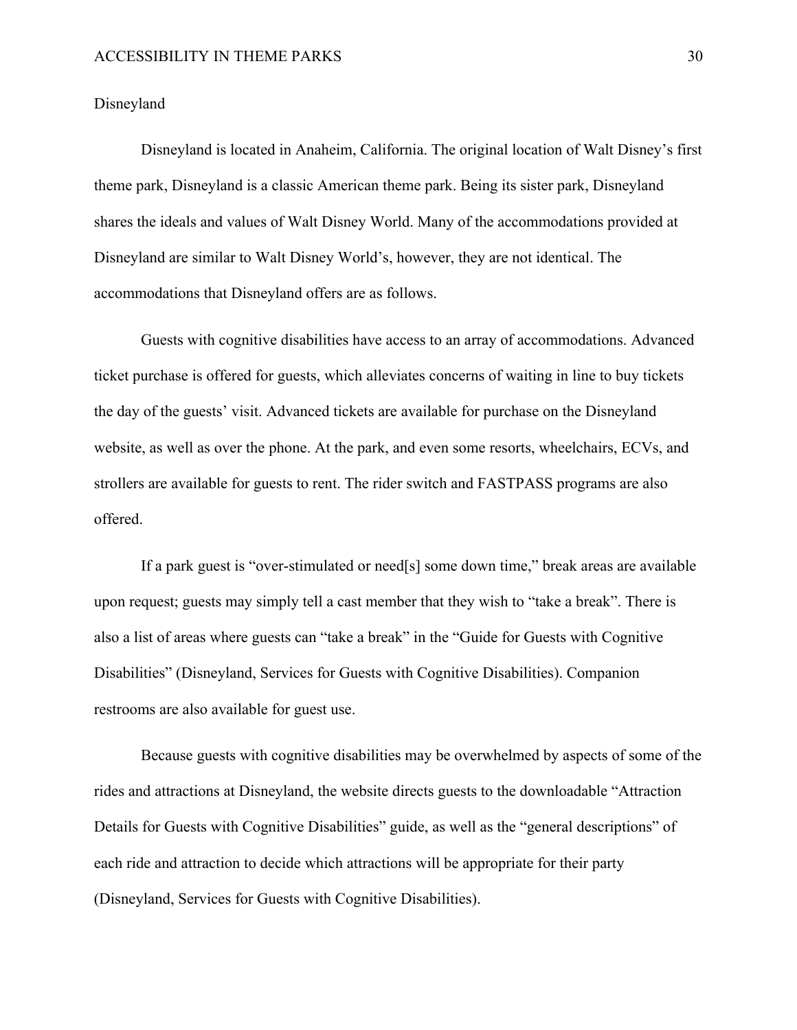## Disneyland

Disneyland is located in Anaheim, California. The original location of Walt Disney's first theme park, Disneyland is a classic American theme park. Being its sister park, Disneyland shares the ideals and values of Walt Disney World. Many of the accommodations provided at Disneyland are similar to Walt Disney World's, however, they are not identical. The accommodations that Disneyland offers are as follows.

Guests with cognitive disabilities have access to an array of accommodations. Advanced ticket purchase is offered for guests, which alleviates concerns of waiting in line to buy tickets the day of the guests' visit. Advanced tickets are available for purchase on the Disneyland website, as well as over the phone. At the park, and even some resorts, wheelchairs, ECVs, and strollers are available for guests to rent. The rider switch and FASTPASS programs are also offered.

If a park guest is "over-stimulated or need[s] some down time," break areas are available upon request; guests may simply tell a cast member that they wish to "take a break". There is also a list of areas where guests can "take a break" in the "Guide for Guests with Cognitive Disabilities" (Disneyland, Services for Guests with Cognitive Disabilities). Companion restrooms are also available for guest use.

Because guests with cognitive disabilities may be overwhelmed by aspects of some of the rides and attractions at Disneyland, the website directs guests to the downloadable "Attraction Details for Guests with Cognitive Disabilities" guide, as well as the "general descriptions" of each ride and attraction to decide which attractions will be appropriate for their party (Disneyland, Services for Guests with Cognitive Disabilities).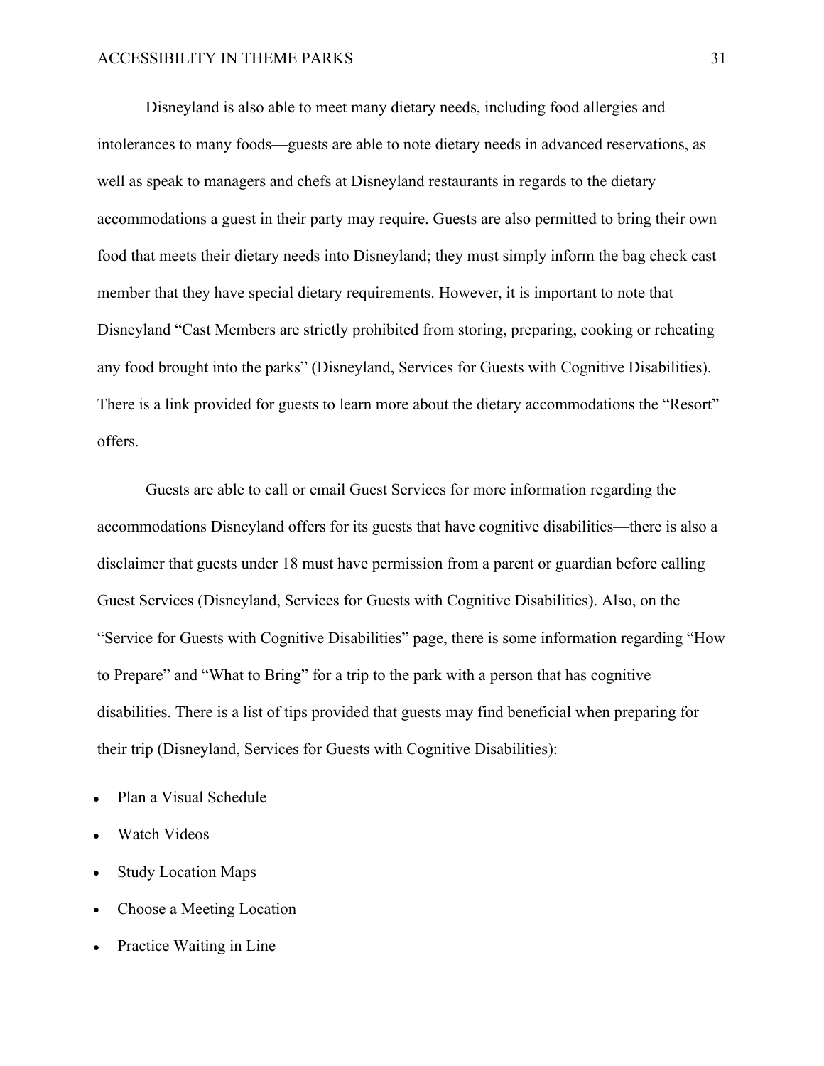Disneyland is also able to meet many dietary needs, including food allergies and intolerances to many foods—guests are able to note dietary needs in advanced reservations, as well as speak to managers and chefs at Disneyland restaurants in regards to the dietary accommodations a guest in their party may require. Guests are also permitted to bring their own food that meets their dietary needs into Disneyland; they must simply inform the bag check cast member that they have special dietary requirements. However, it is important to note that Disneyland "Cast Members are strictly prohibited from storing, preparing, cooking or reheating any food brought into the parks" (Disneyland, Services for Guests with Cognitive Disabilities). There is a link provided for guests to learn more about the dietary accommodations the "Resort" offers.

Guests are able to call or email Guest Services for more information regarding the accommodations Disneyland offers for its guests that have cognitive disabilities—there is also a disclaimer that guests under 18 must have permission from a parent or guardian before calling Guest Services (Disneyland, Services for Guests with Cognitive Disabilities). Also, on the "Service for Guests with Cognitive Disabilities" page, there is some information regarding "How to Prepare" and "What to Bring" for a trip to the park with a person that has cognitive disabilities. There is a list of tips provided that guests may find beneficial when preparing for their trip (Disneyland, Services for Guests with Cognitive Disabilities):

- Plan a Visual Schedule
- Watch Videos
- Study Location Maps
- Choose a Meeting Location
- Practice Waiting in Line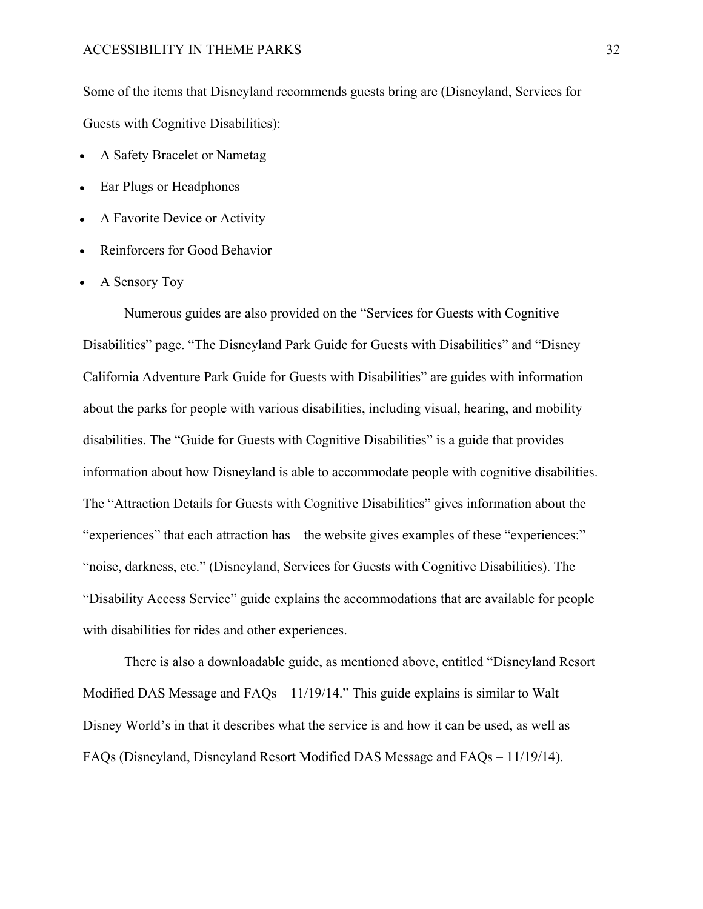Some of the items that Disneyland recommends guests bring are (Disneyland, Services for Guests with Cognitive Disabilities):

- A Safety Bracelet or Nametag
- Ear Plugs or Headphones
- A Favorite Device or Activity
- Reinforcers for Good Behavior
- A Sensory Toy

Numerous guides are also provided on the “Services for Guests with Cognitive Disabilities” page. “The Disneyland Park Guide for Guests with Disabilities” and “Disney California Adventure Park Guide for Guests with Disabilities” are guides with information about the parks for people with various disabilities, including visual, hearing, and mobility disabilities. The “Guide for Guests with Cognitive Disabilities” is a guide that provides information about how Disneyland is able to accommodate people with cognitive disabilities. The “Attraction Details for Guests with Cognitive Disabilities” gives information about the “experiences” that each attraction has—the website gives examples of these “experiences:” “noise, darkness, etc.” (Disneyland, Services for Guests with Cognitive Disabilities). The “Disability Access Service” guide explains the accommodations that are available for people with disabilities for rides and other experiences.

There is also a downloadable guide, as mentioned above, entitled “Disneyland Resort Modified DAS Message and FAQs – 11/19/14.” This guide explains is similar to Walt Disney World’s in that it describes what the service is and how it can be used, as well as FAQs (Disneyland, Disneyland Resort Modified DAS Message and FAQs – 11/19/14).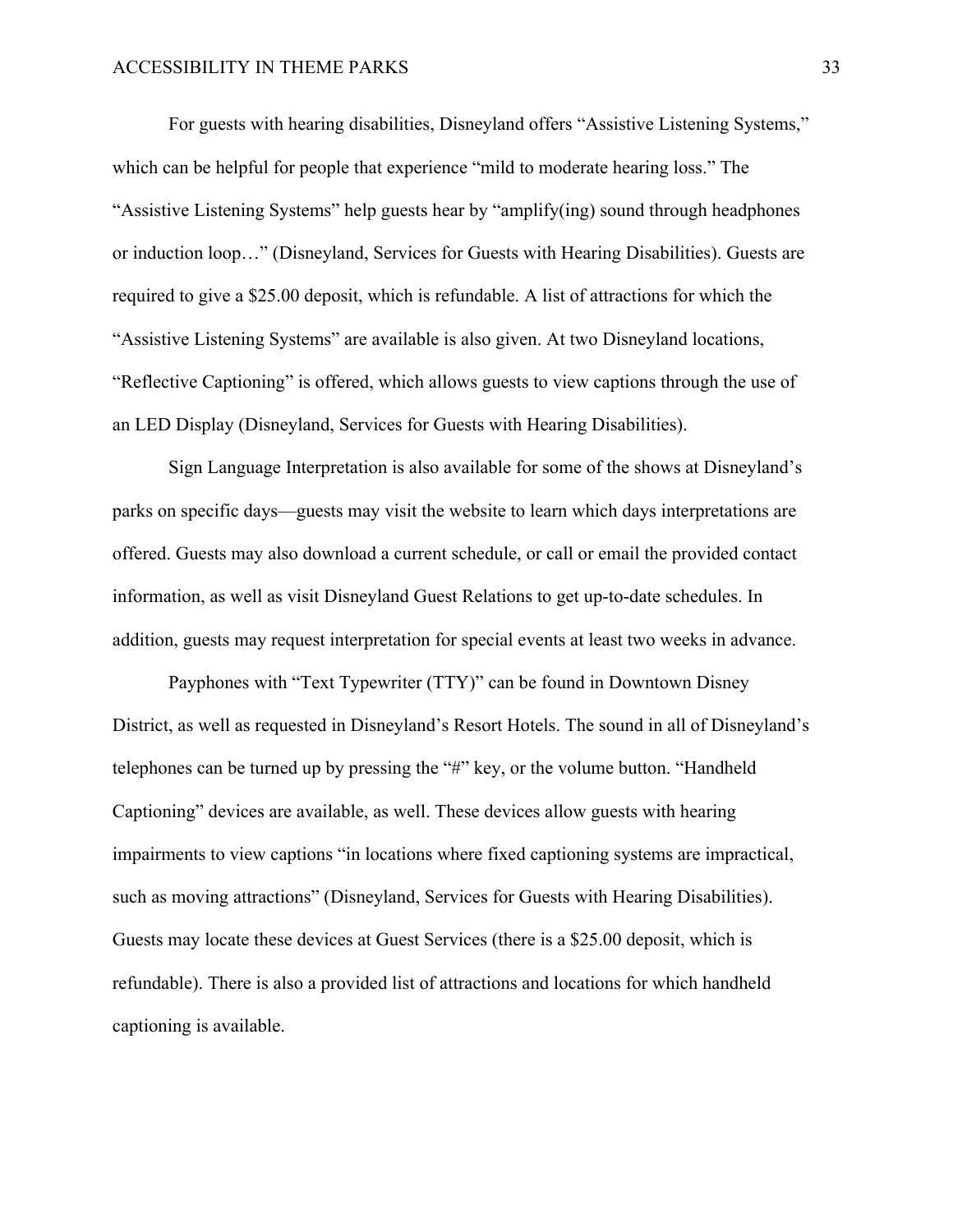For guests with hearing disabilities, Disneyland offers “Assistive Listening Systems,” which can be helpful for people that experience “mild to moderate hearing loss.” The “Assistive Listening Systems” help guests hear by “amplify(ing) sound through headphones or induction loop…” (Disneyland, Services for Guests with Hearing Disabilities). Guests are required to give a $25.00 deposit, which is refundable. A list of attractions for which the “Assistive Listening Systems” are available is also given. At two Disneyland locations, “Reflective Captioning” is offered, which allows guests to view captions through the use of an LED Display (Disneyland, Services for Guests with Hearing Disabilities).

Sign Language Interpretation is also available for some of the shows at Disneyland’s parks on specific days—guests may visit the website to learn which days interpretations are offered. Guests may also download a current schedule, or call or email the provided contact information, as well as visit Disneyland Guest Relations to get up-to-date schedules. In addition, guests may request interpretation for special events at least two weeks in advance.

Payphones with “Text Typewriter (TTY)” can be found in Downtown Disney District, as well as requested in Disneyland’s Resort Hotels. The sound in all of Disneyland’s telephones can be turned up by pressing the “#” key, or the volume button. “Handheld Captioning” devices are available, as well. These devices allow guests with hearing impairments to view captions “in locations where fixed captioning systems are impractical, such as moving attractions” (Disneyland, Services for Guests with Hearing Disabilities). Guests may locate these devices at Guest Services (there is a $25.00 deposit, which is refundable). There is also a provided list of attractions and locations for which handheld captioning is available.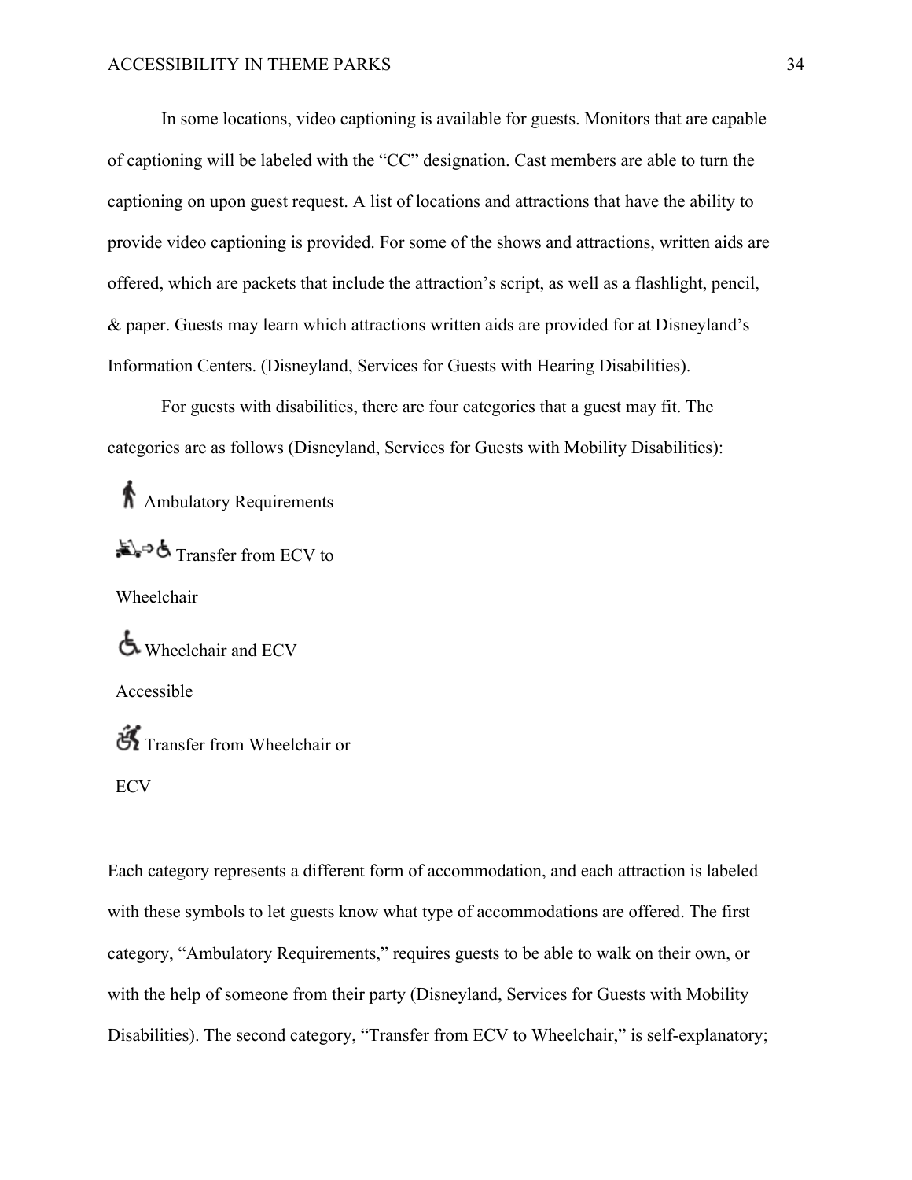In some locations, video captioning is available for guests. Monitors that are capable of captioning will be labeled with the "CC" designation. Cast members are able to turn the captioning on upon guest request. A list of locations and attractions that have the ability to provide video captioning is provided. For some of the shows and attractions, written aids are offered, which are packets that include the attraction's script, as well as a flashlight, pencil, & paper. Guests may learn which attractions written aids are provided for at Disneyland's Information Centers. (Disneyland, Services for Guests with Hearing Disabilities).

For guests with disabilities, there are four categories that a guest may fit. The categories are as follows (Disneyland, Services for Guests with Mobility Disabilities):

Ambulatory Requirements

Transfer from ECV to Wheelchair

Wheelchair and ECV Accessible

Transfer from Wheelchair or ECV

Each category represents a different form of accommodation, and each attraction is labeled with these symbols to let guests know what type of accommodations are offered. The first category, "Ambulatory Requirements," requires guests to be able to walk on their own, or with the help of someone from their party (Disneyland, Services for Guests with Mobility Disabilities). The second category, "Transfer from ECV to Wheelchair," is self-explanatory;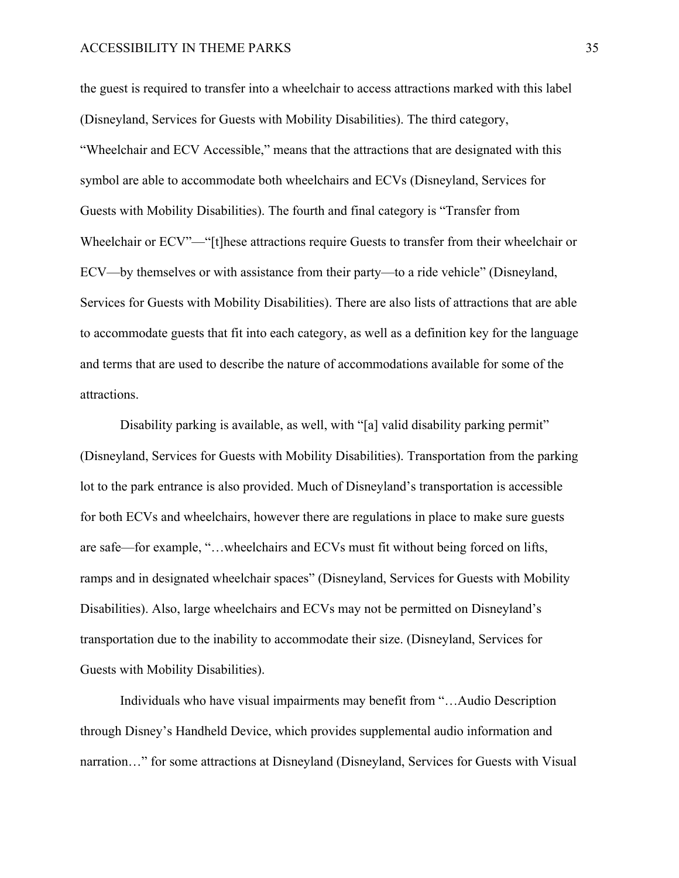the guest is required to transfer into a wheelchair to access attractions marked with this label (Disneyland, Services for Guests with Mobility Disabilities). The third category, “Wheelchair and ECV Accessible,” means that the attractions that are designated with this symbol are able to accommodate both wheelchairs and ECVs (Disneyland, Services for Guests with Mobility Disabilities). The fourth and final category is “Transfer from Wheelchair or ECV”—“[t]hese attractions require Guests to transfer from their wheelchair or ECV—by themselves or with assistance from their party—to a ride vehicle” (Disneyland, Services for Guests with Mobility Disabilities). There are also lists of attractions that are able to accommodate guests that fit into each category, as well as a definition key for the language and terms that are used to describe the nature of accommodations available for some of the attractions.

Disability parking is available, as well, with “[a] valid disability parking permit” (Disneyland, Services for Guests with Mobility Disabilities). Transportation from the parking lot to the park entrance is also provided. Much of Disneyland’s transportation is accessible for both ECVs and wheelchairs, however there are regulations in place to make sure guests are safe—for example, “…wheelchairs and ECVs must fit without being forced on lifts, ramps and in designated wheelchair spaces” (Disneyland, Services for Guests with Mobility Disabilities). Also, large wheelchairs and ECVs may not be permitted on Disneyland’s transportation due to the inability to accommodate their size. (Disneyland, Services for Guests with Mobility Disabilities).

Individuals who have visual impairments may benefit from “…Audio Description through Disney’s Handheld Device, which provides supplemental audio information and narration…” for some attractions at Disneyland (Disneyland, Services for Guests with Visual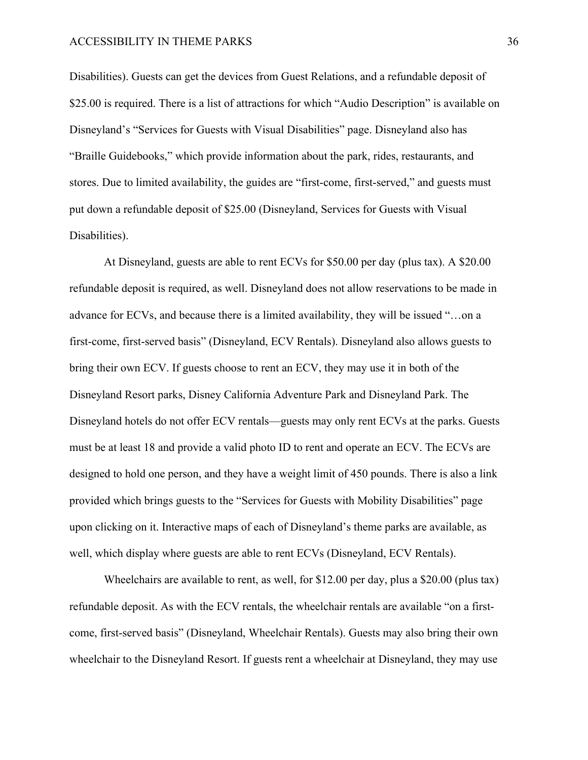Disabilities). Guests can get the devices from Guest Relations, and a refundable deposit of $25.00 is required. There is a list of attractions for which "Audio Description" is available on Disneyland's "Services for Guests with Visual Disabilities" page. Disneyland also has "Braille Guidebooks," which provide information about the park, rides, restaurants, and stores. Due to limited availability, the guides are "first-come, first-served," and guests must put down a refundable deposit of $25.00 (Disneyland, Services for Guests with Visual Disabilities).

At Disneyland, guests are able to rent ECVs for $50.00 per day (plus tax). A $20.00 refundable deposit is required, as well. Disneyland does not allow reservations to be made in advance for ECVs, and because there is a limited availability, they will be issued "…on a first-come, first-served basis" (Disneyland, ECV Rentals). Disneyland also allows guests to bring their own ECV. If guests choose to rent an ECV, they may use it in both of the Disneyland Resort parks, Disney California Adventure Park and Disneyland Park. The Disneyland hotels do not offer ECV rentals—guests may only rent ECVs at the parks. Guests must be at least 18 and provide a valid photo ID to rent and operate an ECV. The ECVs are designed to hold one person, and they have a weight limit of 450 pounds. There is also a link provided which brings guests to the "Services for Guests with Mobility Disabilities" page upon clicking on it. Interactive maps of each of Disneyland's theme parks are available, as well, which display where guests are able to rent ECVs (Disneyland, ECV Rentals).

Wheelchairs are available to rent, as well, for $12.00 per day, plus a $20.00 (plus tax) refundable deposit. As with the ECV rentals, the wheelchair rentals are available "on a first-come, first-served basis" (Disneyland, Wheelchair Rentals). Guests may also bring their own wheelchair to the Disneyland Resort. If guests rent a wheelchair at Disneyland, they may use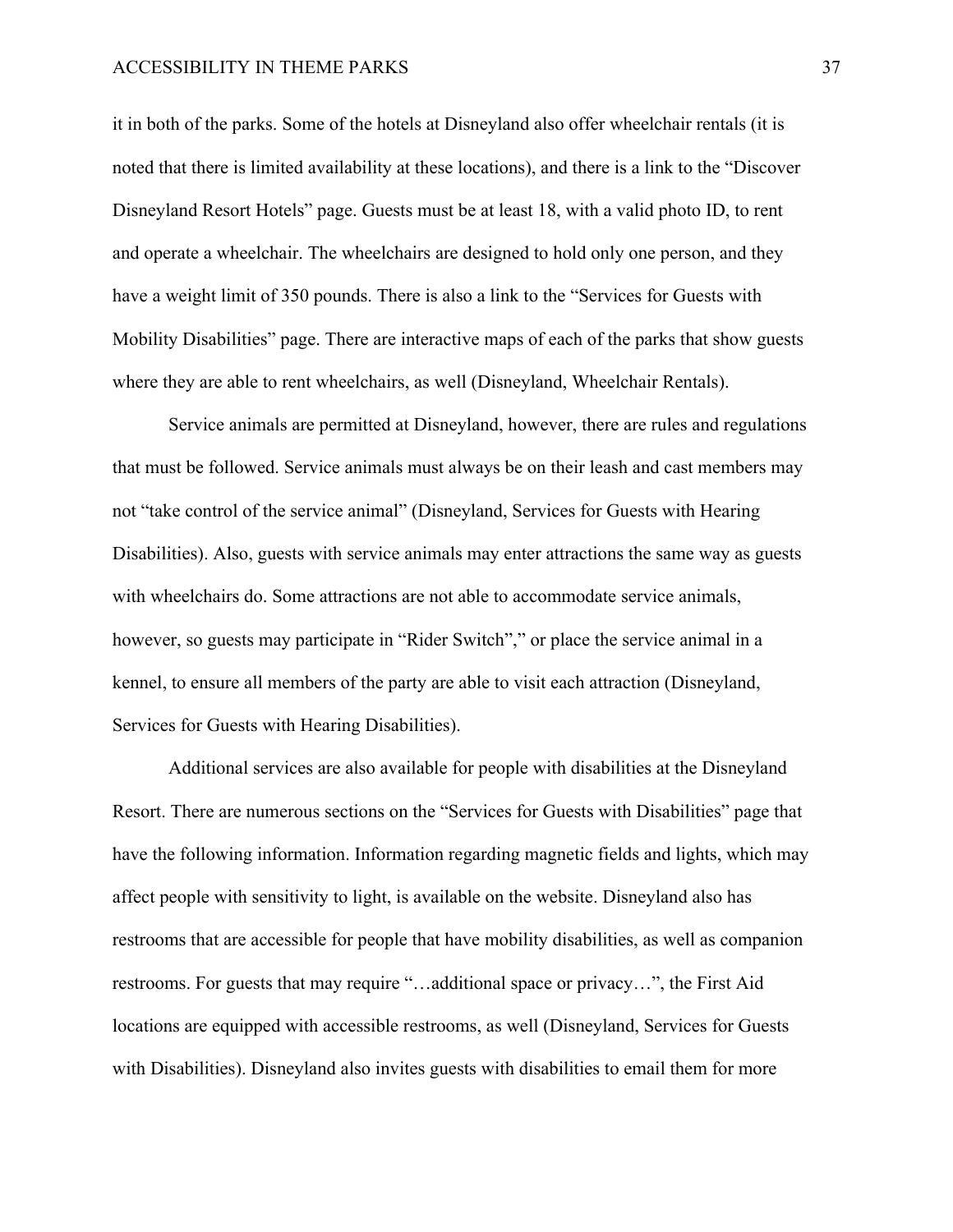it in both of the parks. Some of the hotels at Disneyland also offer wheelchair rentals (it is noted that there is limited availability at these locations), and there is a link to the "Discover Disneyland Resort Hotels" page. Guests must be at least 18, with a valid photo ID, to rent and operate a wheelchair. The wheelchairs are designed to hold only one person, and they have a weight limit of 350 pounds. There is also a link to the "Services for Guests with Mobility Disabilities" page. There are interactive maps of each of the parks that show guests where they are able to rent wheelchairs, as well (Disneyland, Wheelchair Rentals).

Service animals are permitted at Disneyland, however, there are rules and regulations that must be followed. Service animals must always be on their leash and cast members may not "take control of the service animal" (Disneyland, Services for Guests with Hearing Disabilities). Also, guests with service animals may enter attractions the same way as guests with wheelchairs do. Some attractions are not able to accommodate service animals, however, so guests may participate in "Rider Switch"," or place the service animal in a kennel, to ensure all members of the party are able to visit each attraction (Disneyland, Services for Guests with Hearing Disabilities).

Additional services are also available for people with disabilities at the Disneyland Resort. There are numerous sections on the "Services for Guests with Disabilities" page that have the following information. Information regarding magnetic fields and lights, which may affect people with sensitivity to light, is available on the website. Disneyland also has restrooms that are accessible for people that have mobility disabilities, as well as companion restrooms. For guests that may require "…additional space or privacy…", the First Aid locations are equipped with accessible restrooms, as well (Disneyland, Services for Guests with Disabilities). Disneyland also invites guests with disabilities to email them for more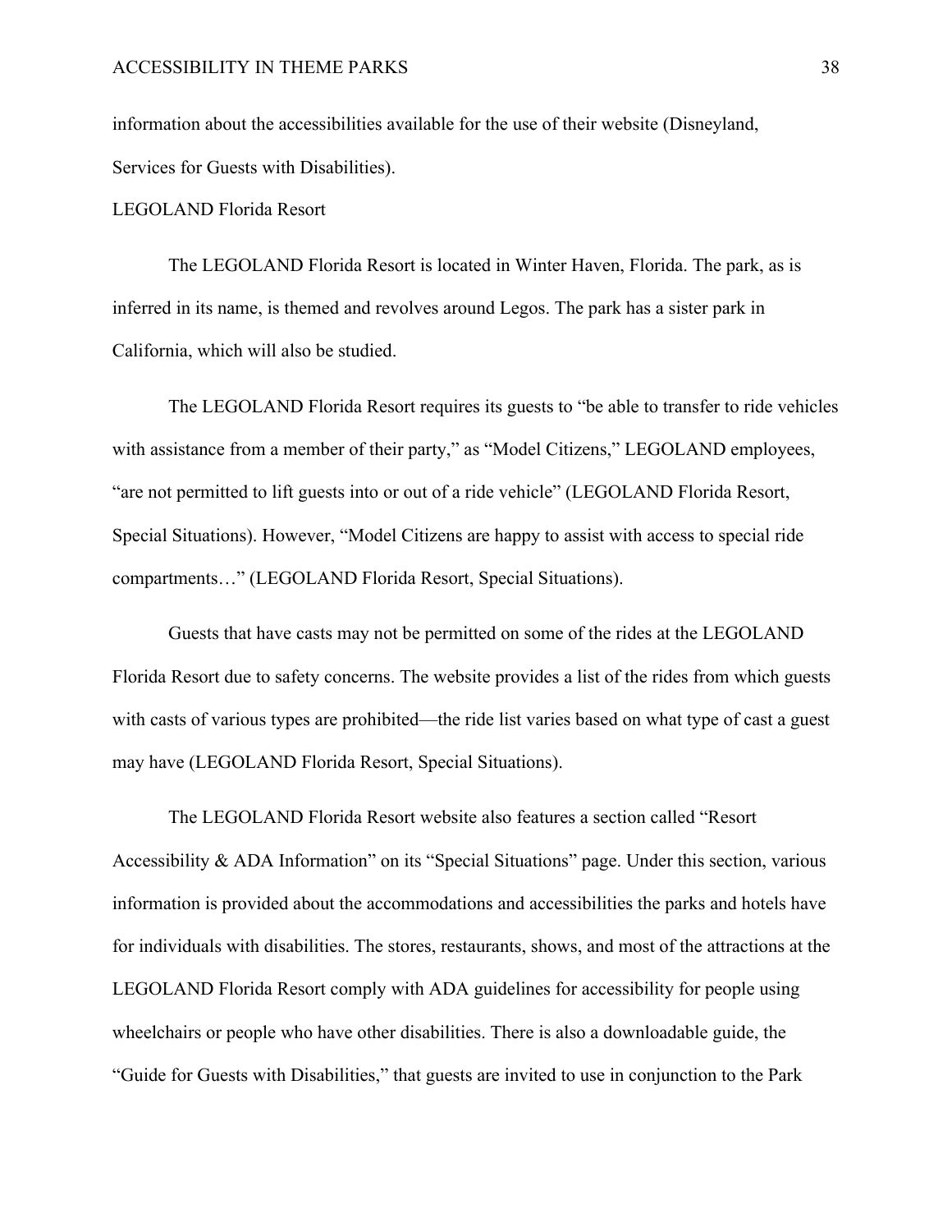information about the accessibilities available for the use of their website (Disneyland, Services for Guests with Disabilities).

## LEGOLAND Florida Resort

The LEGOLAND Florida Resort is located in Winter Haven, Florida. The park, as is inferred in its name, is themed and revolves around Legos. The park has a sister park in California, which will also be studied.

The LEGOLAND Florida Resort requires its guests to "be able to transfer to ride vehicles with assistance from a member of their party," as "Model Citizens," LEGOLAND employees, "are not permitted to lift guests into or out of a ride vehicle" (LEGOLAND Florida Resort, Special Situations). However, "Model Citizens are happy to assist with access to special ride compartments…" (LEGOLAND Florida Resort, Special Situations).

Guests that have casts may not be permitted on some of the rides at the LEGOLAND Florida Resort due to safety concerns. The website provides a list of the rides from which guests with casts of various types are prohibited—the ride list varies based on what type of cast a guest may have (LEGOLAND Florida Resort, Special Situations).

The LEGOLAND Florida Resort website also features a section called "Resort Accessibility & ADA Information" on its "Special Situations" page. Under this section, various information is provided about the accommodations and accessibilities the parks and hotels have for individuals with disabilities. The stores, restaurants, shows, and most of the attractions at the LEGOLAND Florida Resort comply with ADA guidelines for accessibility for people using wheelchairs or people who have other disabilities. There is also a downloadable guide, the "Guide for Guests with Disabilities," that guests are invited to use in conjunction to the Park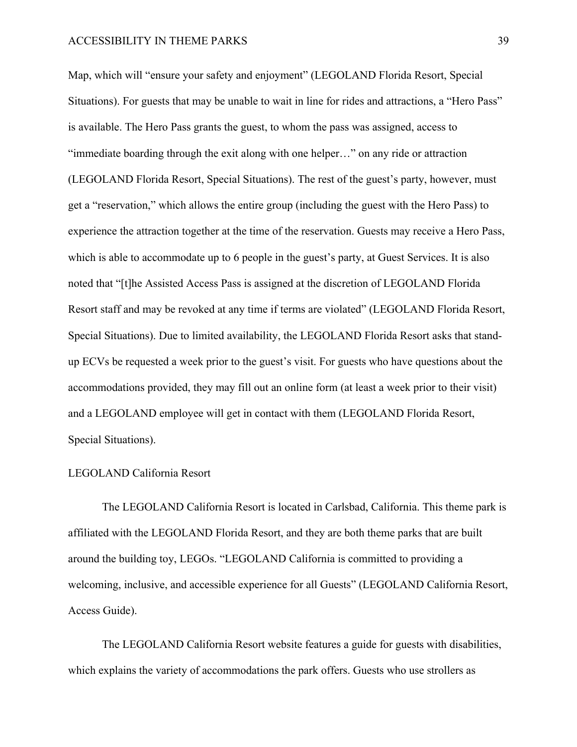Map, which will "ensure your safety and enjoyment" (LEGOLAND Florida Resort, Special Situations). For guests that may be unable to wait in line for rides and attractions, a "Hero Pass" is available. The Hero Pass grants the guest, to whom the pass was assigned, access to "immediate boarding through the exit along with one helper…" on any ride or attraction (LEGOLAND Florida Resort, Special Situations). The rest of the guest's party, however, must get a "reservation," which allows the entire group (including the guest with the Hero Pass) to experience the attraction together at the time of the reservation. Guests may receive a Hero Pass, which is able to accommodate up to 6 people in the guest's party, at Guest Services. It is also noted that "[t]he Assisted Access Pass is assigned at the discretion of LEGOLAND Florida Resort staff and may be revoked at any time if terms are violated" (LEGOLAND Florida Resort, Special Situations). Due to limited availability, the LEGOLAND Florida Resort asks that stand-up ECVs be requested a week prior to the guest's visit. For guests who have questions about the accommodations provided, they may fill out an online form (at least a week prior to their visit) and a LEGOLAND employee will get in contact with them (LEGOLAND Florida Resort, Special Situations).

## LEGOLAND California Resort

The LEGOLAND California Resort is located in Carlsbad, California. This theme park is affiliated with the LEGOLAND Florida Resort, and they are both theme parks that are built around the building toy, LEGOs. "LEGOLAND California is committed to providing a welcoming, inclusive, and accessible experience for all Guests" (LEGOLAND California Resort, Access Guide).

The LEGOLAND California Resort website features a guide for guests with disabilities, which explains the variety of accommodations the park offers. Guests who use strollers as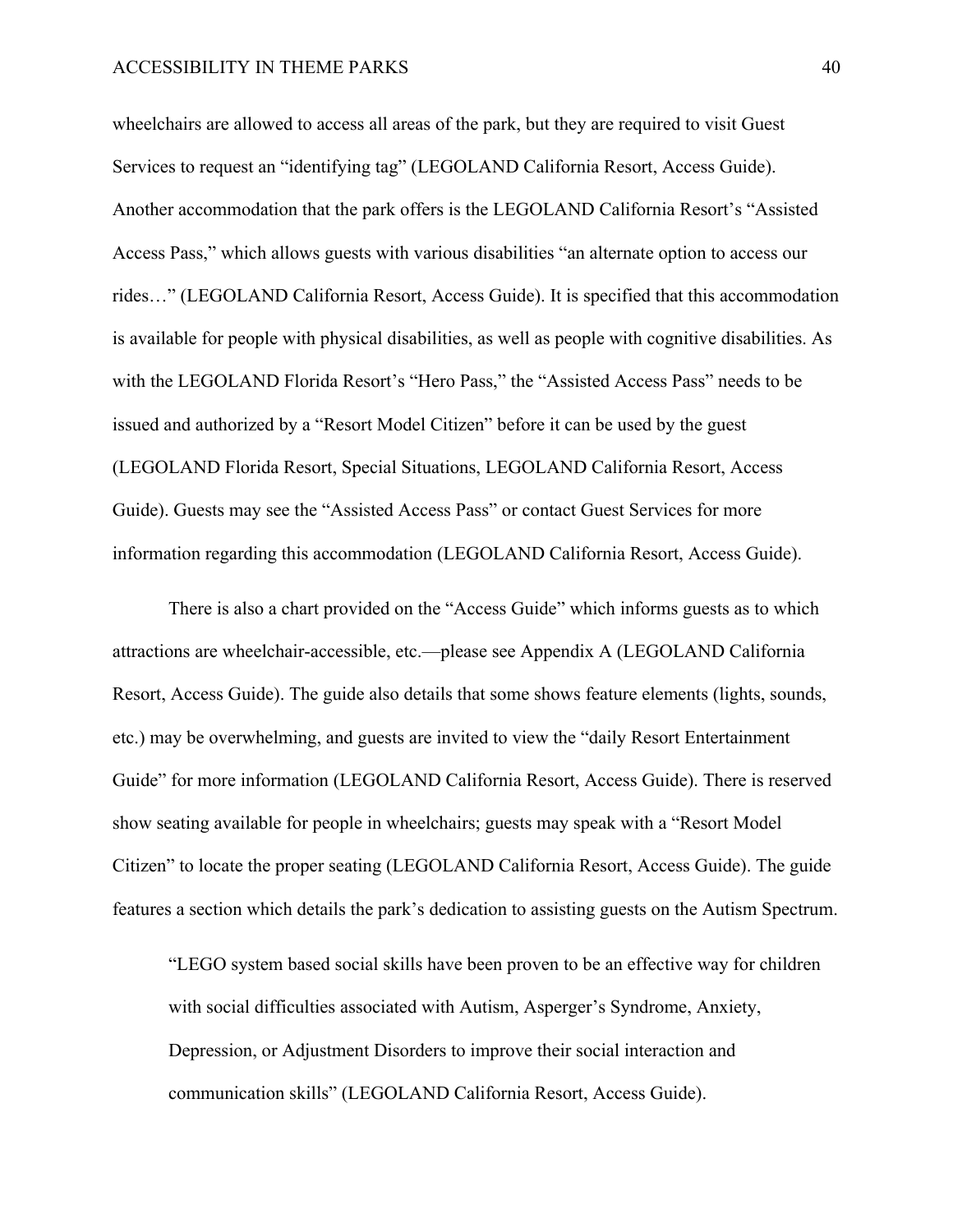wheelchairs are allowed to access all areas of the park, but they are required to visit Guest Services to request an "identifying tag" (LEGOLAND California Resort, Access Guide). Another accommodation that the park offers is the LEGOLAND California Resort's "Assisted Access Pass," which allows guests with various disabilities "an alternate option to access our rides…" (LEGOLAND California Resort, Access Guide). It is specified that this accommodation is available for people with physical disabilities, as well as people with cognitive disabilities. As with the LEGOLAND Florida Resort's "Hero Pass," the "Assisted Access Pass" needs to be issued and authorized by a "Resort Model Citizen" before it can be used by the guest (LEGOLAND Florida Resort, Special Situations, LEGOLAND California Resort, Access Guide). Guests may see the "Assisted Access Pass" or contact Guest Services for more information regarding this accommodation (LEGOLAND California Resort, Access Guide).

There is also a chart provided on the "Access Guide" which informs guests as to which attractions are wheelchair-accessible, etc.—please see Appendix A (LEGOLAND California Resort, Access Guide). The guide also details that some shows feature elements (lights, sounds, etc.) may be overwhelming, and guests are invited to view the "daily Resort Entertainment Guide" for more information (LEGOLAND California Resort, Access Guide). There is reserved show seating available for people in wheelchairs; guests may speak with a "Resort Model Citizen" to locate the proper seating (LEGOLAND California Resort, Access Guide). The guide features a section which details the park's dedication to assisting guests on the Autism Spectrum.

> "LEGO system based social skills have been proven to be an effective way for children with social difficulties associated with Autism, Asperger's Syndrome, Anxiety, Depression, or Adjustment Disorders to improve their social interaction and communication skills" (LEGOLAND California Resort, Access Guide).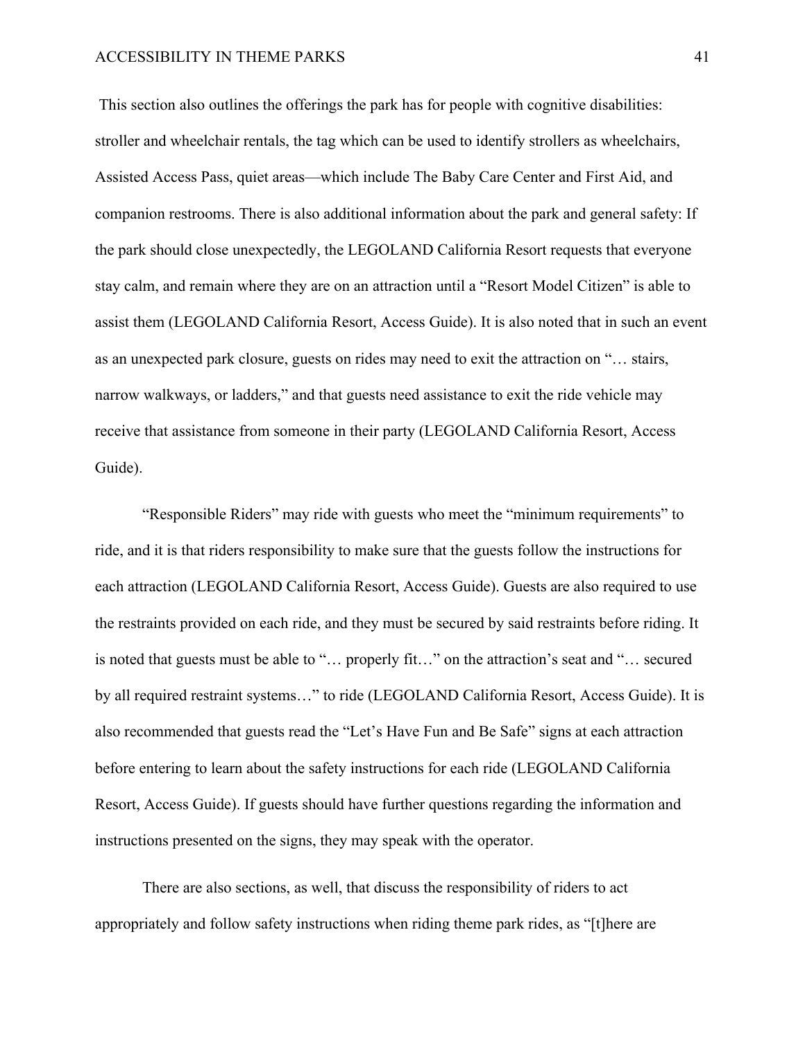This section also outlines the offerings the park has for people with cognitive disabilities: stroller and wheelchair rentals, the tag which can be used to identify strollers as wheelchairs, Assisted Access Pass, quiet areas—which include The Baby Care Center and First Aid, and companion restrooms. There is also additional information about the park and general safety: If the park should close unexpectedly, the LEGOLAND California Resort requests that everyone stay calm, and remain where they are on an attraction until a "Resort Model Citizen" is able to assist them (LEGOLAND California Resort, Access Guide). It is also noted that in such an event as an unexpected park closure, guests on rides may need to exit the attraction on "… stairs, narrow walkways, or ladders," and that guests need assistance to exit the ride vehicle may receive that assistance from someone in their party (LEGOLAND California Resort, Access Guide).

"Responsible Riders" may ride with guests who meet the "minimum requirements" to ride, and it is that riders responsibility to make sure that the guests follow the instructions for each attraction (LEGOLAND California Resort, Access Guide). Guests are also required to use the restraints provided on each ride, and they must be secured by said restraints before riding. It is noted that guests must be able to "… properly fit…" on the attraction's seat and "… secured by all required restraint systems…" to ride (LEGOLAND California Resort, Access Guide). It is also recommended that guests read the "Let's Have Fun and Be Safe" signs at each attraction before entering to learn about the safety instructions for each ride (LEGOLAND California Resort, Access Guide). If guests should have further questions regarding the information and instructions presented on the signs, they may speak with the operator.

There are also sections, as well, that discuss the responsibility of riders to act appropriately and follow safety instructions when riding theme park rides, as "[t]here are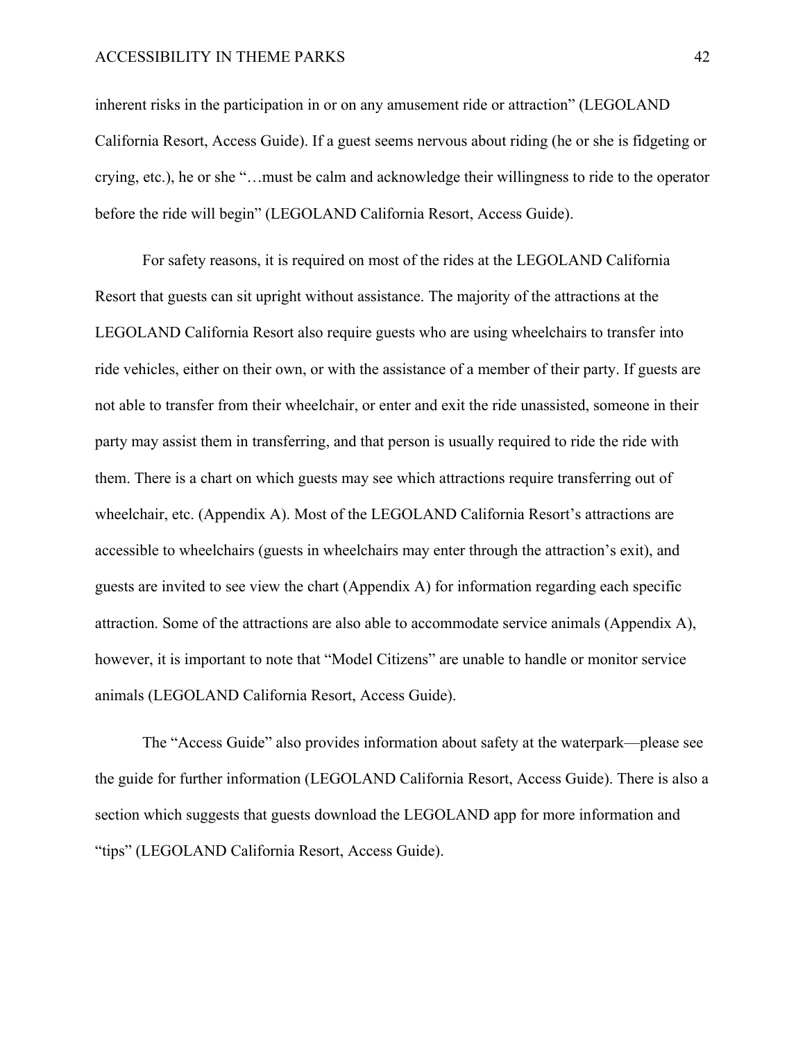inherent risks in the participation in or on any amusement ride or attraction" (LEGOLAND California Resort, Access Guide). If a guest seems nervous about riding (he or she is fidgeting or crying, etc.), he or she "…must be calm and acknowledge their willingness to ride to the operator before the ride will begin" (LEGOLAND California Resort, Access Guide).

For safety reasons, it is required on most of the rides at the LEGOLAND California Resort that guests can sit upright without assistance. The majority of the attractions at the LEGOLAND California Resort also require guests who are using wheelchairs to transfer into ride vehicles, either on their own, or with the assistance of a member of their party. If guests are not able to transfer from their wheelchair, or enter and exit the ride unassisted, someone in their party may assist them in transferring, and that person is usually required to ride the ride with them. There is a chart on which guests may see which attractions require transferring out of wheelchair, etc. (Appendix A). Most of the LEGOLAND California Resort's attractions are accessible to wheelchairs (guests in wheelchairs may enter through the attraction's exit), and guests are invited to see view the chart (Appendix A) for information regarding each specific attraction. Some of the attractions are also able to accommodate service animals (Appendix A), however, it is important to note that "Model Citizens" are unable to handle or monitor service animals (LEGOLAND California Resort, Access Guide).

The "Access Guide" also provides information about safety at the waterpark—please see the guide for further information (LEGOLAND California Resort, Access Guide). There is also a section which suggests that guests download the LEGOLAND app for more information and "tips" (LEGOLAND California Resort, Access Guide).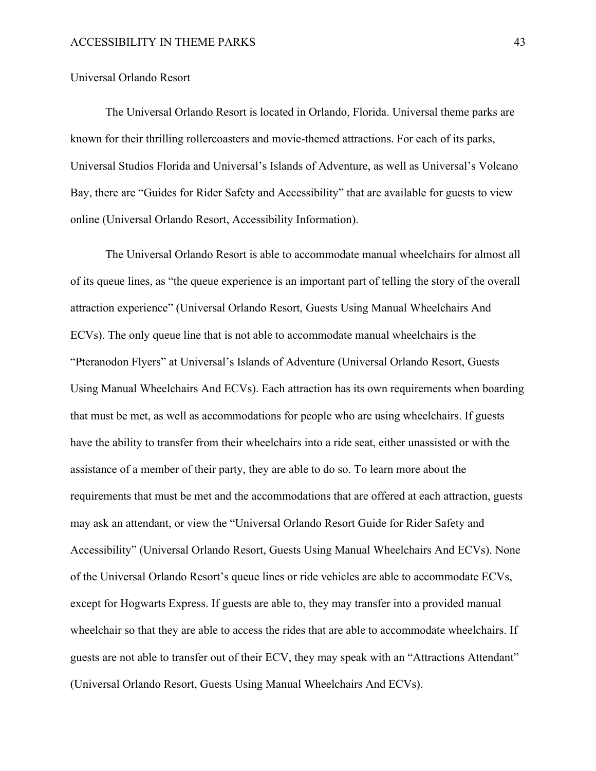Universal Orlando Resort

The Universal Orlando Resort is located in Orlando, Florida. Universal theme parks are known for their thrilling rollercoasters and movie-themed attractions. For each of its parks, Universal Studios Florida and Universal's Islands of Adventure, as well as Universal's Volcano Bay, there are "Guides for Rider Safety and Accessibility" that are available for guests to view online (Universal Orlando Resort, Accessibility Information).

The Universal Orlando Resort is able to accommodate manual wheelchairs for almost all of its queue lines, as "the queue experience is an important part of telling the story of the overall attraction experience" (Universal Orlando Resort, Guests Using Manual Wheelchairs And ECVs). The only queue line that is not able to accommodate manual wheelchairs is the "Pteranodon Flyers" at Universal's Islands of Adventure (Universal Orlando Resort, Guests Using Manual Wheelchairs And ECVs). Each attraction has its own requirements when boarding that must be met, as well as accommodations for people who are using wheelchairs. If guests have the ability to transfer from their wheelchairs into a ride seat, either unassisted or with the assistance of a member of their party, they are able to do so. To learn more about the requirements that must be met and the accommodations that are offered at each attraction, guests may ask an attendant, or view the "Universal Orlando Resort Guide for Rider Safety and Accessibility" (Universal Orlando Resort, Guests Using Manual Wheelchairs And ECVs). None of the Universal Orlando Resort's queue lines or ride vehicles are able to accommodate ECVs, except for Hogwarts Express. If guests are able to, they may transfer into a provided manual wheelchair so that they are able to access the rides that are able to accommodate wheelchairs. If guests are not able to transfer out of their ECV, they may speak with an "Attractions Attendant" (Universal Orlando Resort, Guests Using Manual Wheelchairs And ECVs).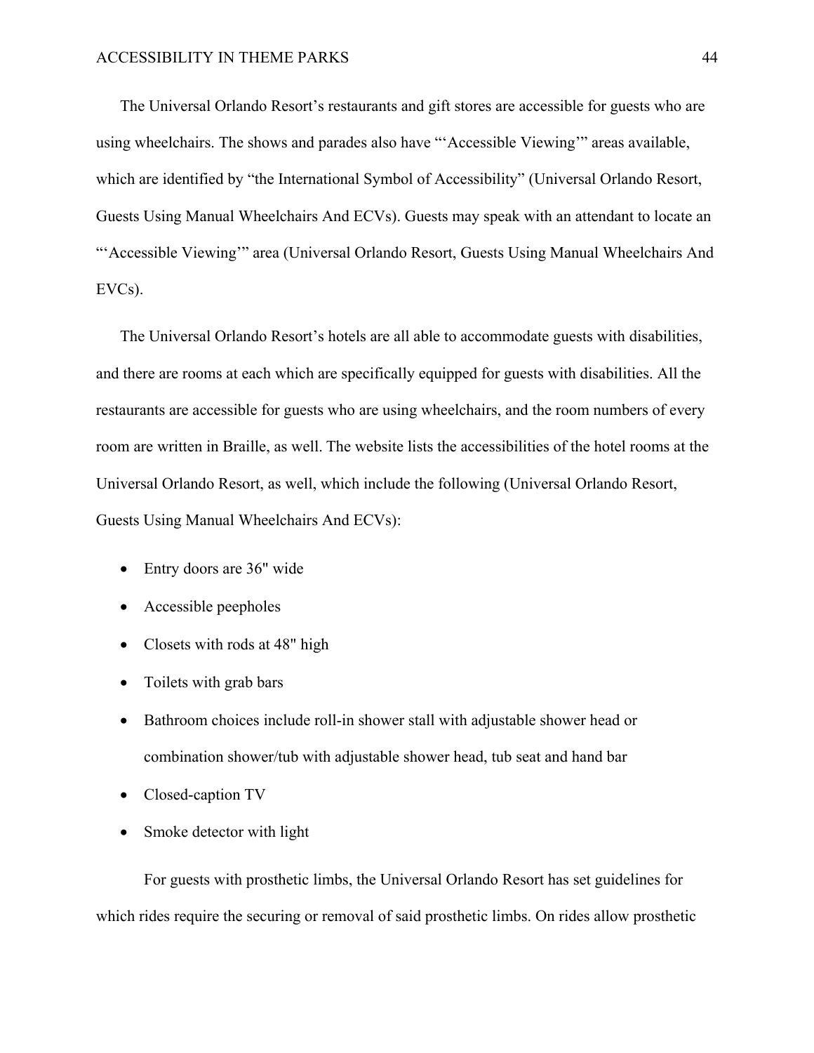The Universal Orlando Resort's restaurants and gift stores are accessible for guests who are using wheelchairs. The shows and parades also have "'Accessible Viewing'" areas available, which are identified by "the International Symbol of Accessibility" (Universal Orlando Resort, Guests Using Manual Wheelchairs And ECVs). Guests may speak with an attendant to locate an "'Accessible Viewing'" area (Universal Orlando Resort, Guests Using Manual Wheelchairs And EVCs).

The Universal Orlando Resort's hotels are all able to accommodate guests with disabilities, and there are rooms at each which are specifically equipped for guests with disabilities. All the restaurants are accessible for guests who are using wheelchairs, and the room numbers of every room are written in Braille, as well. The website lists the accessibilities of the hotel rooms at the Universal Orlando Resort, as well, which include the following (Universal Orlando Resort, Guests Using Manual Wheelchairs And ECVs):

- Entry doors are 36" wide
- Accessible peepholes
- Closets with rods at 48" high
- Toilets with grab bars
- Bathroom choices include roll-in shower stall with adjustable shower head or combination shower/tub with adjustable shower head, tub seat and hand bar
- Closed-caption TV
- Smoke detector with light

For guests with prosthetic limbs, the Universal Orlando Resort has set guidelines for which rides require the securing or removal of said prosthetic limbs. On rides allow prosthetic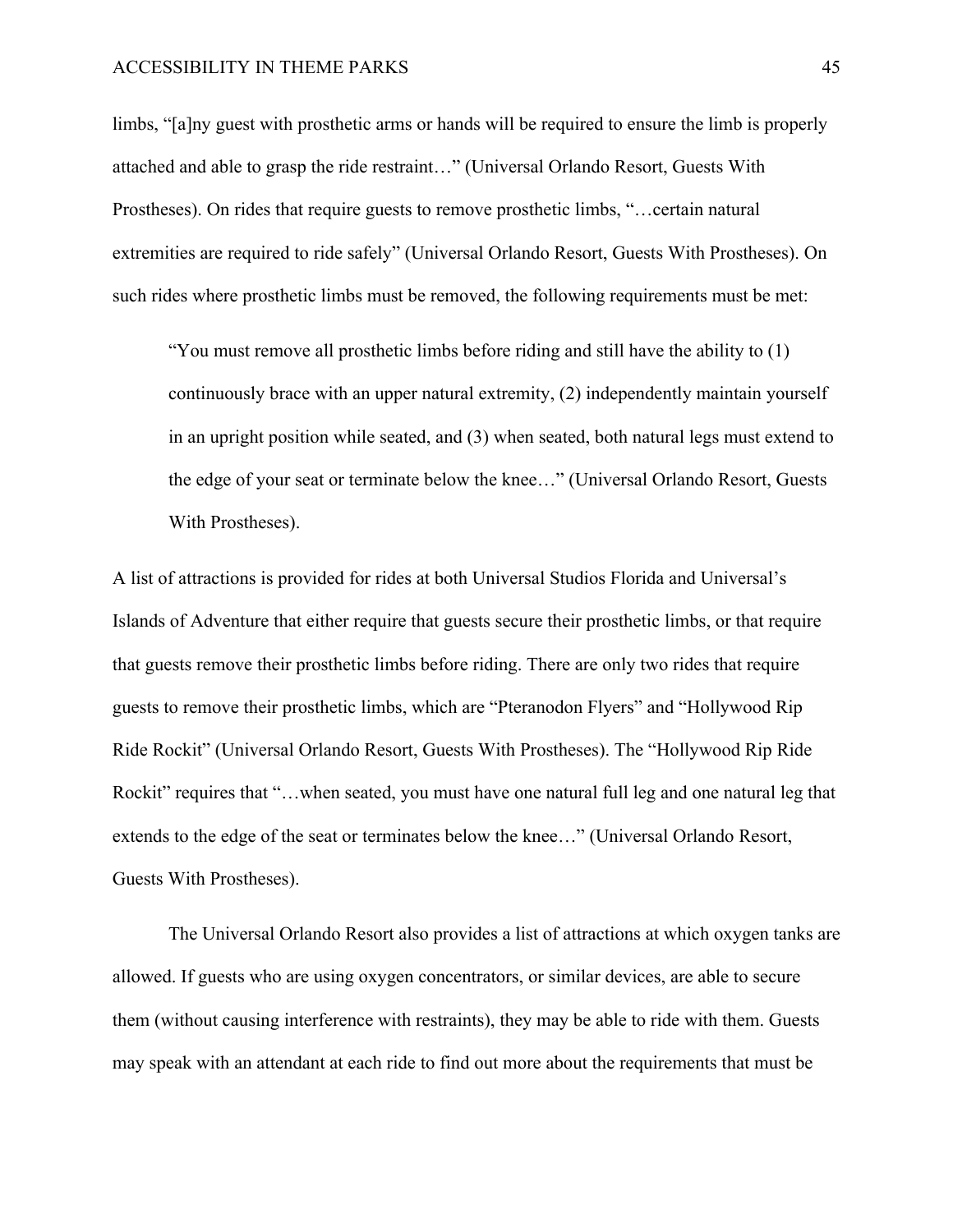limbs, "[a]ny guest with prosthetic arms or hands will be required to ensure the limb is properly attached and able to grasp the ride restraint…" (Universal Orlando Resort, Guests With Prostheses). On rides that require guests to remove prosthetic limbs, "…certain natural extremities are required to ride safely" (Universal Orlando Resort, Guests With Prostheses). On such rides where prosthetic limbs must be removed, the following requirements must be met:

> "You must remove all prosthetic limbs before riding and still have the ability to (1) continuously brace with an upper natural extremity, (2) independently maintain yourself in an upright position while seated, and (3) when seated, both natural legs must extend to the edge of your seat or terminate below the knee…" (Universal Orlando Resort, Guests With Prostheses).

A list of attractions is provided for rides at both Universal Studios Florida and Universal's Islands of Adventure that either require that guests secure their prosthetic limbs, or that require that guests remove their prosthetic limbs before riding. There are only two rides that require guests to remove their prosthetic limbs, which are "Pteranodon Flyers" and "Hollywood Rip Ride Rockit" (Universal Orlando Resort, Guests With Prostheses). The "Hollywood Rip Ride Rockit" requires that "…when seated, you must have one natural full leg and one natural leg that extends to the edge of the seat or terminates below the knee…" (Universal Orlando Resort, Guests With Prostheses).

The Universal Orlando Resort also provides a list of attractions at which oxygen tanks are allowed. If guests who are using oxygen concentrators, or similar devices, are able to secure them (without causing interference with restraints), they may be able to ride with them. Guests may speak with an attendant at each ride to find out more about the requirements that must be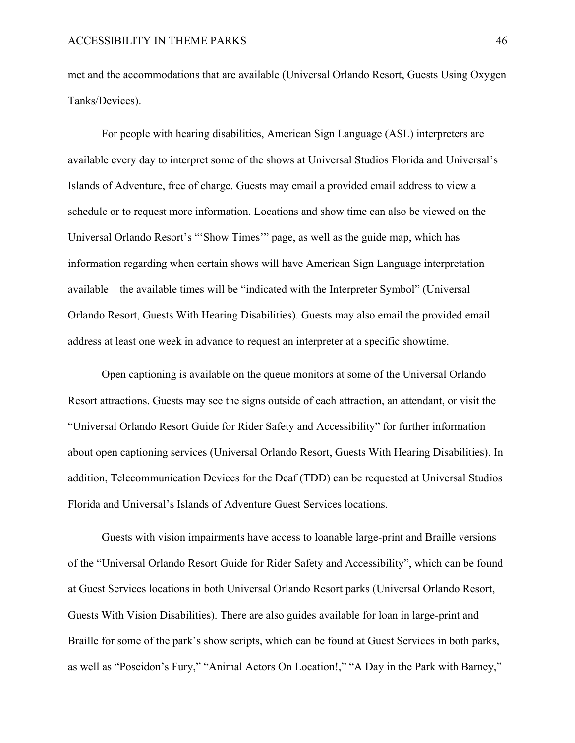met and the accommodations that are available (Universal Orlando Resort, Guests Using Oxygen Tanks/Devices).

For people with hearing disabilities, American Sign Language (ASL) interpreters are available every day to interpret some of the shows at Universal Studios Florida and Universal's Islands of Adventure, free of charge. Guests may email a provided email address to view a schedule or to request more information. Locations and show time can also be viewed on the Universal Orlando Resort's "'Show Times'" page, as well as the guide map, which has information regarding when certain shows will have American Sign Language interpretation available—the available times will be "indicated with the Interpreter Symbol" (Universal Orlando Resort, Guests With Hearing Disabilities). Guests may also email the provided email address at least one week in advance to request an interpreter at a specific showtime.

Open captioning is available on the queue monitors at some of the Universal Orlando Resort attractions. Guests may see the signs outside of each attraction, an attendant, or visit the "Universal Orlando Resort Guide for Rider Safety and Accessibility" for further information about open captioning services (Universal Orlando Resort, Guests With Hearing Disabilities). In addition, Telecommunication Devices for the Deaf (TDD) can be requested at Universal Studios Florida and Universal's Islands of Adventure Guest Services locations.

Guests with vision impairments have access to loanable large-print and Braille versions of the "Universal Orlando Resort Guide for Rider Safety and Accessibility", which can be found at Guest Services locations in both Universal Orlando Resort parks (Universal Orlando Resort, Guests With Vision Disabilities). There are also guides available for loan in large-print and Braille for some of the park's show scripts, which can be found at Guest Services in both parks, as well as "Poseidon's Fury," "Animal Actors On Location!," "A Day in the Park with Barney,"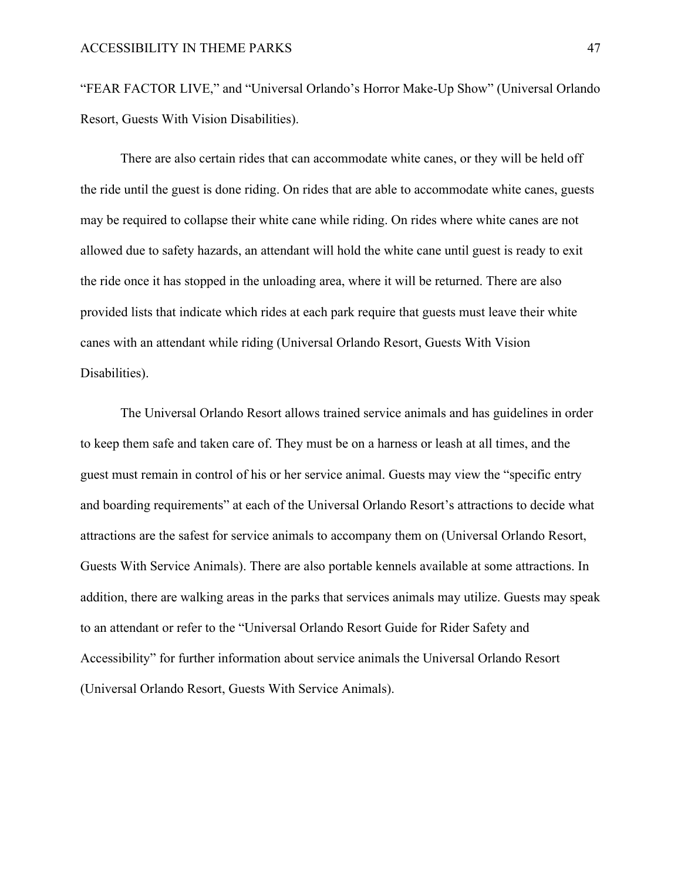“FEAR FACTOR LIVE,” and “Universal Orlando’s Horror Make-Up Show” (Universal Orlando Resort, Guests With Vision Disabilities).

There are also certain rides that can accommodate white canes, or they will be held off the ride until the guest is done riding. On rides that are able to accommodate white canes, guests may be required to collapse their white cane while riding. On rides where white canes are not allowed due to safety hazards, an attendant will hold the white cane until guest is ready to exit the ride once it has stopped in the unloading area, where it will be returned. There are also provided lists that indicate which rides at each park require that guests must leave their white canes with an attendant while riding (Universal Orlando Resort, Guests With Vision Disabilities).

The Universal Orlando Resort allows trained service animals and has guidelines in order to keep them safe and taken care of. They must be on a harness or leash at all times, and the guest must remain in control of his or her service animal. Guests may view the “specific entry and boarding requirements” at each of the Universal Orlando Resort’s attractions to decide what attractions are the safest for service animals to accompany them on (Universal Orlando Resort, Guests With Service Animals). There are also portable kennels available at some attractions. In addition, there are walking areas in the parks that services animals may utilize. Guests may speak to an attendant or refer to the “Universal Orlando Resort Guide for Rider Safety and Accessibility” for further information about service animals the Universal Orlando Resort (Universal Orlando Resort, Guests With Service Animals).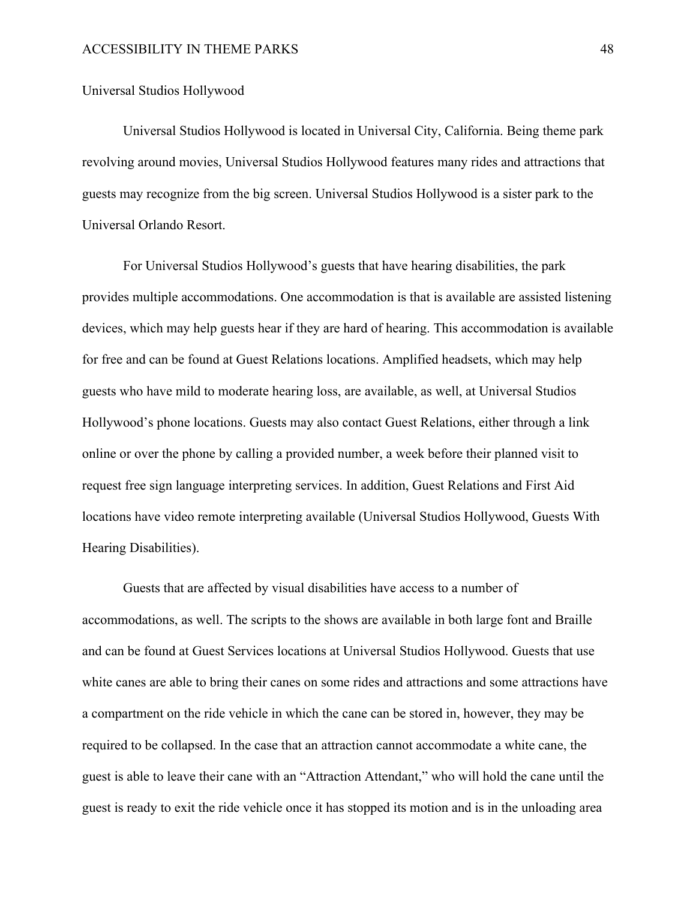Universal Studios Hollywood

Universal Studios Hollywood is located in Universal City, California. Being theme park revolving around movies, Universal Studios Hollywood features many rides and attractions that guests may recognize from the big screen. Universal Studios Hollywood is a sister park to the Universal Orlando Resort.

For Universal Studios Hollywood's guests that have hearing disabilities, the park provides multiple accommodations. One accommodation is that is available are assisted listening devices, which may help guests hear if they are hard of hearing. This accommodation is available for free and can be found at Guest Relations locations. Amplified headsets, which may help guests who have mild to moderate hearing loss, are available, as well, at Universal Studios Hollywood's phone locations. Guests may also contact Guest Relations, either through a link online or over the phone by calling a provided number, a week before their planned visit to request free sign language interpreting services. In addition, Guest Relations and First Aid locations have video remote interpreting available (Universal Studios Hollywood, Guests With Hearing Disabilities).

Guests that are affected by visual disabilities have access to a number of accommodations, as well. The scripts to the shows are available in both large font and Braille and can be found at Guest Services locations at Universal Studios Hollywood. Guests that use white canes are able to bring their canes on some rides and attractions and some attractions have a compartment on the ride vehicle in which the cane can be stored in, however, they may be required to be collapsed. In the case that an attraction cannot accommodate a white cane, the guest is able to leave their cane with an "Attraction Attendant," who will hold the cane until the guest is ready to exit the ride vehicle once it has stopped its motion and is in the unloading area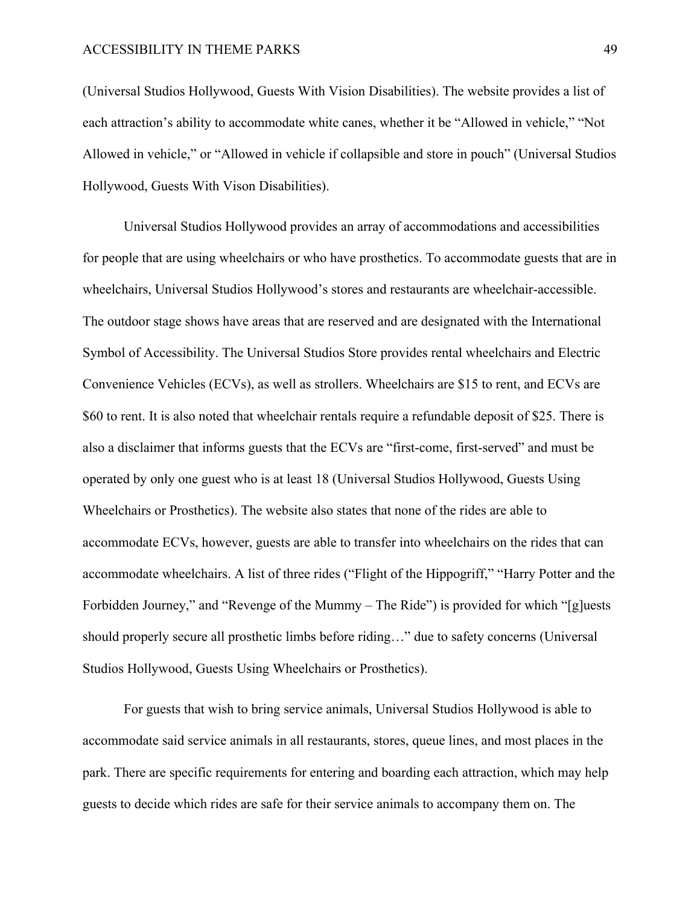(Universal Studios Hollywood, Guests With Vision Disabilities). The website provides a list of each attraction's ability to accommodate white canes, whether it be "Allowed in vehicle," "Not Allowed in vehicle," or "Allowed in vehicle if collapsible and store in pouch" (Universal Studios Hollywood, Guests With Vison Disabilities).

Universal Studios Hollywood provides an array of accommodations and accessibilities for people that are using wheelchairs or who have prosthetics. To accommodate guests that are in wheelchairs, Universal Studios Hollywood's stores and restaurants are wheelchair-accessible. The outdoor stage shows have areas that are reserved and are designated with the International Symbol of Accessibility. The Universal Studios Store provides rental wheelchairs and Electric Convenience Vehicles (ECVs), as well as strollers. Wheelchairs are $15 to rent, and ECVs are $60 to rent. It is also noted that wheelchair rentals require a refundable deposit of $25. There is also a disclaimer that informs guests that the ECVs are "first-come, first-served" and must be operated by only one guest who is at least 18 (Universal Studios Hollywood, Guests Using Wheelchairs or Prosthetics). The website also states that none of the rides are able to accommodate ECVs, however, guests are able to transfer into wheelchairs on the rides that can accommodate wheelchairs. A list of three rides ("Flight of the Hippogriff," "Harry Potter and the Forbidden Journey," and "Revenge of the Mummy – The Ride") is provided for which "[g]uests should properly secure all prosthetic limbs before riding…" due to safety concerns (Universal Studios Hollywood, Guests Using Wheelchairs or Prosthetics).

For guests that wish to bring service animals, Universal Studios Hollywood is able to accommodate said service animals in all restaurants, stores, queue lines, and most places in the park. There are specific requirements for entering and boarding each attraction, which may help guests to decide which rides are safe for their service animals to accompany them on. The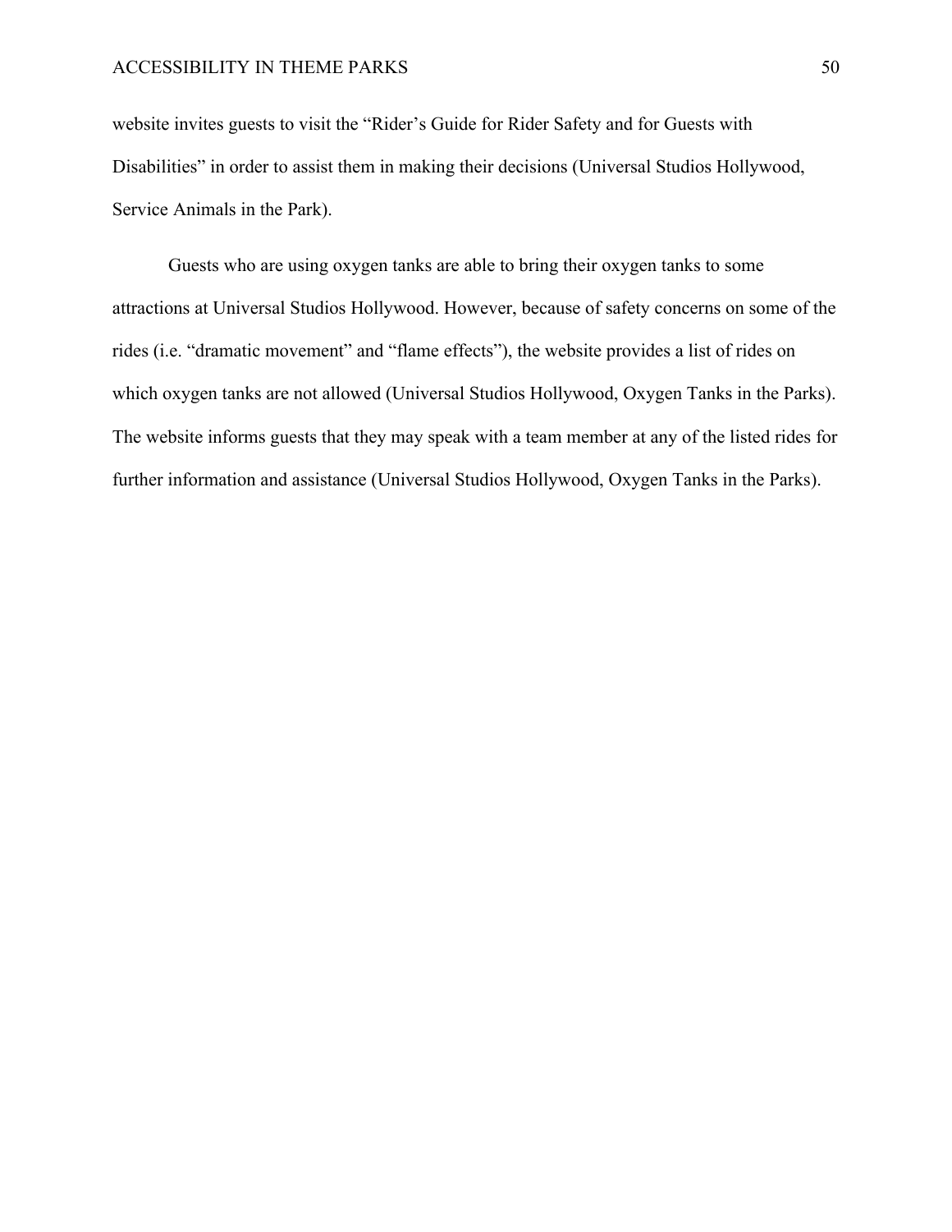website invites guests to visit the “Rider’s Guide for Rider Safety and for Guests with Disabilities” in order to assist them in making their decisions (Universal Studios Hollywood, Service Animals in the Park).

Guests who are using oxygen tanks are able to bring their oxygen tanks to some attractions at Universal Studios Hollywood. However, because of safety concerns on some of the rides (i.e. “dramatic movement” and “flame effects”), the website provides a list of rides on which oxygen tanks are not allowed (Universal Studios Hollywood, Oxygen Tanks in the Parks). The website informs guests that they may speak with a team member at any of the listed rides for further information and assistance (Universal Studios Hollywood, Oxygen Tanks in the Parks).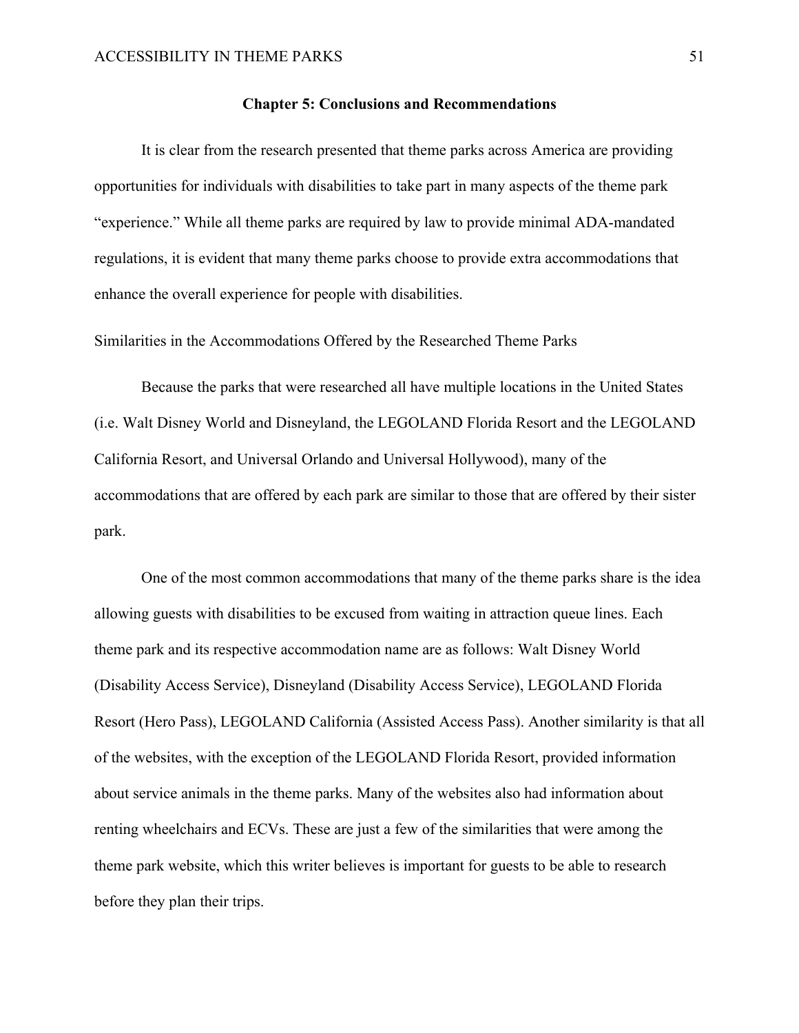# Chapter 5: Conclusions and Recommendations

It is clear from the research presented that theme parks across America are providing opportunities for individuals with disabilities to take part in many aspects of the theme park "experience." While all theme parks are required by law to provide minimal ADA-mandated regulations, it is evident that many theme parks choose to provide extra accommodations that enhance the overall experience for people with disabilities.

## Similarities in the Accommodations Offered by the Researched Theme Parks

Because the parks that were researched all have multiple locations in the United States (i.e. Walt Disney World and Disneyland, the LEGOLAND Florida Resort and the LEGOLAND California Resort, and Universal Orlando and Universal Hollywood), many of the accommodations that are offered by each park are similar to those that are offered by their sister park.

One of the most common accommodations that many of the theme parks share is the idea allowing guests with disabilities to be excused from waiting in attraction queue lines. Each theme park and its respective accommodation name are as follows: Walt Disney World (Disability Access Service), Disneyland (Disability Access Service), LEGOLAND Florida Resort (Hero Pass), LEGOLAND California (Assisted Access Pass). Another similarity is that all of the websites, with the exception of the LEGOLAND Florida Resort, provided information about service animals in the theme parks. Many of the websites also had information about renting wheelchairs and ECVs. These are just a few of the similarities that were among the theme park website, which this writer believes is important for guests to be able to research before they plan their trips.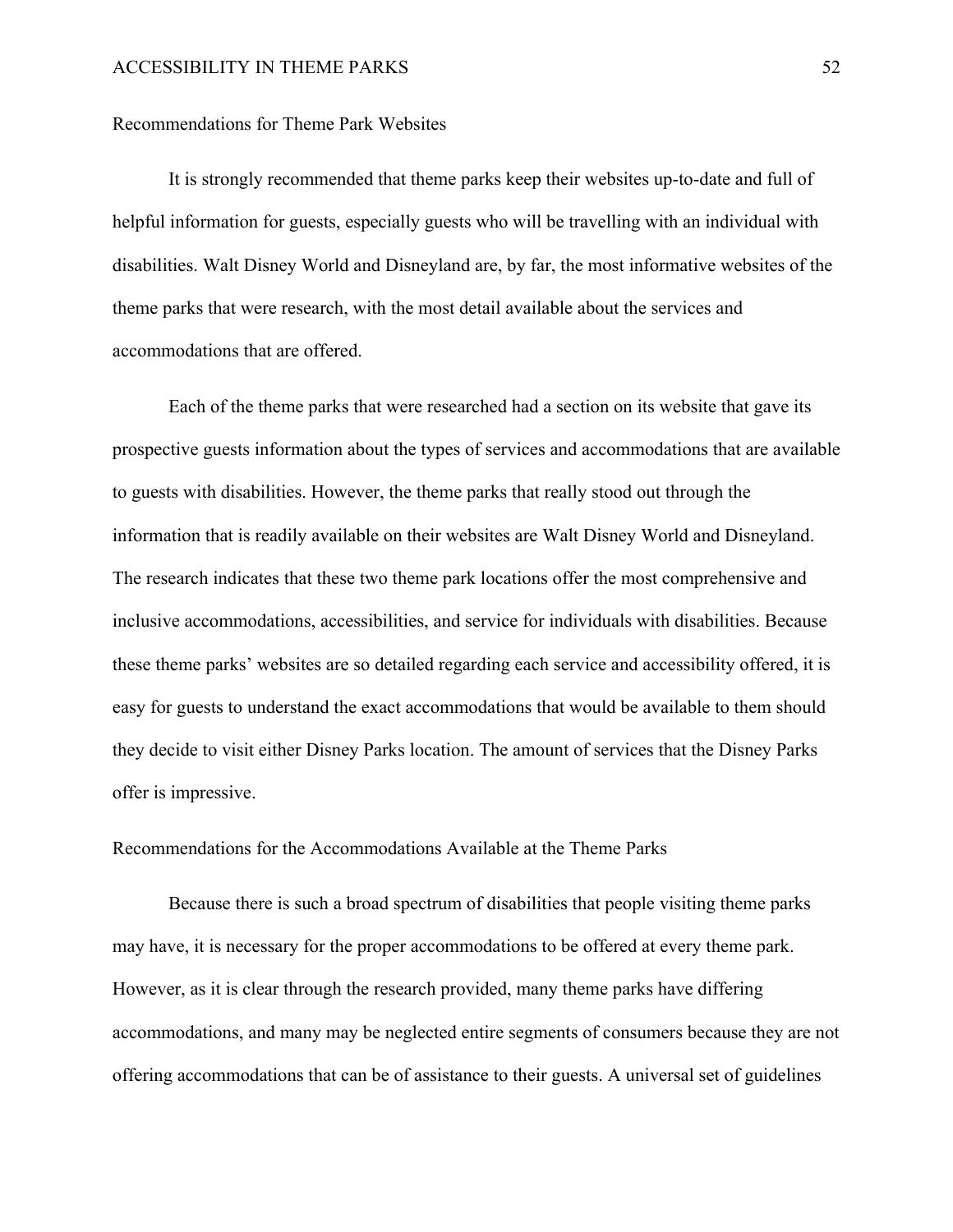## Recommendations for Theme Park Websites

It is strongly recommended that theme parks keep their websites up-to-date and full of helpful information for guests, especially guests who will be travelling with an individual with disabilities. Walt Disney World and Disneyland are, by far, the most informative websites of the theme parks that were research, with the most detail available about the services and accommodations that are offered.

Each of the theme parks that were researched had a section on its website that gave its prospective guests information about the types of services and accommodations that are available to guests with disabilities. However, the theme parks that really stood out through the information that is readily available on their websites are Walt Disney World and Disneyland. The research indicates that these two theme park locations offer the most comprehensive and inclusive accommodations, accessibilities, and service for individuals with disabilities. Because these theme parks' websites are so detailed regarding each service and accessibility offered, it is easy for guests to understand the exact accommodations that would be available to them should they decide to visit either Disney Parks location. The amount of services that the Disney Parks offer is impressive.

## Recommendations for the Accommodations Available at the Theme Parks

Because there is such a broad spectrum of disabilities that people visiting theme parks may have, it is necessary for the proper accommodations to be offered at every theme park. However, as it is clear through the research provided, many theme parks have differing accommodations, and many may be neglected entire segments of consumers because they are not offering accommodations that can be of assistance to their guests. A universal set of guidelines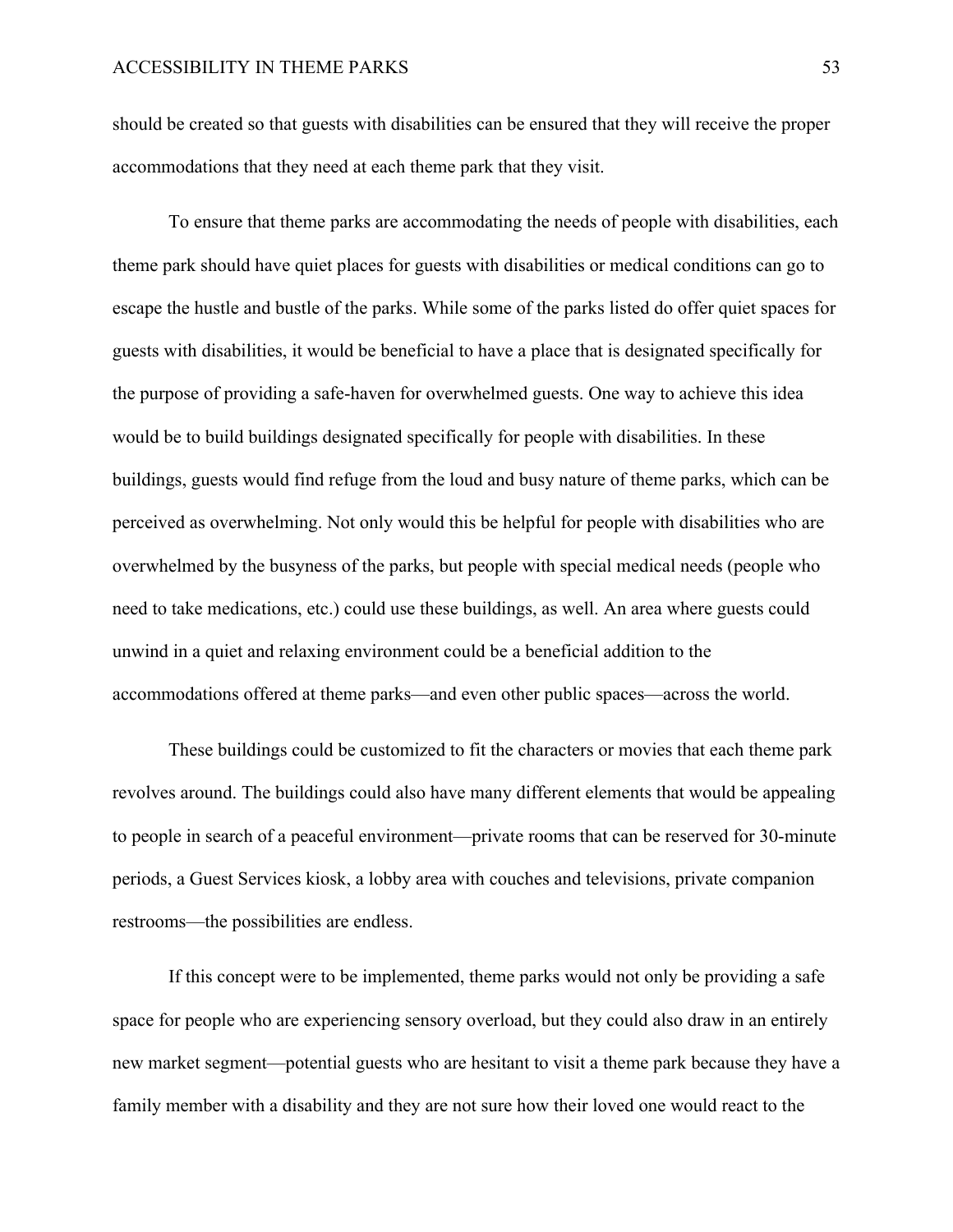should be created so that guests with disabilities can be ensured that they will receive the proper accommodations that they need at each theme park that they visit.

To ensure that theme parks are accommodating the needs of people with disabilities, each theme park should have quiet places for guests with disabilities or medical conditions can go to escape the hustle and bustle of the parks. While some of the parks listed do offer quiet spaces for guests with disabilities, it would be beneficial to have a place that is designated specifically for the purpose of providing a safe-haven for overwhelmed guests. One way to achieve this idea would be to build buildings designated specifically for people with disabilities. In these buildings, guests would find refuge from the loud and busy nature of theme parks, which can be perceived as overwhelming. Not only would this be helpful for people with disabilities who are overwhelmed by the busyness of the parks, but people with special medical needs (people who need to take medications, etc.) could use these buildings, as well. An area where guests could unwind in a quiet and relaxing environment could be a beneficial addition to the accommodations offered at theme parks—and even other public spaces—across the world.

These buildings could be customized to fit the characters or movies that each theme park revolves around. The buildings could also have many different elements that would be appealing to people in search of a peaceful environment—private rooms that can be reserved for 30-minute periods, a Guest Services kiosk, a lobby area with couches and televisions, private companion restrooms—the possibilities are endless.

If this concept were to be implemented, theme parks would not only be providing a safe space for people who are experiencing sensory overload, but they could also draw in an entirely new market segment—potential guests who are hesitant to visit a theme park because they have a family member with a disability and they are not sure how their loved one would react to the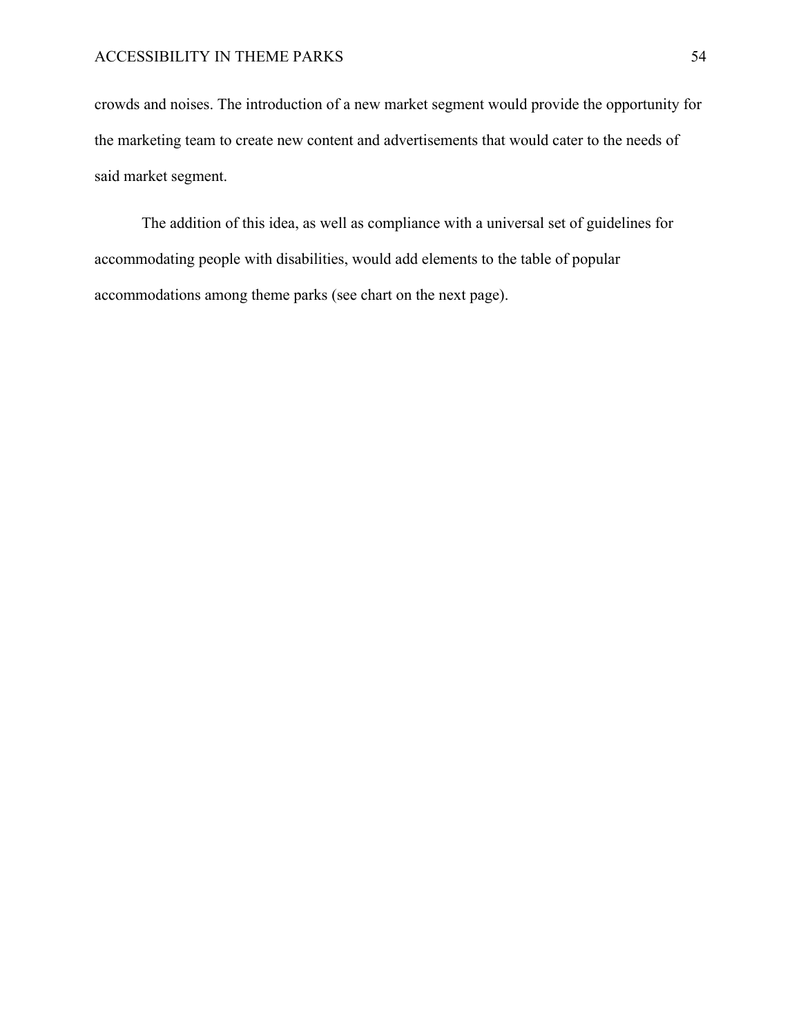crowds and noises. The introduction of a new market segment would provide the opportunity for the marketing team to create new content and advertisements that would cater to the needs of said market segment.

The addition of this idea, as well as compliance with a universal set of guidelines for accommodating people with disabilities, would add elements to the table of popular accommodations among theme parks (see chart on the next page).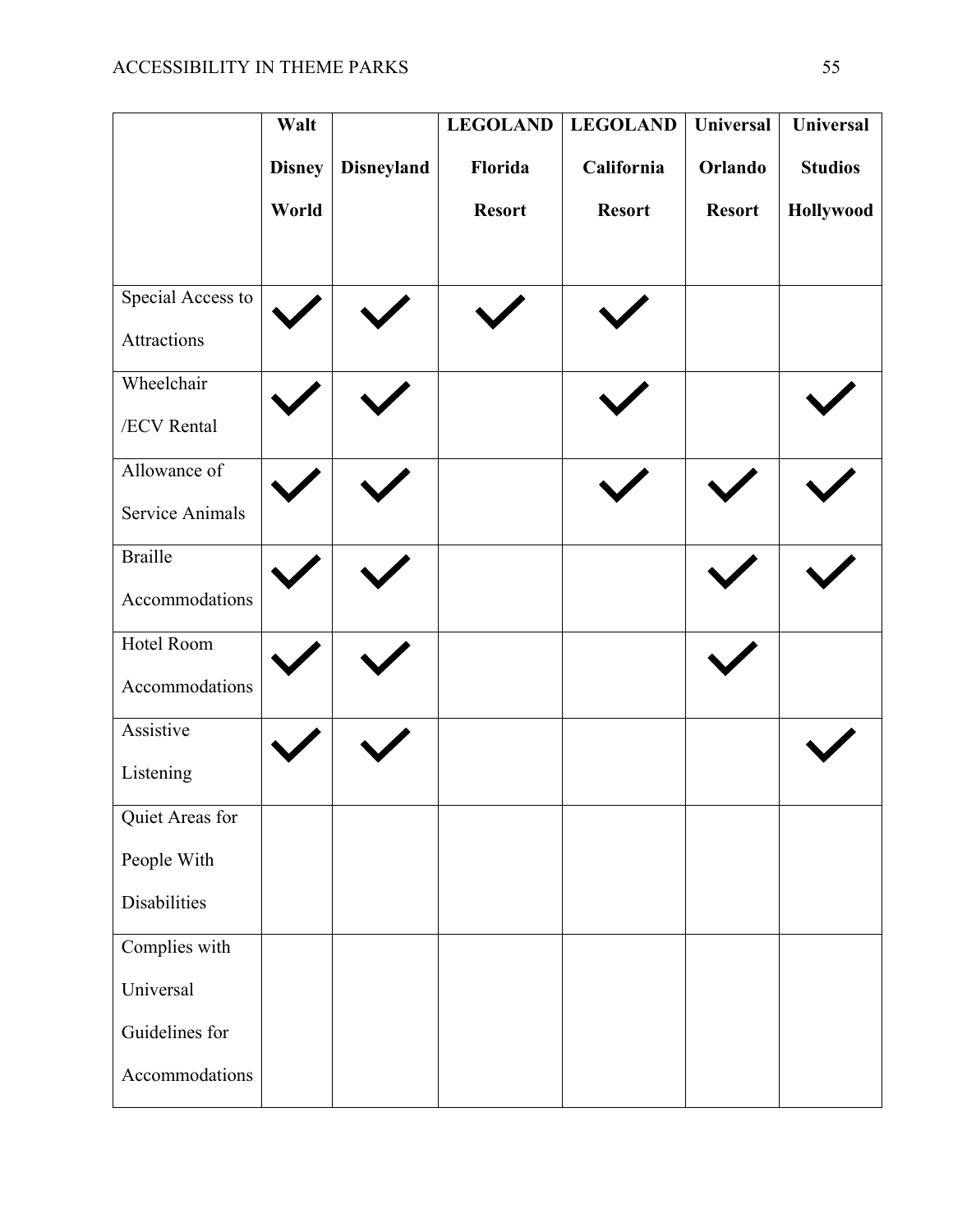| | Walt Disney World | Disneyland | LEGOLAND Florida Resort | LEGOLAND California Resort | Universal Orlando Resort | Universal Studios Hollywood |
|---|---|---|---|---|---|---|
| Special Access to Attractions | ✓ | ✓ | ✓ | ✓ | | |
| Wheelchair /ECV Rental | ✓ | ✓ | | ✓ | | ✓ |
| Allowance of Service Animals | ✓ | ✓ | | ✓ | ✓ | ✓ |
| Braille Accommodations | ✓ | ✓ | | | ✓ | ✓ |
| Hotel Room Accommodations | ✓ | ✓ | | | ✓ | |
| Assistive Listening | ✓ | ✓ | | | | ✓ |
| Quiet Areas for People With Disabilities | | | | | | |
| Complies with Universal Guidelines for Accommodations | | | | | | |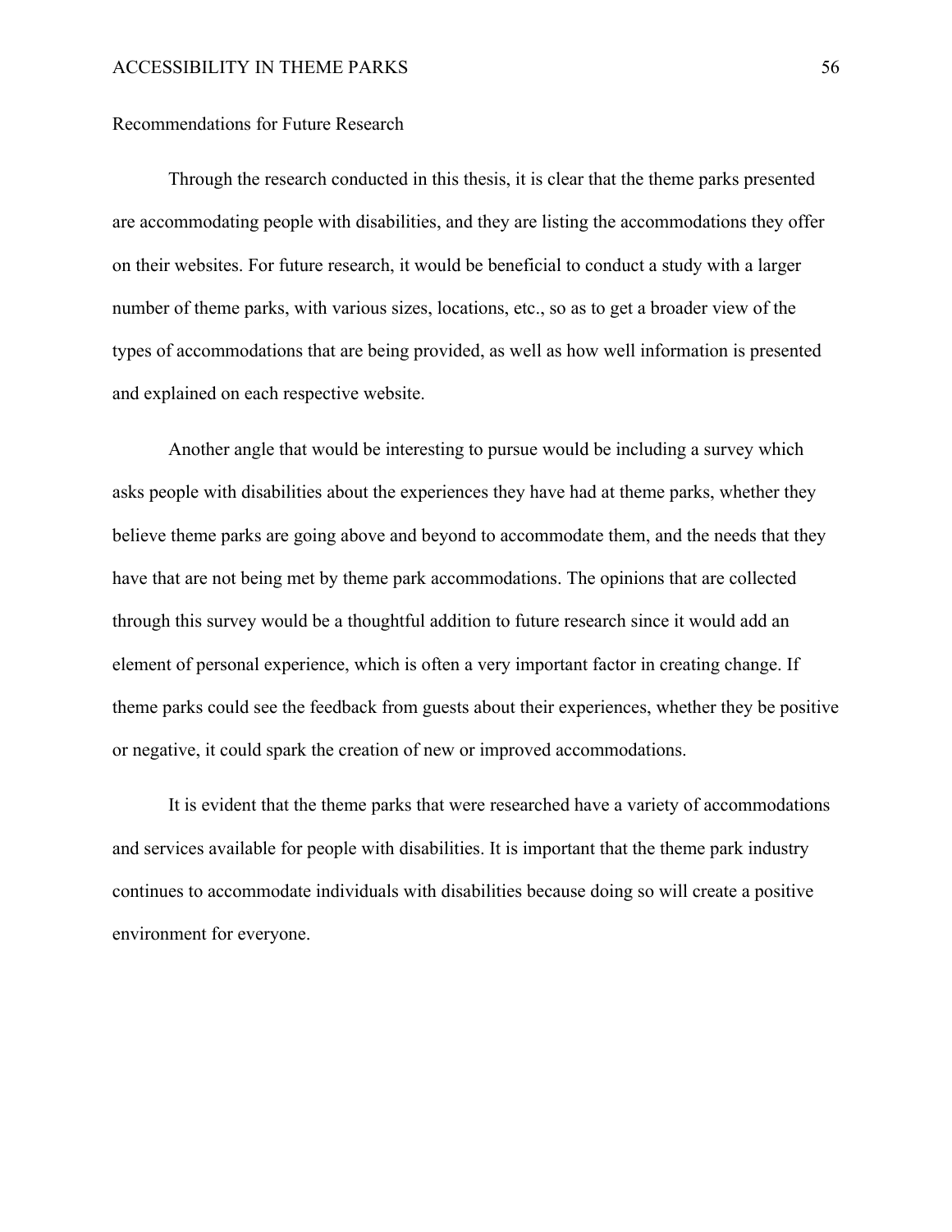## Recommendations for Future Research

Through the research conducted in this thesis, it is clear that the theme parks presented are accommodating people with disabilities, and they are listing the accommodations they offer on their websites. For future research, it would be beneficial to conduct a study with a larger number of theme parks, with various sizes, locations, etc., so as to get a broader view of the types of accommodations that are being provided, as well as how well information is presented and explained on each respective website.

Another angle that would be interesting to pursue would be including a survey which asks people with disabilities about the experiences they have had at theme parks, whether they believe theme parks are going above and beyond to accommodate them, and the needs that they have that are not being met by theme park accommodations. The opinions that are collected through this survey would be a thoughtful addition to future research since it would add an element of personal experience, which is often a very important factor in creating change. If theme parks could see the feedback from guests about their experiences, whether they be positive or negative, it could spark the creation of new or improved accommodations.

It is evident that the theme parks that were researched have a variety of accommodations and services available for people with disabilities. It is important that the theme park industry continues to accommodate individuals with disabilities because doing so will create a positive environment for everyone.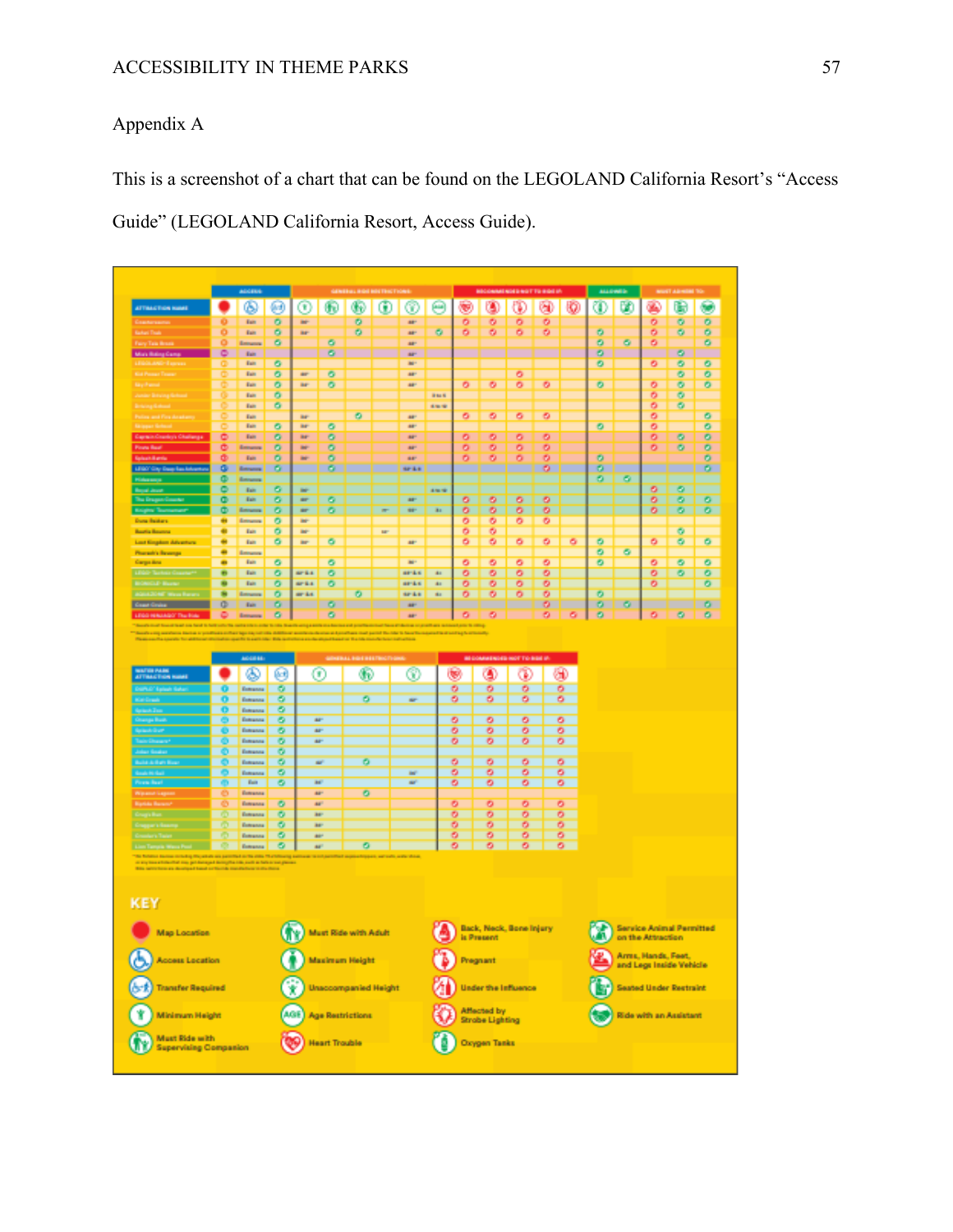Appendix A

This is a screenshot of a chart that can be found on the LEGOLAND California Resort's "Access Guide" (LEGOLAND California Resort, Access Guide).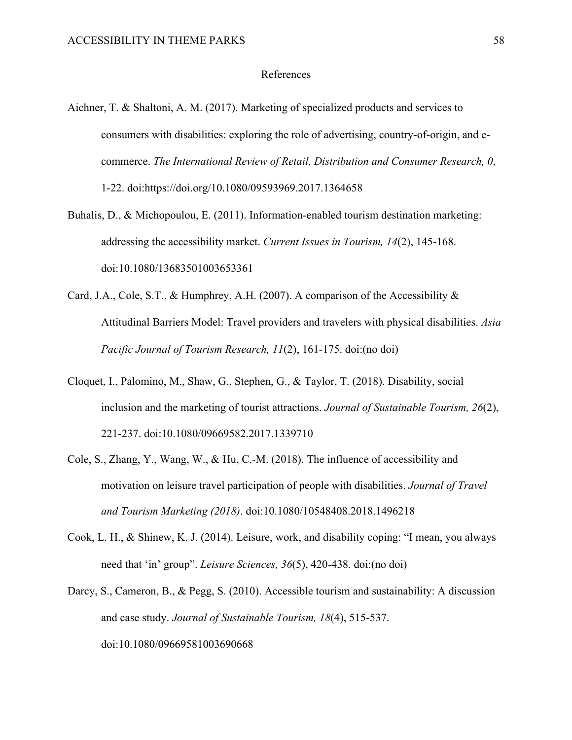# References

Aichner, T. & Shaltoni, A. M. (2017). Marketing of specialized products and services to consumers with disabilities: exploring the role of advertising, country-of-origin, and e-commerce. *The International Review of Retail, Distribution and Consumer Research, 0*, 1-22. doi:https://doi.org/10.1080/09593969.2017.1364658

Buhalis, D., & Michopoulou, E. (2011). Information-enabled tourism destination marketing: addressing the accessibility market. *Current Issues in Tourism, 14*(2), 145-168. doi:10.1080/13683501003653361

Card, J.A., Cole, S.T., & Humphrey, A.H. (2007). A comparison of the Accessibility & Attitudinal Barriers Model: Travel providers and travelers with physical disabilities. *Asia Pacific Journal of Tourism Research, 11*(2), 161-175. doi:(no doi)

Cloquet, I., Palomino, M., Shaw, G., Stephen, G., & Taylor, T. (2018). Disability, social inclusion and the marketing of tourist attractions. *Journal of Sustainable Tourism, 26*(2), 221-237. doi:10.1080/09669582.2017.1339710

Cole, S., Zhang, Y., Wang, W., & Hu, C.-M. (2018). The influence of accessibility and motivation on leisure travel participation of people with disabilities. *Journal of Travel and Tourism Marketing (2018)*. doi:10.1080/10548408.2018.1496218

Cook, L. H., & Shinew, K. J. (2014). Leisure, work, and disability coping: "I mean, you always need that 'in' group". *Leisure Sciences, 36*(5), 420-438. doi:(no doi)

Darcy, S., Cameron, B., & Pegg, S. (2010). Accessible tourism and sustainability: A discussion and case study. *Journal of Sustainable Tourism, 18*(4), 515-537. doi:10.1080/09669581003690668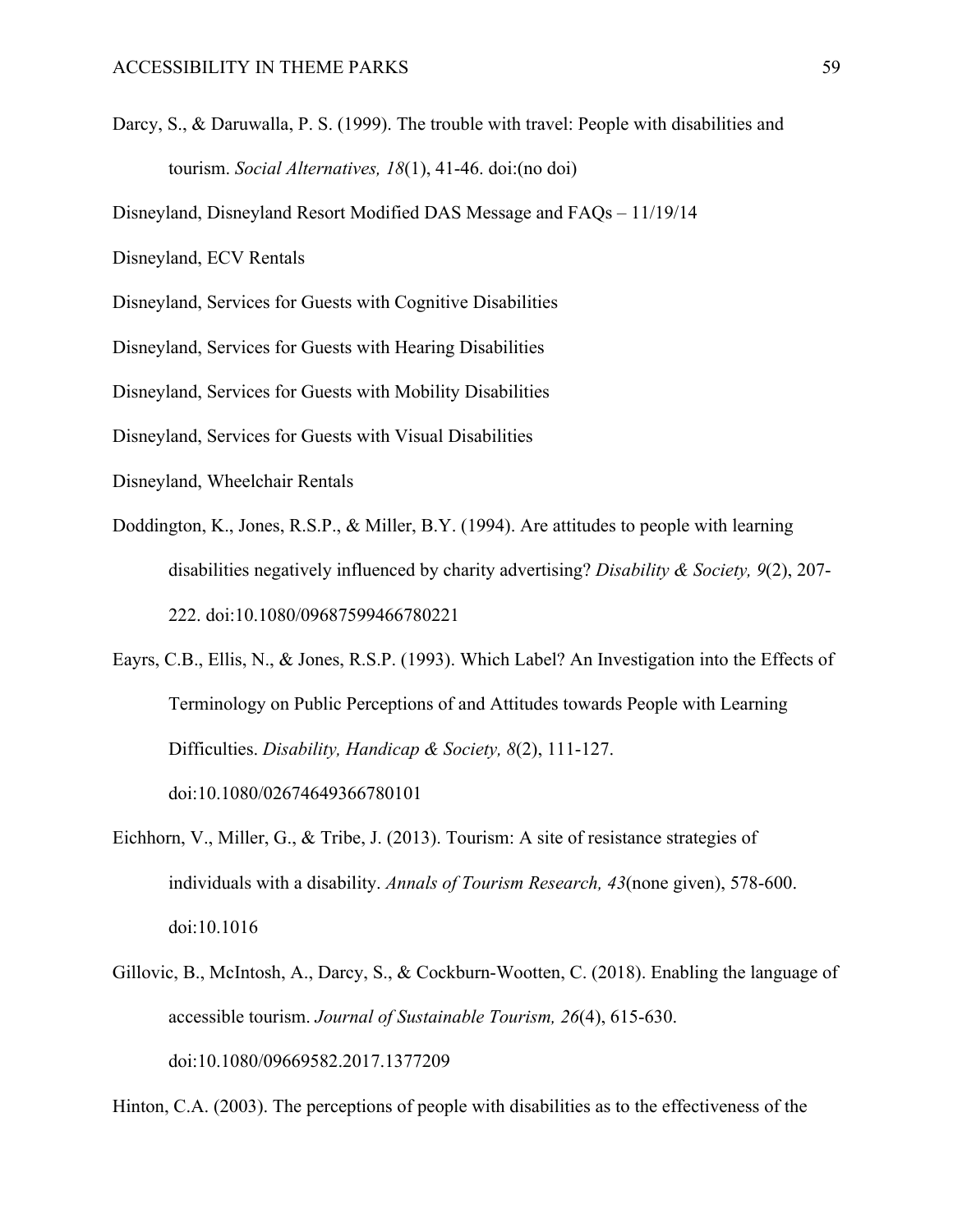Darcy, S., & Daruwalla, P. S. (1999). The trouble with travel: People with disabilities and tourism. *Social Alternatives, 18*(1), 41-46. doi:(no doi)

Disneyland, Disneyland Resort Modified DAS Message and FAQs – 11/19/14

Disneyland, ECV Rentals

Disneyland, Services for Guests with Cognitive Disabilities

Disneyland, Services for Guests with Hearing Disabilities

Disneyland, Services for Guests with Mobility Disabilities

Disneyland, Services for Guests with Visual Disabilities

Disneyland, Wheelchair Rentals

Doddington, K., Jones, R.S.P., & Miller, B.Y. (1994). Are attitudes to people with learning disabilities negatively influenced by charity advertising? *Disability & Society, 9*(2), 207-222. doi:10.1080/09687599466780221

Eayrs, C.B., Ellis, N., & Jones, R.S.P. (1993). Which Label? An Investigation into the Effects of Terminology on Public Perceptions of and Attitudes towards People with Learning Difficulties. *Disability, Handicap & Society, 8*(2), 111-127. doi:10.1080/02674649366780101

Eichhorn, V., Miller, G., & Tribe, J. (2013). Tourism: A site of resistance strategies of individuals with a disability. *Annals of Tourism Research, 43*(none given), 578-600. doi:10.1016

Gillovic, B., McIntosh, A., Darcy, S., & Cockburn-Wootten, C. (2018). Enabling the language of accessible tourism. *Journal of Sustainable Tourism, 26*(4), 615-630. doi:10.1080/09669582.2017.1377209

Hinton, C.A. (2003). The perceptions of people with disabilities as to the effectiveness of the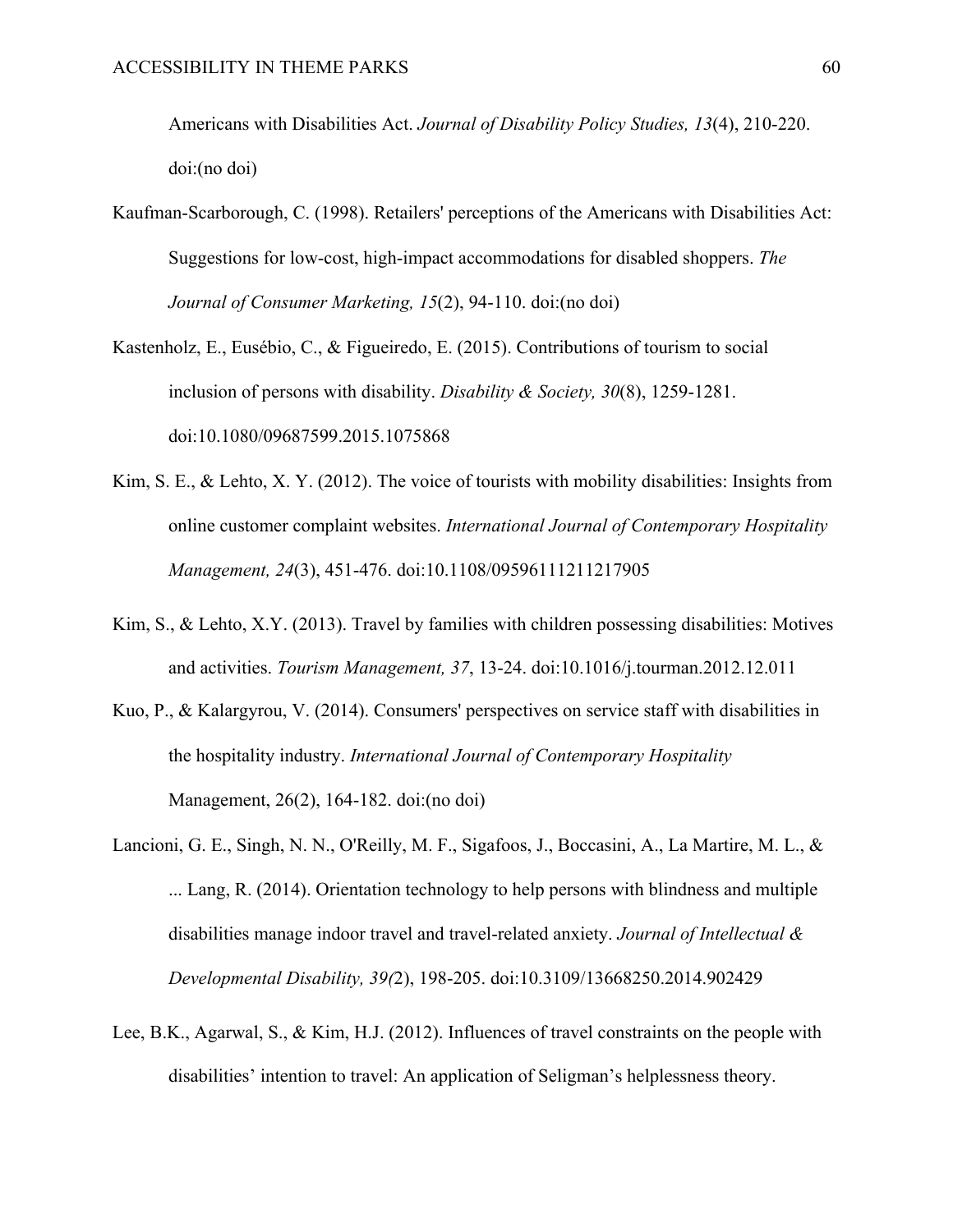Americans with Disabilities Act. *Journal of Disability Policy Studies, 13*(4), 210-220. doi:(no doi)

Kaufman-Scarborough, C. (1998). Retailers' perceptions of the Americans with Disabilities Act: Suggestions for low-cost, high-impact accommodations for disabled shoppers. *The Journal of Consumer Marketing, 15*(2), 94-110. doi:(no doi)

Kastenholz, E., Eusébio, C., & Figueiredo, E. (2015). Contributions of tourism to social inclusion of persons with disability. *Disability & Society, 30*(8), 1259-1281. doi:10.1080/09687599.2015.1075868

Kim, S. E., & Lehto, X. Y. (2012). The voice of tourists with mobility disabilities: Insights from online customer complaint websites. *International Journal of Contemporary Hospitality Management, 24*(3), 451-476. doi:10.1108/09596111211217905

Kim, S., & Lehto, X.Y. (2013). Travel by families with children possessing disabilities: Motives and activities. *Tourism Management, 37*, 13-24. doi:10.1016/j.tourman.2012.12.011

Kuo, P., & Kalargyrou, V. (2014). Consumers' perspectives on service staff with disabilities in the hospitality industry. *International Journal of Contemporary Hospitality* Management, 26(2), 164-182. doi:(no doi)

Lancioni, G. E., Singh, N. N., O'Reilly, M. F., Sigafoos, J., Boccasini, A., La Martire, M. L., & ... Lang, R. (2014). Orientation technology to help persons with blindness and multiple disabilities manage indoor travel and travel-related anxiety. *Journal of Intellectual & Developmental Disability, 39(*2), 198-205. doi:10.3109/13668250.2014.902429

Lee, B.K., Agarwal, S., & Kim, H.J. (2012). Influences of travel constraints on the people with disabilities' intention to travel: An application of Seligman's helplessness theory.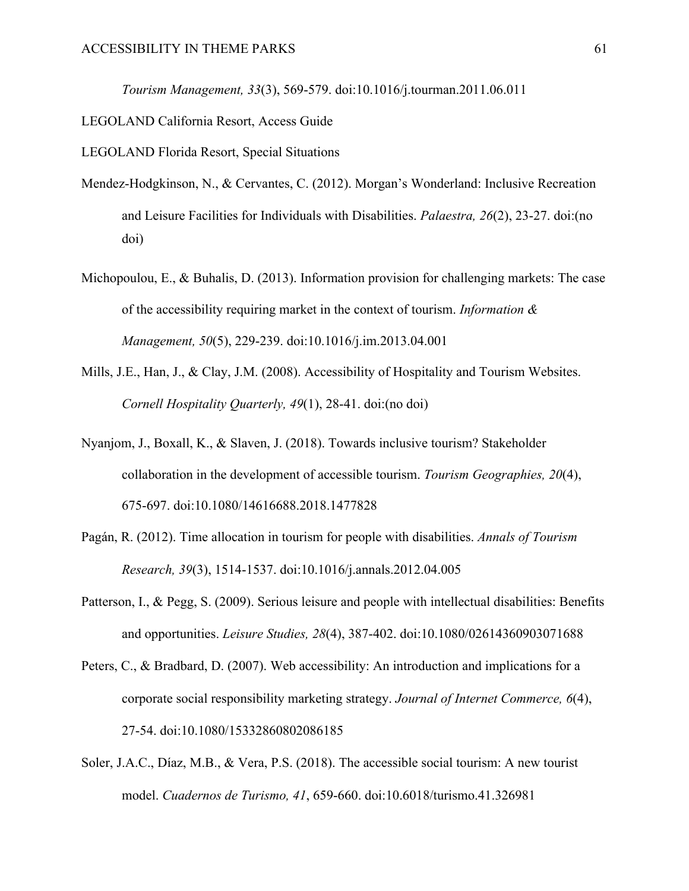*Tourism Management, 33*(3), 569-579. doi:10.1016/j.tourman.2011.06.011

LEGOLAND California Resort, Access Guide

LEGOLAND Florida Resort, Special Situations

Mendez-Hodgkinson, N., & Cervantes, C. (2012). Morgan's Wonderland: Inclusive Recreation and Leisure Facilities for Individuals with Disabilities. *Palaestra, 26*(2), 23-27. doi:(no doi)

Michopoulou, E., & Buhalis, D. (2013). Information provision for challenging markets: The case of the accessibility requiring market in the context of tourism. *Information & Management, 50*(5), 229-239. doi:10.1016/j.im.2013.04.001

Mills, J.E., Han, J., & Clay, J.M. (2008). Accessibility of Hospitality and Tourism Websites. *Cornell Hospitality Quarterly, 49*(1), 28-41. doi:(no doi)

Nyanjom, J., Boxall, K., & Slaven, J. (2018). Towards inclusive tourism? Stakeholder collaboration in the development of accessible tourism. *Tourism Geographies, 20*(4), 675-697. doi:10.1080/14616688.2018.1477828

Pagán, R. (2012). Time allocation in tourism for people with disabilities. *Annals of Tourism Research, 39*(3), 1514-1537. doi:10.1016/j.annals.2012.04.005

Patterson, I., & Pegg, S. (2009). Serious leisure and people with intellectual disabilities: Benefits and opportunities. *Leisure Studies, 28*(4), 387-402. doi:10.1080/02614360903071688

Peters, C., & Bradbard, D. (2007). Web accessibility: An introduction and implications for a corporate social responsibility marketing strategy. *Journal of Internet Commerce, 6*(4), 27-54. doi:10.1080/15332860802086185

Soler, J.A.C., Díaz, M.B., & Vera, P.S. (2018). The accessible social tourism: A new tourist model. *Cuadernos de Turismo, 41*, 659-660. doi:10.6018/turismo.41.326981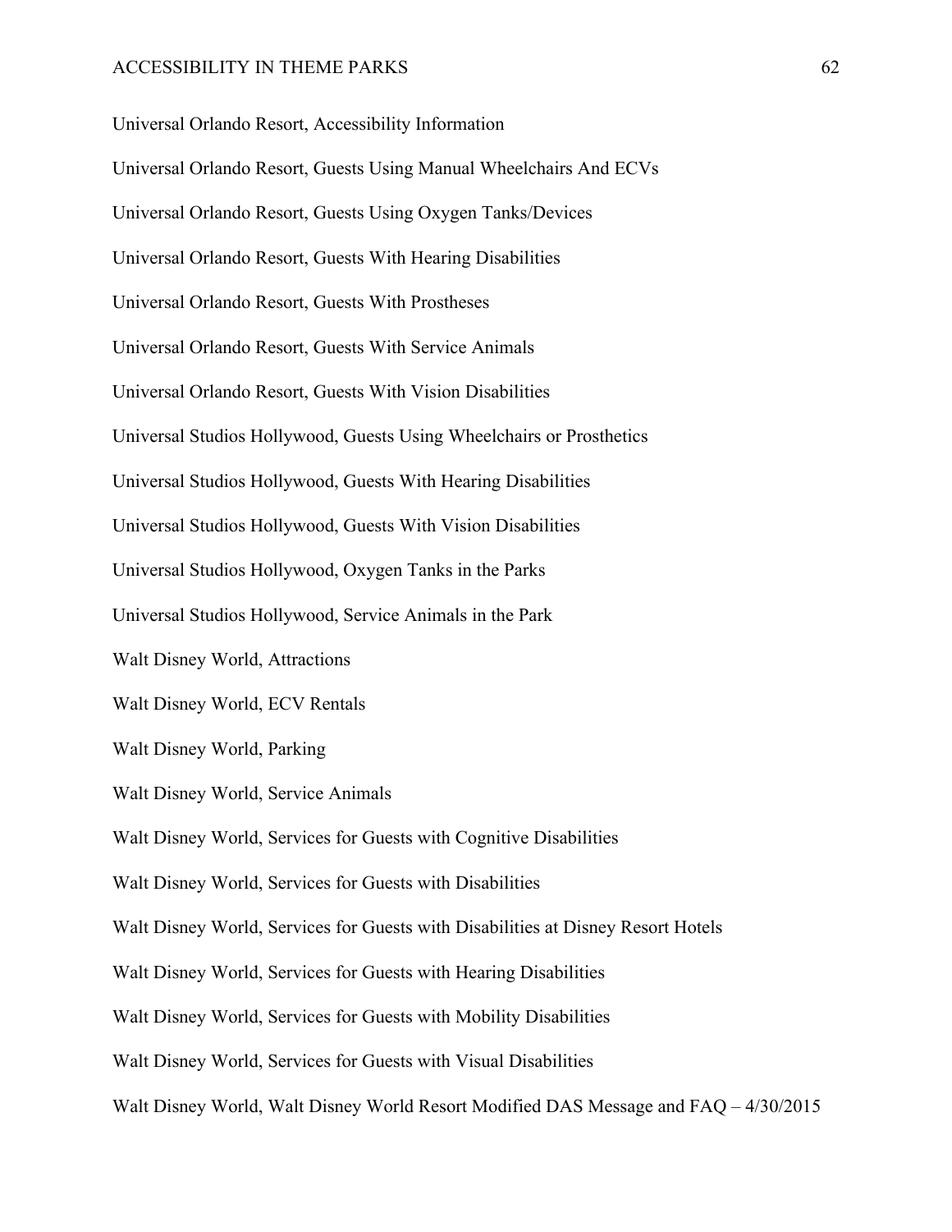Universal Orlando Resort, Accessibility Information

Universal Orlando Resort, Guests Using Manual Wheelchairs And ECVs

Universal Orlando Resort, Guests Using Oxygen Tanks/Devices

Universal Orlando Resort, Guests With Hearing Disabilities

Universal Orlando Resort, Guests With Prostheses

Universal Orlando Resort, Guests With Service Animals

Universal Orlando Resort, Guests With Vision Disabilities

Universal Studios Hollywood, Guests Using Wheelchairs or Prosthetics

Universal Studios Hollywood, Guests With Hearing Disabilities

Universal Studios Hollywood, Guests With Vision Disabilities

Universal Studios Hollywood, Oxygen Tanks in the Parks

Universal Studios Hollywood, Service Animals in the Park

Walt Disney World, Attractions

Walt Disney World, ECV Rentals

Walt Disney World, Parking

Walt Disney World, Service Animals

Walt Disney World, Services for Guests with Cognitive Disabilities

Walt Disney World, Services for Guests with Disabilities

Walt Disney World, Services for Guests with Disabilities at Disney Resort Hotels

Walt Disney World, Services for Guests with Hearing Disabilities

Walt Disney World, Services for Guests with Mobility Disabilities

Walt Disney World, Services for Guests with Visual Disabilities

Walt Disney World, Walt Disney World Resort Modified DAS Message and FAQ – 4/30/2015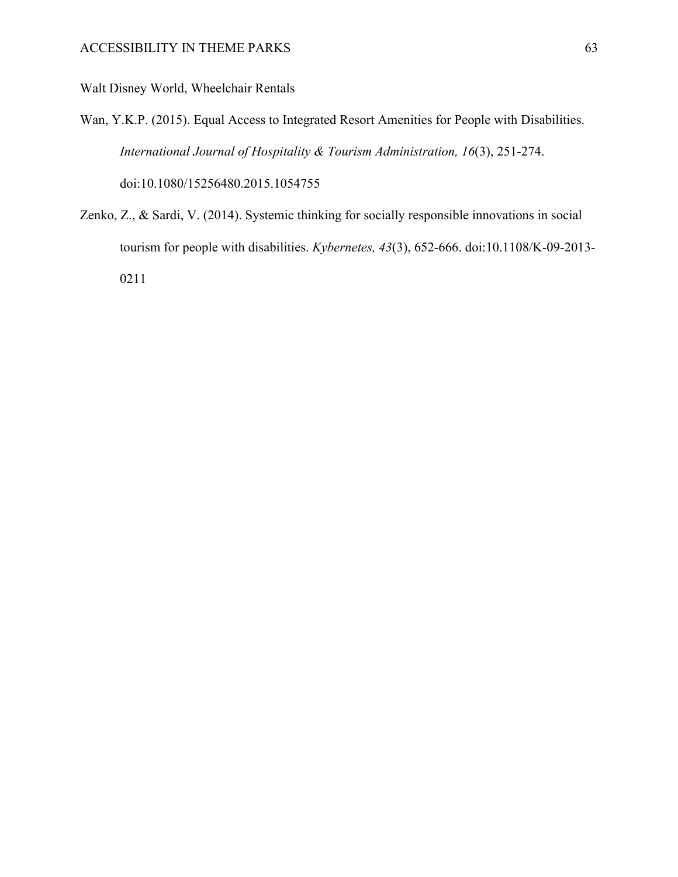Walt Disney World, Wheelchair Rentals

Wan, Y.K.P. (2015). Equal Access to Integrated Resort Amenities for People with Disabilities. *International Journal of Hospitality & Tourism Administration, 16*(3), 251-274. doi:10.1080/15256480.2015.1054755

Zenko, Z., & Sardi, V. (2014). Systemic thinking for socially responsible innovations in social tourism for people with disabilities. *Kybernetes, 43*(3), 652-666. doi:10.1108/K-09-2013-0211